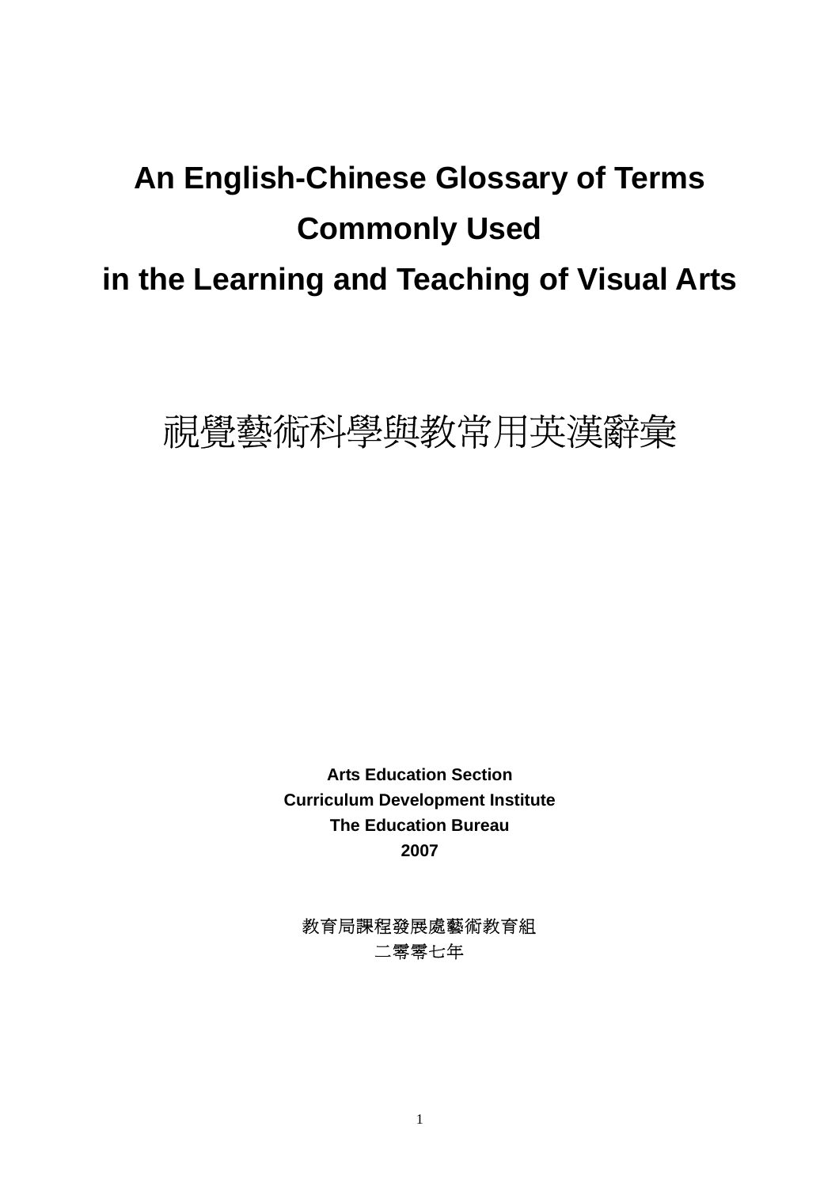# An English-Chinese Glossary of Terms Commonly Used in the Learning and Teaching of Visual Arts

# 視覺藝術科學與教常用英漢辭彙

**Arts Education Section**
**Curriculum Development Institute**
**The Education Bureau**
**2007**

教育局課程發展處藝術教育組
二零零七年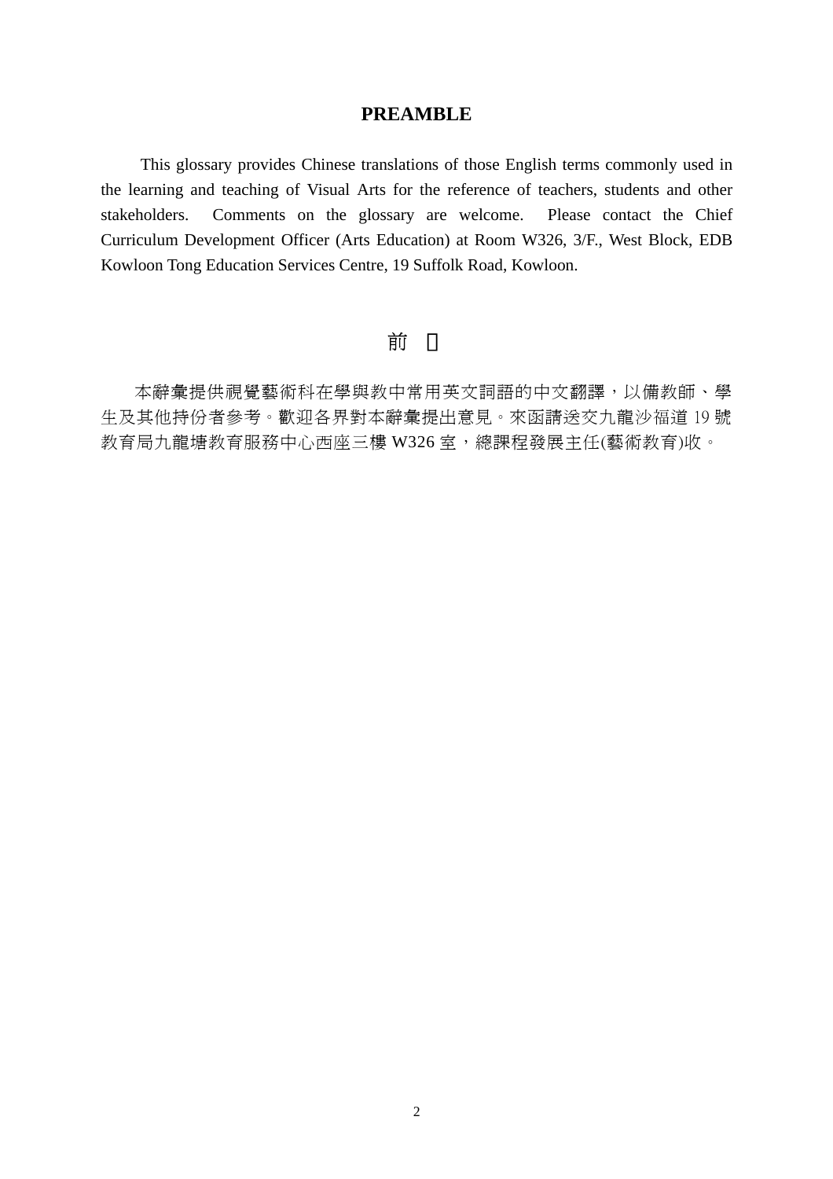## PREAMBLE

This glossary provides Chinese translations of those English terms commonly used in the learning and teaching of Visual Arts for the reference of teachers, students and other stakeholders. Comments on the glossary are welcome. Please contact the Chief Curriculum Development Officer (Arts Education) at Room W326, 3/F., West Block, EDB Kowloon Tong Education Services Centre, 19 Suffolk Road, Kowloon.

## 前 言

本辭彙提供視覺藝術科在學與教中常用英文詞語的中文翻譯，以備教師、學生及其他持份者參考。歡迎各界對本辭彙提出意見。來函請送交九龍沙福道 19 號教育局九龍塘教育服務中心西座三樓 W326 室，總課程發展主任(藝術教育)收。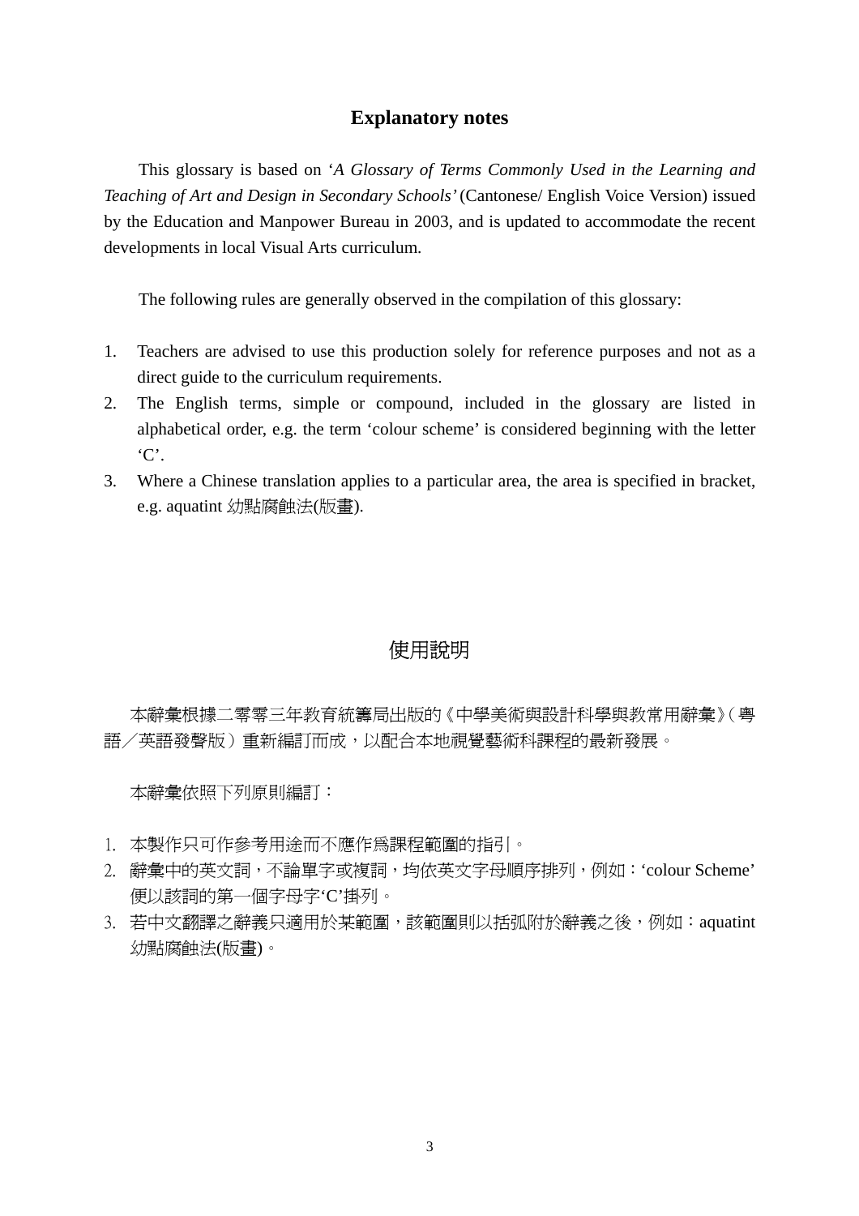## Explanatory notes

This glossary is based on '*A Glossary of Terms Commonly Used in the Learning and Teaching of Art and Design in Secondary Schools'* (Cantonese/ English Voice Version) issued by the Education and Manpower Bureau in 2003, and is updated to accommodate the recent developments in local Visual Arts curriculum.

The following rules are generally observed in the compilation of this glossary:

1. Teachers are advised to use this production solely for reference purposes and not as a direct guide to the curriculum requirements.
2. The English terms, simple or compound, included in the glossary are listed in alphabetical order, e.g. the term 'colour scheme' is considered beginning with the letter 'C'.
3. Where a Chinese translation applies to a particular area, the area is specified in bracket, e.g. aquatint 幼點腐蝕法(版畫).

## 使用說明

本辭彙根據二零零三年教育統籌局出版的《中學美術與設計科學與教常用辭彙》（粵語／英語發聲版）重新編訂而成，以配合本地視覺藝術科課程的最新發展。

本辭彙依照下列原則編訂：

1. 本製作只可作參考用途而不應作為課程範圍的指引。
2. 辭彙中的英文詞，不論單字或複詞，均依英文字母順序排列，例如：'colour Scheme' 便以該詞的第一個字母字'C'排列。
3. 若中文翻譯之辭義只適用於某範圍，該範圍則以括弧附於辭義之後，例如：aquatint 幼點腐蝕法(版畫)。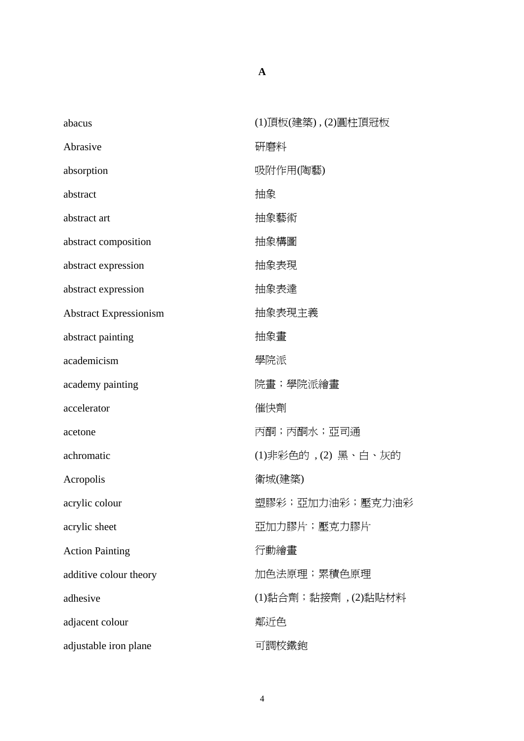# A

| | |
|---|---|
| abacus | (1)頂板(建築) , (2)圓柱頂冠板 |
| Abrasive | 研磨料 |
| absorption | 吸附作用(陶藝) |
| abstract | 抽象 |
| abstract art | 抽象藝術 |
| abstract composition | 抽象構圖 |
| abstract expression | 抽象表現 |
| abstract expression | 抽象表達 |
| Abstract Expressionism | 抽象表現主義 |
| abstract painting | 抽象畫 |
| academicism | 學院派 |
| academy painting | 院畫；學院派繪畫 |
| accelerator | 催快劑 |
| acetone | 丙酮；丙酮水；亞司通 |
| achromatic | (1)非彩色的 , (2) 黑、白、灰的 |
| Acropolis | 衛城(建築) |
| acrylic colour | 塑膠彩；亞加力油彩；壓克力油彩 |
| acrylic sheet | 亞加力膠片；壓克力膠片 |
| Action Painting | 行動繪畫 |
| additive colour theory | 加色法原理；累積色原理 |
| adhesive | (1)黏合劑；黏接劑 , (2)黏貼材料 |
| adjacent colour | 鄰近色 |
| adjustable iron plane | 可調校鐵鉋 |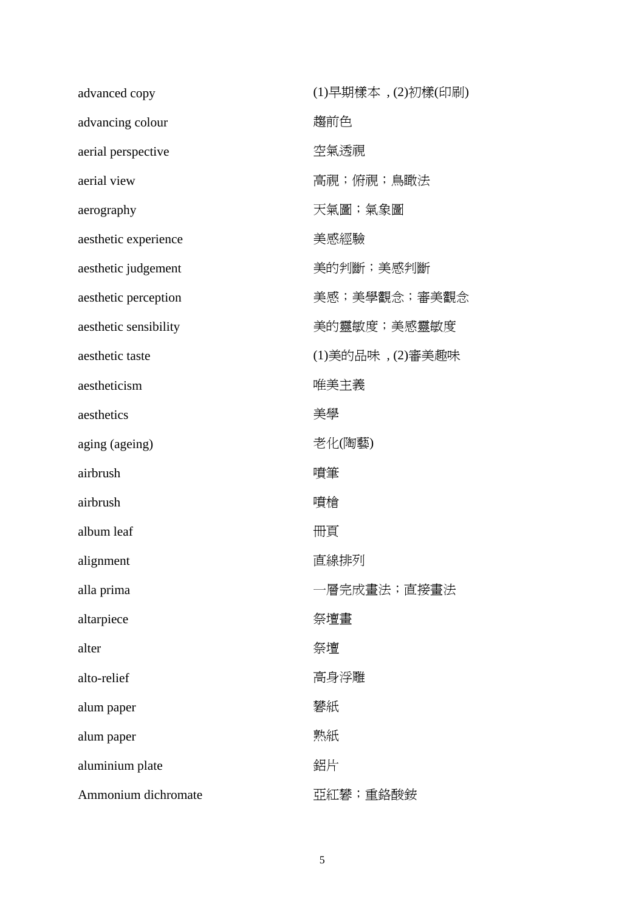| | |
|---|---|
| advanced copy | (1)早期樣本，(2)初樣(印刷) |
| advancing colour | 趨前色 |
| aerial perspective | 空氣透視 |
| aerial view | 高視；俯視；鳥瞰法 |
| aerography | 天氣圖；氣象圖 |
| aesthetic experience | 美感經驗 |
| aesthetic judgement | 美的判斷；美感判斷 |
| aesthetic perception | 美感；美學觀念；審美觀念 |
| aesthetic sensibility | 美的靈敏度；美感靈敏度 |
| aesthetic taste | (1)美的品味，(2)審美趣味 |
| aestheticism | 唯美主義 |
| aesthetics | 美學 |
| aging (ageing) | 老化(陶藝) |
| airbrush | 噴筆 |
| airbrush | 噴槍 |
| album leaf | 冊頁 |
| alignment | 直線排列 |
| alla prima | 一層完成畫法；直接畫法 |
| altarpiece | 祭壇畫 |
| alter | 祭壇 |
| alto-relief | 高身浮雕 |
| alum paper | 礬紙 |
| alum paper | 熟紙 |
| aluminium plate | 鋁片 |
| Ammonium dichromate | 亞紅礬；重鉻酸銨 |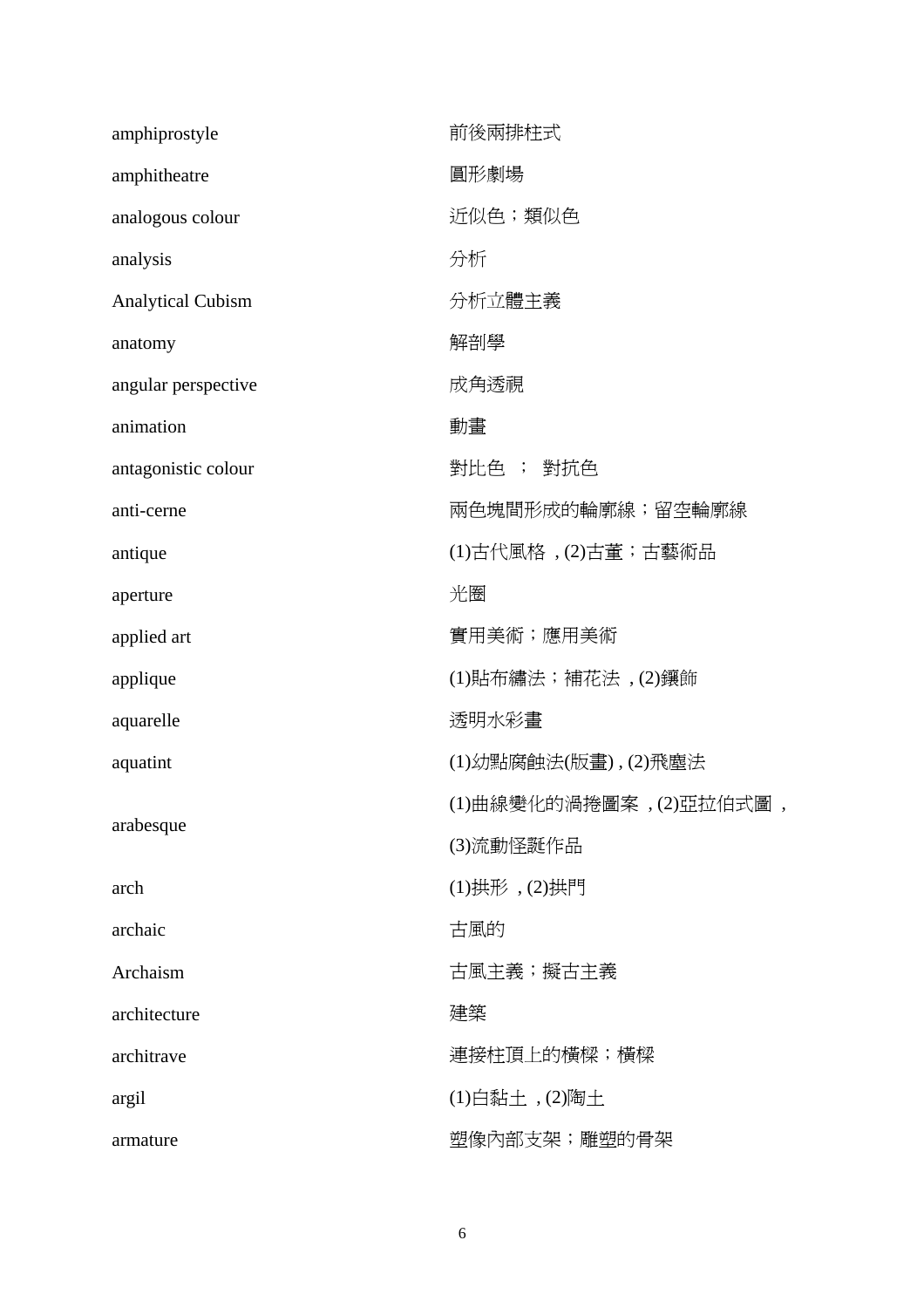| | |
|---|---|
| amphiprostyle | 前後兩排柱式 |
| amphitheatre | 圓形劇場 |
| analogous colour | 近似色；類似色 |
| analysis | 分析 |
| Analytical Cubism | 分析立體主義 |
| anatomy | 解剖學 |
| angular perspective | 成角透視 |
| animation | 動畫 |
| antagonistic colour | 對比色 ； 對抗色 |
| anti-cerne | 兩色塊間形成的輪廓線；留空輪廓線 |
| antique | (1)古代風格 , (2)古董；古藝術品 |
| aperture | 光圈 |
| applied art | 實用美術；應用美術 |
| applique | (1)貼布繡法；補花法 , (2)鑲飾 |
| aquarelle | 透明水彩畫 |
| aquatint | (1)幼點腐蝕法(版畫) , (2)飛塵法 |
| arabesque | (1)曲線變化的渦捲圖案 , (2)亞拉伯式圖 , (3)流動怪誕作品 |
| arch | (1)拱形 , (2)拱門 |
| archaic | 古風的 |
| Archaism | 古風主義；擬古主義 |
| architecture | 建築 |
| architrave | 連接柱頂上的橫樑；橫樑 |
| argil | (1)白黏土 , (2)陶土 |
| armature | 塑像內部支架；雕塑的骨架 |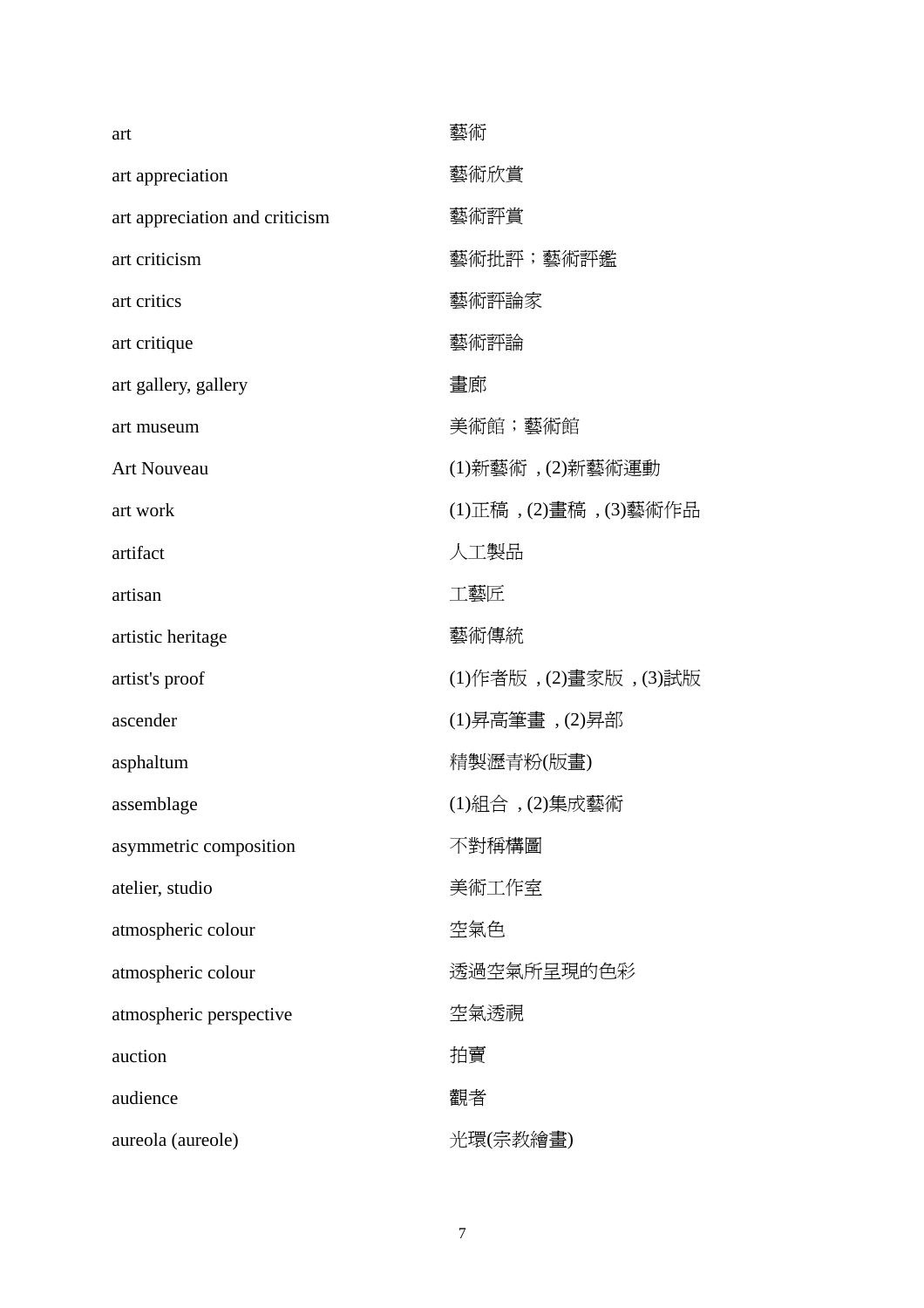| | |
|---|---|
| art | 藝術 |
| art appreciation | 藝術欣賞 |
| art appreciation and criticism | 藝術評賞 |
| art criticism | 藝術批評；藝術評鑑 |
| art critics | 藝術評論家 |
| art critique | 藝術評論 |
| art gallery, gallery | 畫廊 |
| art museum | 美術館；藝術館 |
| Art Nouveau | (1)新藝術 ,(2)新藝術運動 |
| art work | (1)正稿 ,(2)畫稿 ,(3)藝術作品 |
| artifact | 人工製品 |
| artisan | 工藝匠 |
| artistic heritage | 藝術傳統 |
| artist's proof | (1)作者版 ,(2)畫家版 ,(3)試版 |
| ascender | (1)昇高筆畫 ,(2)昇部 |
| asphaltum | 精製瀝青粉(版畫) |
| assemblage | (1)組合 ,(2)集成藝術 |
| asymmetric composition | 不對稱構圖 |
| atelier, studio | 美術工作室 |
| atmospheric colour | 空氣色 |
| atmospheric colour | 透過空氣所呈現的色彩 |
| atmospheric perspective | 空氣透視 |
| auction | 拍賣 |
| audience | 觀者 |
| aureola (aureole) | 光環(宗教繪畫) |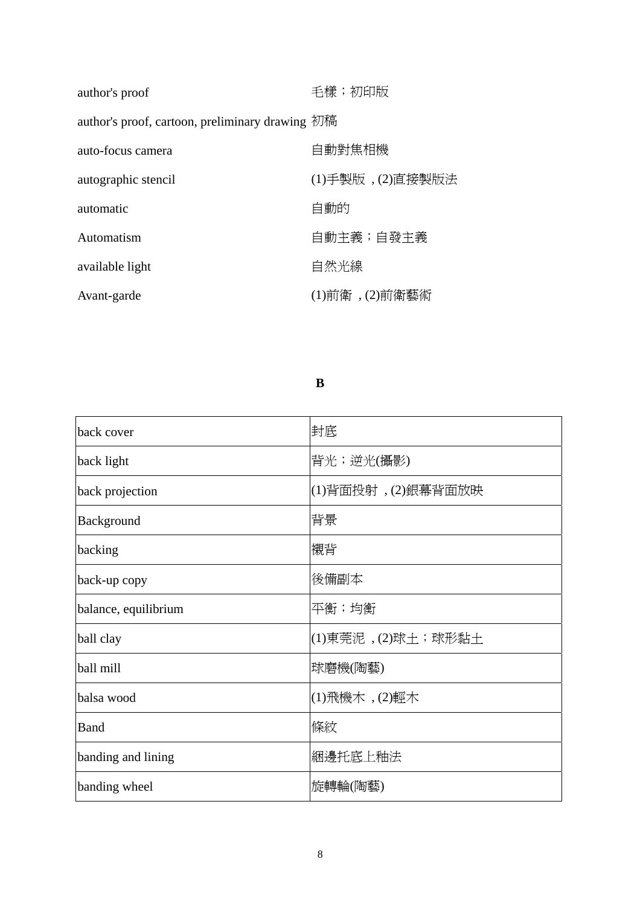| | |
|---|---|
| author's proof | 毛樣；初印版 |
| author's proof, cartoon, preliminary drawing | 初稿 |
| auto-focus camera | 自動對焦相機 |
| autographic stencil | (1)手製版，(2)直接製版法 |
| automatic | 自動的 |
| Automatism | 自動主義；自發主義 |
| available light | 自然光線 |
| Avant-garde | (1)前衛，(2)前衛藝術 |

**B**

| | |
|---|---|
| back cover | 封底 |
| back light | 背光；逆光(攝影) |
| back projection | (1)背面投射，(2)銀幕背面放映 |
| Background | 背景 |
| backing | 襯背 |
| back-up copy | 後備副本 |
| balance, equilibrium | 平衡；均衡 |
| ball clay | (1)東莞泥，(2)球土；球形黏土 |
| ball mill | 球磨機(陶藝) |
| balsa wood | (1)飛機木，(2)輕木 |
| Band | 條紋 |
| banding and lining | 綑邊托底上釉法 |
| banding wheel | 旋轉輪(陶藝) |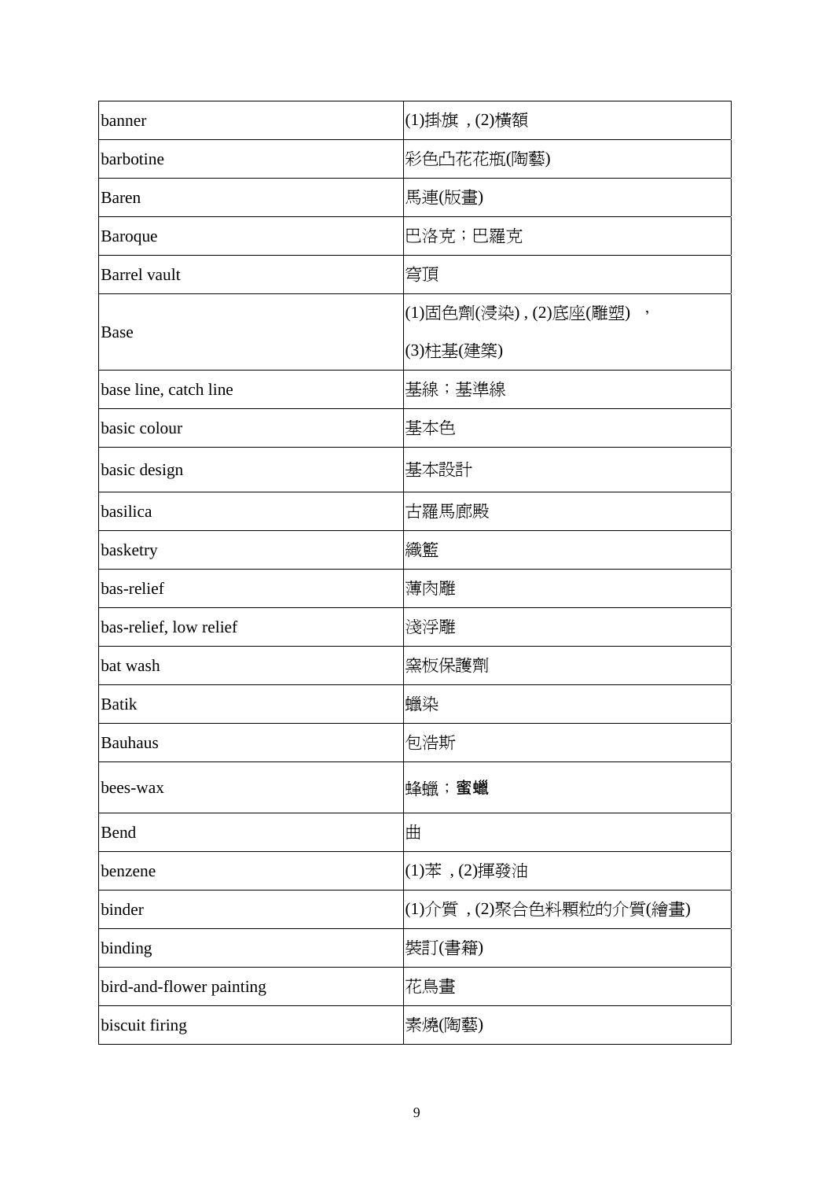| banner | (1)掛旗 , (2)橫額 |
|---|---|
| barbotine | 彩色凸花花瓶(陶藝) |
| Baren | 馬連(版畫) |
| Baroque | 巴洛克；巴羅克 |
| Barrel vault | 穹頂 |
| Base | (1)固色劑(浸染) , (2)底座(雕塑) ，<br>(3)柱基(建築) |
| base line, catch line | 基線；基準線 |
| basic colour | 基本色 |
| basic design | 基本設計 |
| basilica | 古羅馬廊殿 |
| basketry | 織籃 |
| bas-relief | 薄肉雕 |
| bas-relief, low relief | 淺浮雕 |
| bat wash | 窯板保護劑 |
| Batik | 蠟染 |
| Bauhaus | 包浩斯 |
| bees-wax | 蜂蠟；**蜜蠟** |
| Bend | 曲 |
| benzene | (1)苯 , (2)揮發油 |
| binder | (1)介質 , (2)聚合色料顆粒的介質(繪畫) |
| binding | 裝訂(書籍) |
| bird-and-flower painting | 花鳥畫 |
| biscuit firing | 素燒(陶藝) |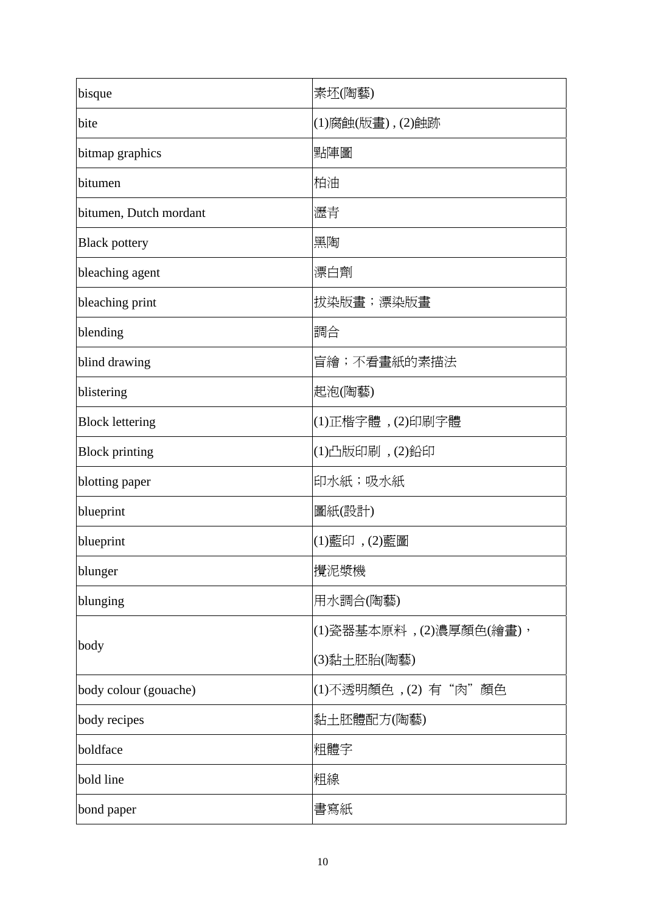| bisque | 素坯(陶藝) |
|---|---|
| bite | (1)腐蝕(版畫) , (2)蝕跡 |
| bitmap graphics | 點陣圖 |
| bitumen | 柏油 |
| bitumen, Dutch mordant | 瀝青 |
| Black pottery | 黑陶 |
| bleaching agent | 漂白劑 |
| bleaching print | 拔染版畫；漂染版畫 |
| blending | 調合 |
| blind drawing | 盲繪；不看畫紙的素描法 |
| blistering | 起泡(陶藝) |
| Block lettering | (1)正楷字體 , (2)印刷字體 |
| Block printing | (1)凸版印刷 , (2)鉛印 |
| blotting paper | 印水紙；吸水紙 |
| blueprint | 圖紙(設計) |
| blueprint | (1)藍印 , (2)藍圖 |
| blunger | 攪泥漿機 |
| blunging | 用水調合(陶藝) |
| body | (1)瓷器基本原料 , (2)濃厚顏色(繪畫)，(3)黏土胚胎(陶藝) |
| body colour (gouache) | (1)不透明顏色 , (2) 有“肉”顏色 |
| body recipes | 黏土胚體配方(陶藝) |
| boldface | 粗體字 |
| bold line | 粗線 |
| bond paper | 書寫紙 |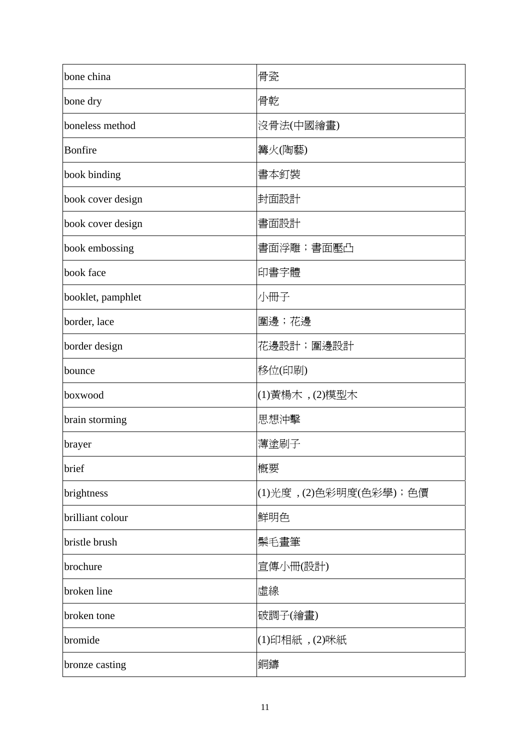| | |
|---|---|
| bone china | 骨瓷 |
| bone dry | 骨乾 |
| boneless method | 沒骨法(中國繪畫) |
| Bonfire | 篝火(陶藝) |
| book binding | 書本釘裝 |
| book cover design | 封面設計 |
| book cover design | 書面設計 |
| book embossing | 書面浮雕；書面壓凸 |
| book face | 印書字體 |
| booklet, pamphlet | 小冊子 |
| border, lace | 圍邊；花邊 |
| border design | 花邊設計；圍邊設計 |
| bounce | 移位(印刷) |
| boxwood | (1)黃楊木，(2)模型木 |
| brain storming | 思想沖擊 |
| brayer | 薄塗刷子 |
| brief | 概要 |
| brightness | (1)光度，(2)色彩明度(色彩學)；色價 |
| brilliant colour | 鮮明色 |
| bristle brush | 鬃毛畫筆 |
| brochure | 宣傳小冊(設計) |
| broken line | 虛線 |
| broken tone | 破調子(繪畫) |
| bromide | (1)印相紙，(2)咪紙 |
| bronze casting | 銅鑄 |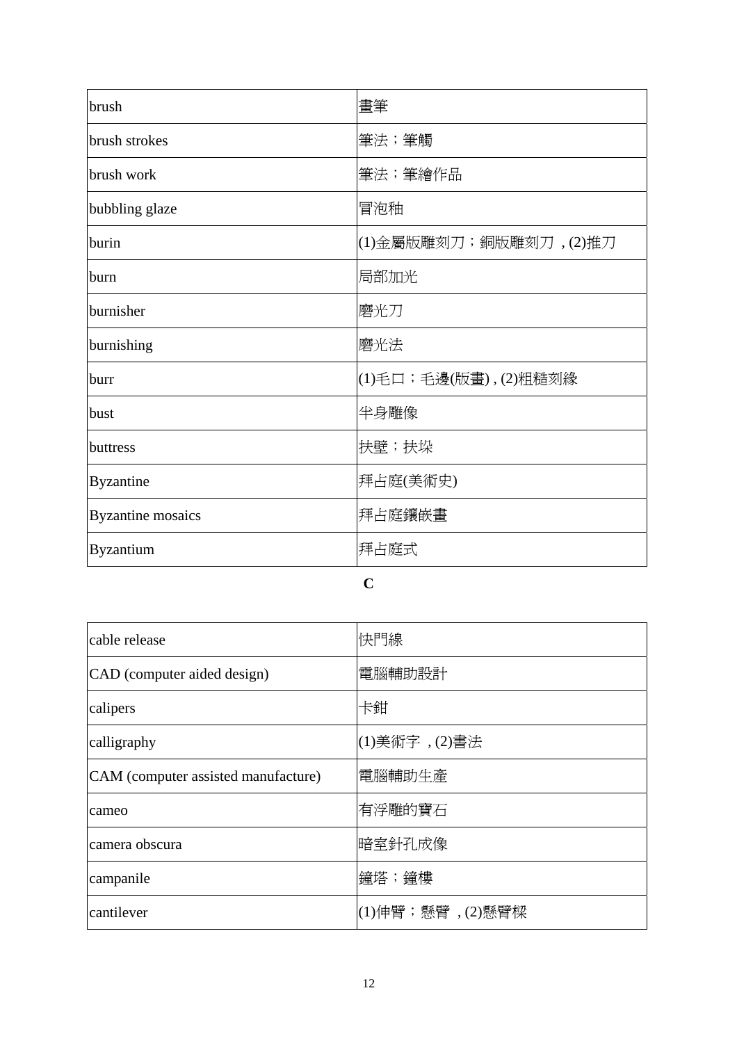| | |
|---|---|
| brush | 畫筆 |
| brush strokes | 筆法；筆觸 |
| brush work | 筆法；筆繪作品 |
| bubbling glaze | 冒泡釉 |
| burin | (1)金屬版雕刻刀；銅版雕刻刀 , (2)推刀 |
| burn | 局部加光 |
| burnisher | 磨光刀 |
| burnishing | 磨光法 |
| burr | (1)毛口；毛邊(版畫) , (2)粗糙刻綫 |
| bust | 半身雕像 |
| buttress | 扶壁；扶垛 |
| Byzantine | 拜占庭(美術史) |
| Byzantine mosaics | 拜占庭鑲嵌畫 |
| Byzantium | 拜占庭式 |

**C**

| | |
|---|---|
| cable release | 快門線 |
| CAD (computer aided design) | 電腦輔助設計 |
| calipers | 卡鉗 |
| calligraphy | (1)美術字 , (2)書法 |
| CAM (computer assisted manufacture) | 電腦輔助生產 |
| cameo | 有浮雕的寶石 |
| camera obscura | 暗室針孔成像 |
| campanile | 鐘塔；鐘樓 |
| cantilever | (1)伸臂；懸臂 , (2)懸臂樑 |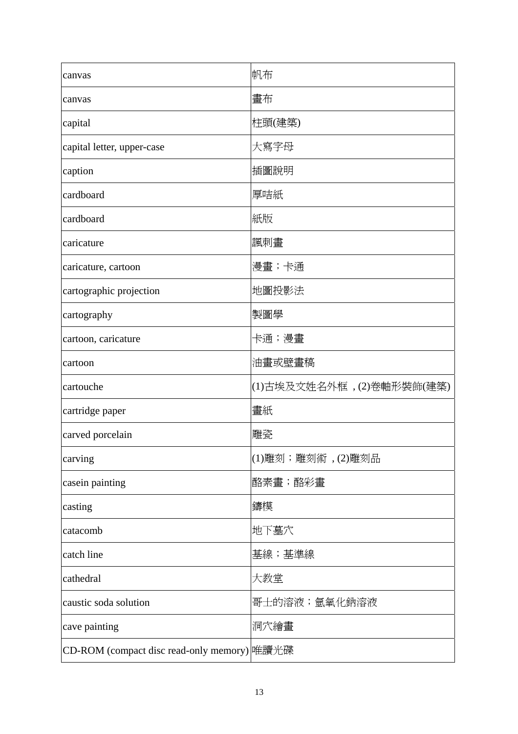| | |
|---|---|
| canvas | 帆布 |
| canvas | 畫布 |
| capital | 柱頭(建築) |
| capital letter, upper-case | 大寫字母 |
| caption | 插圖說明 |
| cardboard | 厚咭紙 |
| cardboard | 紙版 |
| caricature | 諷刺畫 |
| caricature, cartoon | 漫畫；卡通 |
| cartographic projection | 地圖投影法 |
| cartography | 製圖學 |
| cartoon, caricature | 卡通；漫畫 |
| cartoon | 油畫或壁畫稿 |
| cartouche | (1)古埃及文姓名外框，(2)卷軸形裝飾(建築) |
| cartridge paper | 畫紙 |
| carved porcelain | 雕瓷 |
| carving | (1)雕刻；雕刻術，(2)雕刻品 |
| casein painting | 酪素畫；酪彩畫 |
| casting | 鑄模 |
| catacomb | 地下墓穴 |
| catch line | 基線；基準線 |
| cathedral | 大教堂 |
| caustic soda solution | 哥士的溶液；氫氧化鈉溶液 |
| cave painting | 洞穴繪畫 |
| CD-ROM (compact disc read-only memory) | 唯讀光碟 |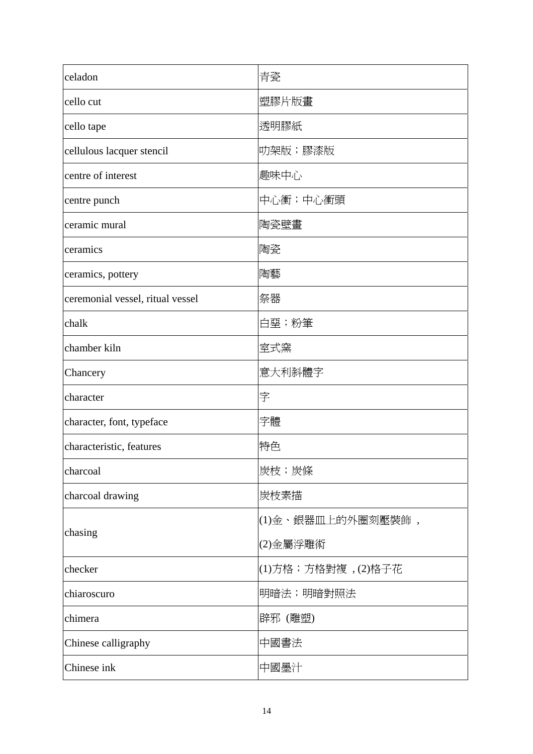| celadon | 青瓷 |
|---|---|
| cello cut | 塑膠片版畫 |
| cello tape | 透明膠紙 |
| cellulous lacquer stencil | 叻架版；膠漆版 |
| centre of interest | 趣味中心 |
| centre punch | 中心衝；中心衝頭 |
| ceramic mural | 陶瓷壁畫 |
| ceramics | 陶瓷 |
| ceramics, pottery | 陶藝 |
| ceremonial vessel, ritual vessel | 祭器 |
| chalk | 白堊；粉筆 |
| chamber kiln | 室式窯 |
| Chancery | 意大利斜體字 |
| character | 字 |
| character, font, typeface | 字體 |
| characteristic, features | 特色 |
| charcoal | 炭枝；炭條 |
| charcoal drawing | 炭枝素描 |
| chasing | (1)金、銀器皿上的外圈刻壓裝飾，<br>(2)金屬浮雕術 |
| checker | (1)方格；方格對複，(2)格子花 |
| chiaroscuro | 明暗法；明暗對照法 |
| chimera | 辟邪 (雕塑) |
| Chinese calligraphy | 中國書法 |
| Chinese ink | 中國墨汁 |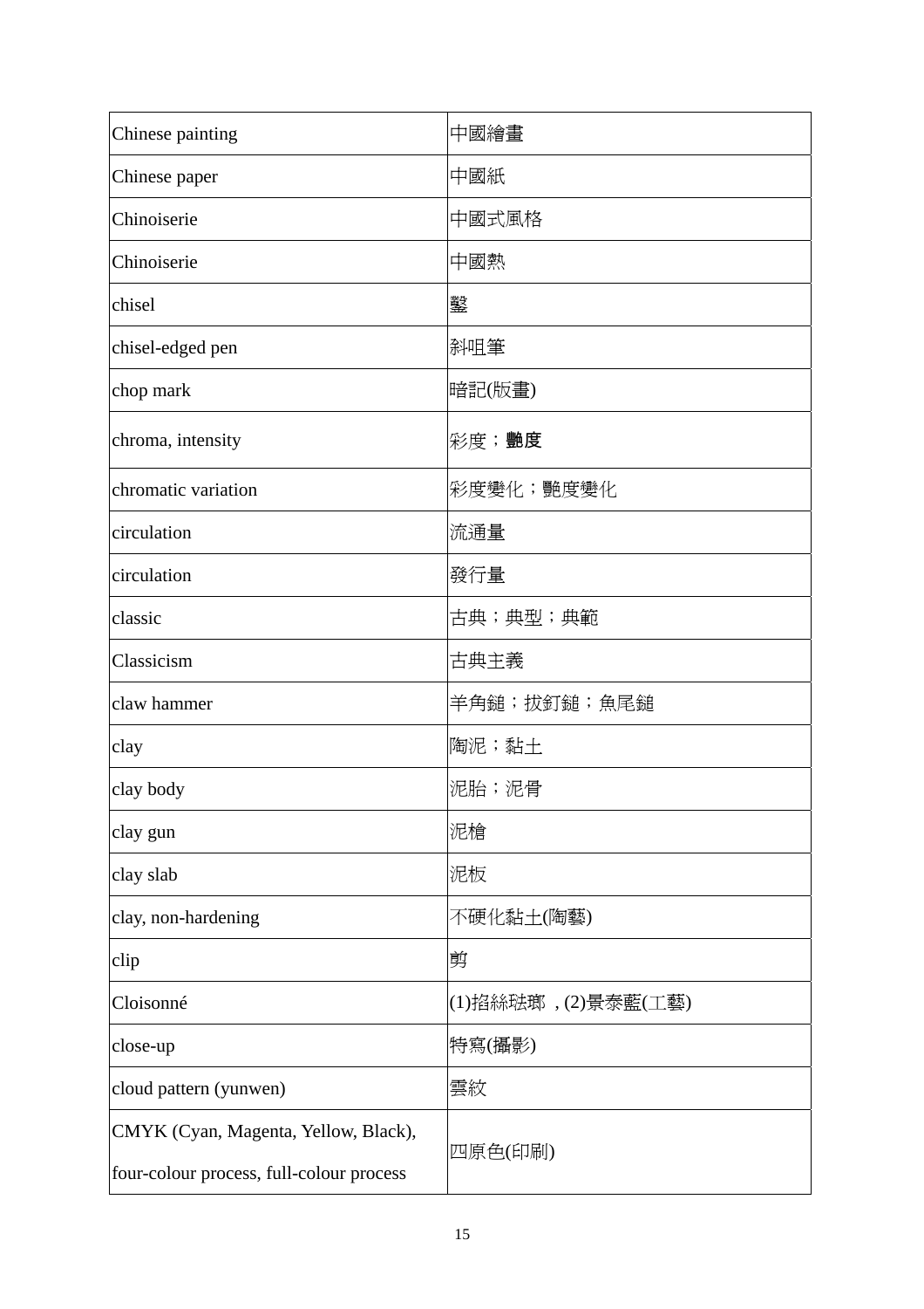| Chinese painting | 中國繪畫 |
|---|---|
| Chinese paper | 中國紙 |
| Chinoiserie | 中國式風格 |
| Chinoiserie | 中國熱 |
| chisel | 鑿 |
| chisel-edged pen | 斜咀筆 |
| chop mark | 暗記(版畫) |
| chroma, intensity | 彩度；**艷度** |
| chromatic variation | 彩度變化；艷度變化 |
| circulation | 流通量 |
| circulation | 發行量 |
| classic | 古典；典型；典範 |
| Classicism | 古典主義 |
| claw hammer | 羊角鎚；拔釘鎚；魚尾鎚 |
| clay | 陶泥；黏土 |
| clay body | 泥胎；泥骨 |
| clay gun | 泥槍 |
| clay slab | 泥板 |
| clay, non-hardening | 不硬化黏土(陶藝) |
| clip | 剪 |
| Cloisonné | (1)掐絲琺瑯，(2)景泰藍(工藝) |
| close-up | 特寫(攝影) |
| cloud pattern (yunwen) | 雲紋 |
| CMYK (Cyan, Magenta, Yellow, Black), four-colour process, full-colour process | 四原色(印刷) |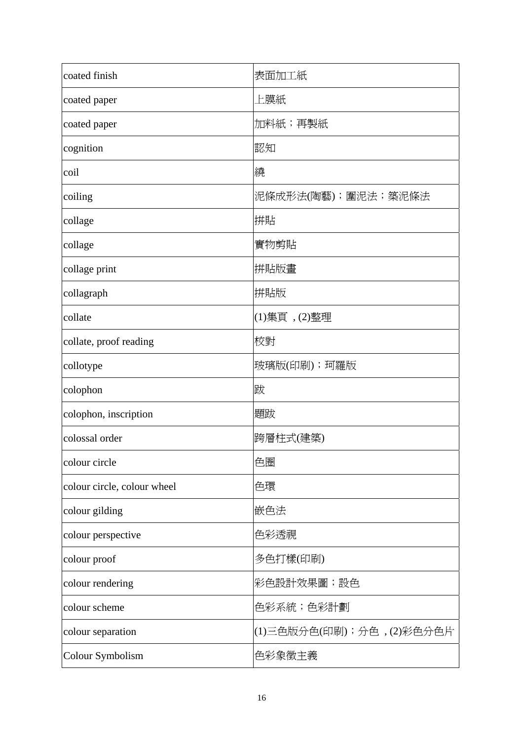| coated finish | 表面加工紙 |
|---|---|
| coated paper | 上膜紙 |
| coated paper | 加料紙；再製紙 |
| cognition | 認知 |
| coil | 繞 |
| coiling | 泥條成形法(陶藝)；圍泥法；築泥條法 |
| collage | 拼貼 |
| collage | 實物剪貼 |
| collage print | 拼貼版畫 |
| collagraph | 拼貼版 |
| collate | (1)集頁 , (2)整理 |
| collate, proof reading | 校對 |
| collotype | 玻璃版(印刷)；珂羅版 |
| colophon | 跋 |
| colophon, inscription | 題跋 |
| colossal order | 跨層柱式(建築) |
| colour circle | 色圈 |
| colour circle, colour wheel | 色環 |
| colour gilding | 嵌色法 |
| colour perspective | 色彩透視 |
| colour proof | 多色打樣(印刷) |
| colour rendering | 彩色設計效果圖；設色 |
| colour scheme | 色彩系統；色彩計劃 |
| colour separation | (1)三色版分色(印刷)；分色 , (2)彩色分色片 |
| Colour Symbolism | 色彩象徵主義 |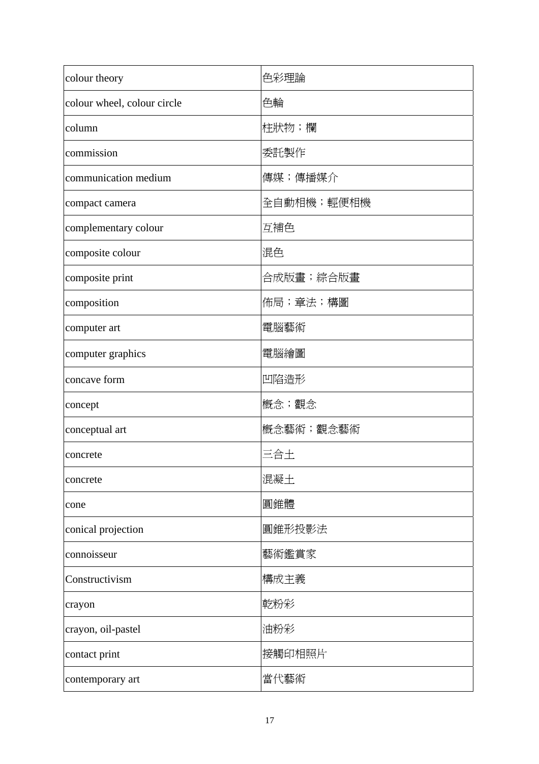| colour theory | 色彩理論 |
|---|---|
| colour wheel, colour circle | 色輪 |
| column | 柱狀物；欄 |
| commission | 委託製作 |
| communication medium | 傳媒；傳播媒介 |
| compact camera | 全自動相機；輕便相機 |
| complementary colour | 互補色 |
| composite colour | 混色 |
| composite print | 合成版畫；綜合版畫 |
| composition | 佈局；章法；構圖 |
| computer art | 電腦藝術 |
| computer graphics | 電腦繪圖 |
| concave form | 凹陷造形 |
| concept | 概念；觀念 |
| conceptual art | 概念藝術；觀念藝術 |
| concrete | 三合土 |
| concrete | 混凝土 |
| cone | 圓錐體 |
| conical projection | 圓錐形投影法 |
| connoisseur | 藝術鑑賞家 |
| Constructivism | 構成主義 |
| crayon | 乾粉彩 |
| crayon, oil-pastel | 油粉彩 |
| contact print | 接觸印相照片 |
| contemporary art | 當代藝術 |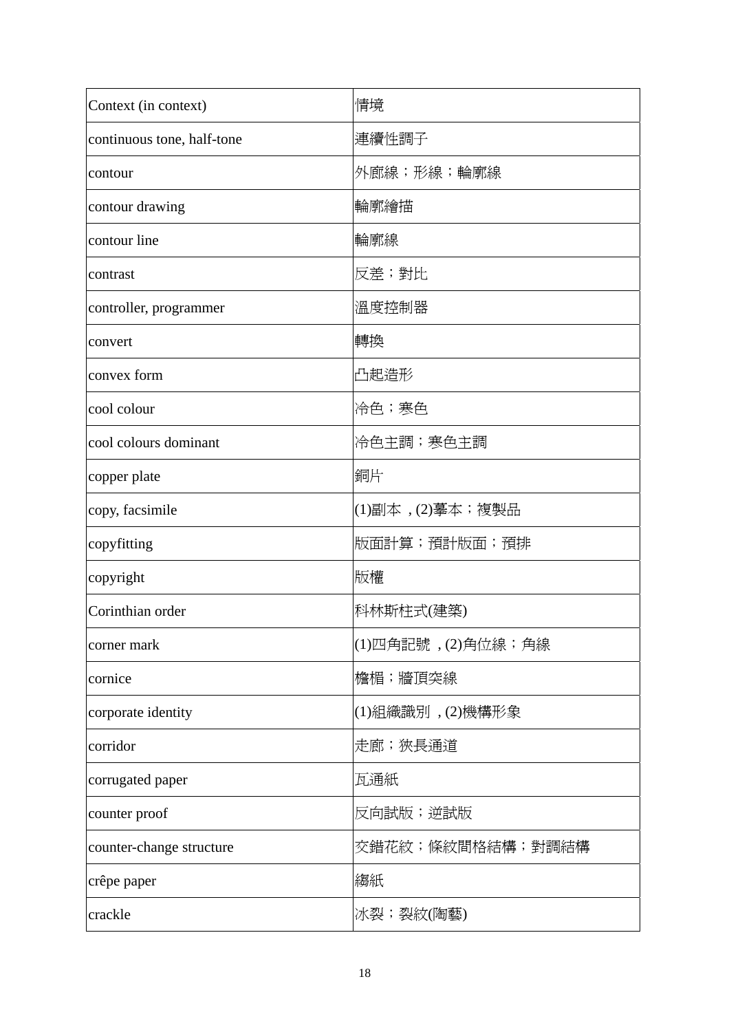| Context (in context) | 情境 |
|---|---|
| continuous tone, half-tone | 連續性調子 |
| contour | 外廓線；形線；輪廓線 |
| contour drawing | 輪廓繪描 |
| contour line | 輪廓線 |
| contrast | 反差；對比 |
| controller, programmer | 溫度控制器 |
| convert | 轉換 |
| convex form | 凸起造形 |
| cool colour | 冷色；寒色 |
| cool colours dominant | 冷色主調；寒色主調 |
| copper plate | 銅片 |
| copy, facsimile | (1)副本 , (2)摹本；複製品 |
| copyfitting | 版面計算；預計版面；預排 |
| copyright | 版權 |
| Corinthian order | 科林斯柱式(建築) |
| corner mark | (1)四角記號 , (2)角位線；角線 |
| cornice | 檐楣；牆頂突線 |
| corporate identity | (1)組織識別 , (2)機構形象 |
| corridor | 走廊；狹長通道 |
| corrugated paper | 瓦通紙 |
| counter proof | 反向試版；逆試版 |
| counter-change structure | 交錯花紋；條紋間格結構；對調結構 |
| crêpe paper | 縐紙 |
| crackle | 冰裂；裂紋(陶藝) |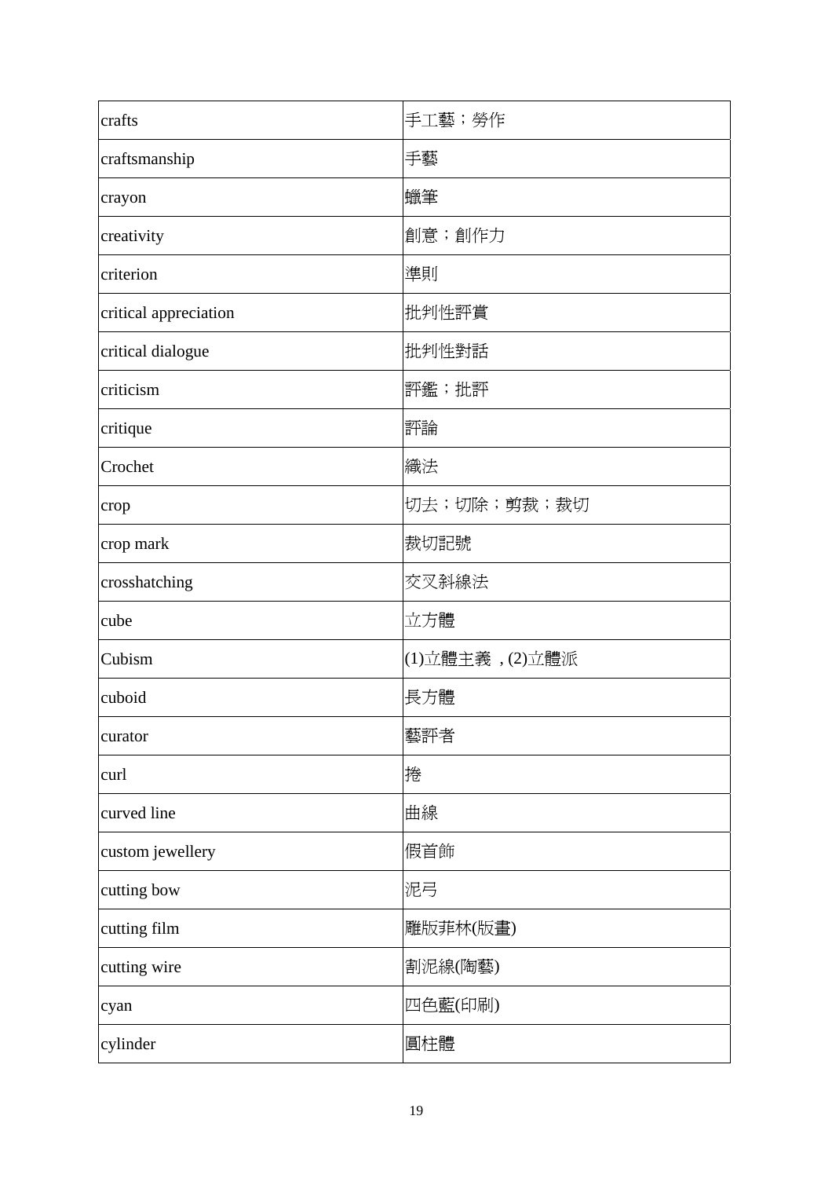| crafts | 手工藝；勞作 |
|---|---|
| craftsmanship | 手藝 |
| crayon | 蠟筆 |
| creativity | 創意；創作力 |
| criterion | 準則 |
| critical appreciation | 批判性評賞 |
| critical dialogue | 批判性對話 |
| criticism | 評鑑；批評 |
| critique | 評論 |
| Crochet | 織法 |
| crop | 切去；切除；剪裁；裁切 |
| crop mark | 裁切記號 |
| crosshatching | 交叉斜線法 |
| cube | 立方體 |
| Cubism | (1)立體主義，(2)立體派 |
| cuboid | 長方體 |
| curator | 藝評者 |
| curl | 捲 |
| curved line | 曲線 |
| custom jewellery | 假首飾 |
| cutting bow | 泥弓 |
| cutting film | 雕版菲林(版畫) |
| cutting wire | 割泥線(陶藝) |
| cyan | 四色藍(印刷) |
| cylinder | 圓柱體 |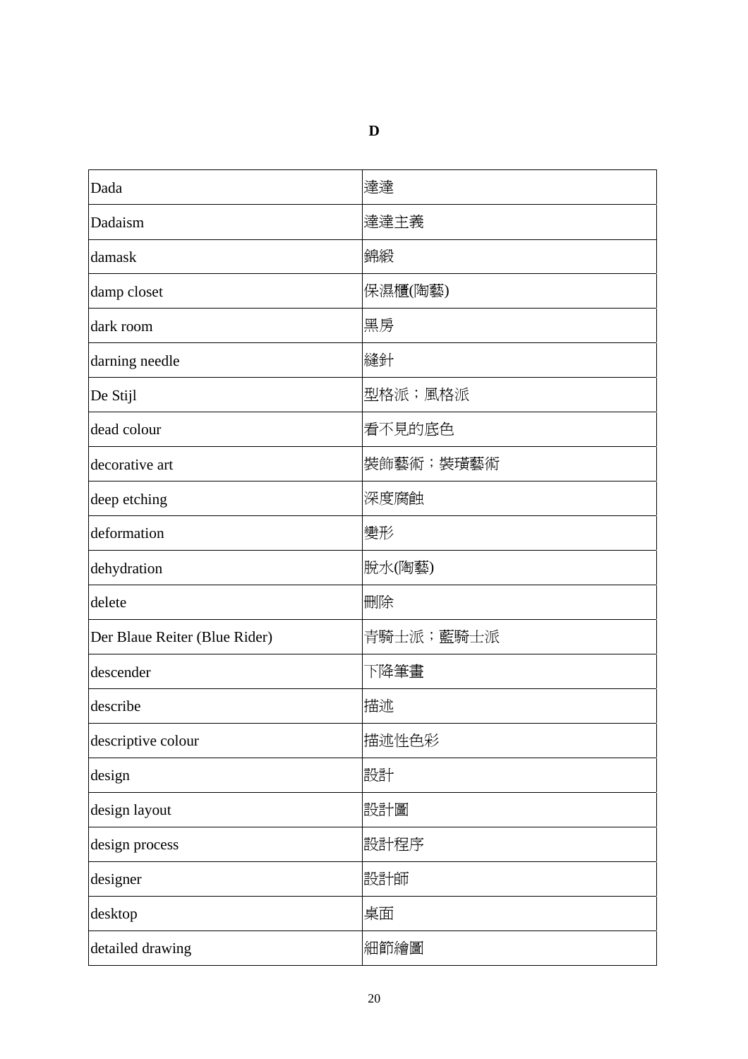# D

| Dada | 達達 |
|---|---|
| Dadaism | 達達主義 |
| damask | 錦緞 |
| damp closet | 保濕櫃(陶藝) |
| dark room | 黑房 |
| darning needle | 縫針 |
| De Stijl | 型格派；風格派 |
| dead colour | 看不見的底色 |
| decorative art | 裝飾藝術；裝璜藝術 |
| deep etching | 深度腐蝕 |
| deformation | 變形 |
| dehydration | 脫水(陶藝) |
| delete | 刪除 |
| Der Blaue Reiter (Blue Rider) | 青騎士派；藍騎士派 |
| descender | 下降筆畫 |
| describe | 描述 |
| descriptive colour | 描述性色彩 |
| design | 設計 |
| design layout | 設計圖 |
| design process | 設計程序 |
| designer | 設計師 |
| desktop | 桌面 |
| detailed drawing | 細節繪圖 |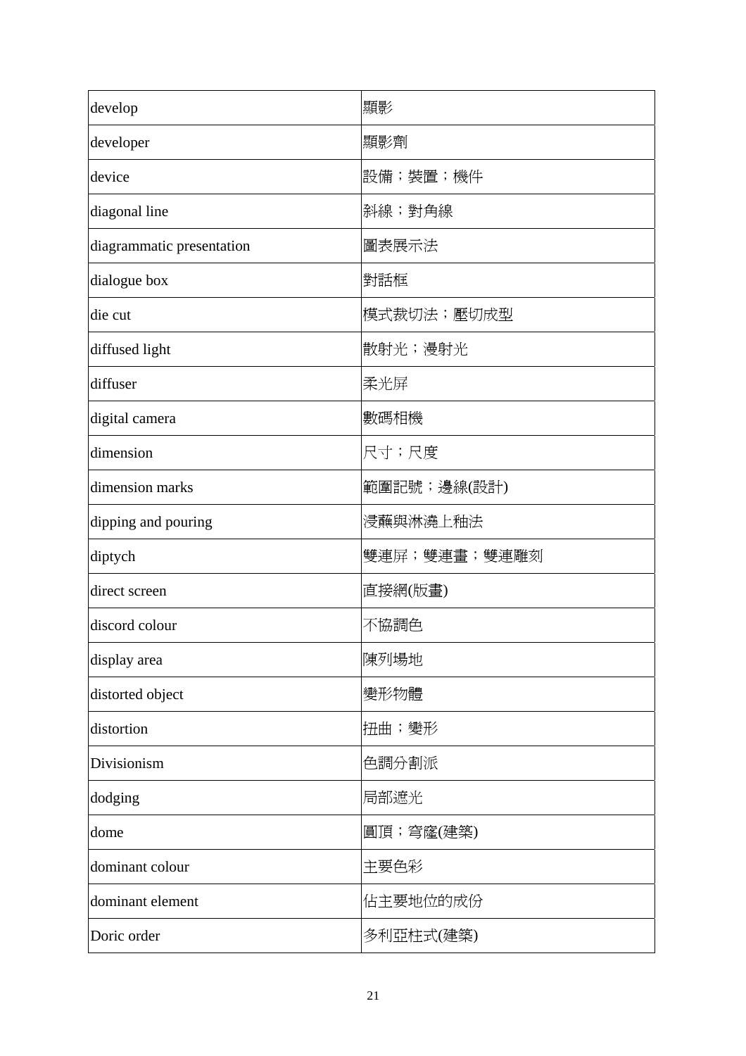| | |
|---|---|
| develop | 顯影 |
| developer | 顯影劑 |
| device | 設備；裝置；機件 |
| diagonal line | 斜線；對角線 |
| diagrammatic presentation | 圖表展示法 |
| dialogue box | 對話框 |
| die cut | 模式裁切法；壓切成型 |
| diffused light | 散射光；漫射光 |
| diffuser | 柔光屏 |
| digital camera | 數碼相機 |
| dimension | 尺寸；尺度 |
| dimension marks | 範圍記號；邊線(設計) |
| dipping and pouring | 浸蘸與淋澆上釉法 |
| diptych | 雙連屏；雙連畫；雙連雕刻 |
| direct screen | 直接網(版畫) |
| discord colour | 不協調色 |
| display area | 陳列場地 |
| distorted object | 變形物體 |
| distortion | 扭曲；變形 |
| Divisionism | 色調分割派 |
| dodging | 局部遮光 |
| dome | 圓頂；穹窿(建築) |
| dominant colour | 主要色彩 |
| dominant element | 佔主要地位的成份 |
| Doric order | 多利亞柱式(建築) |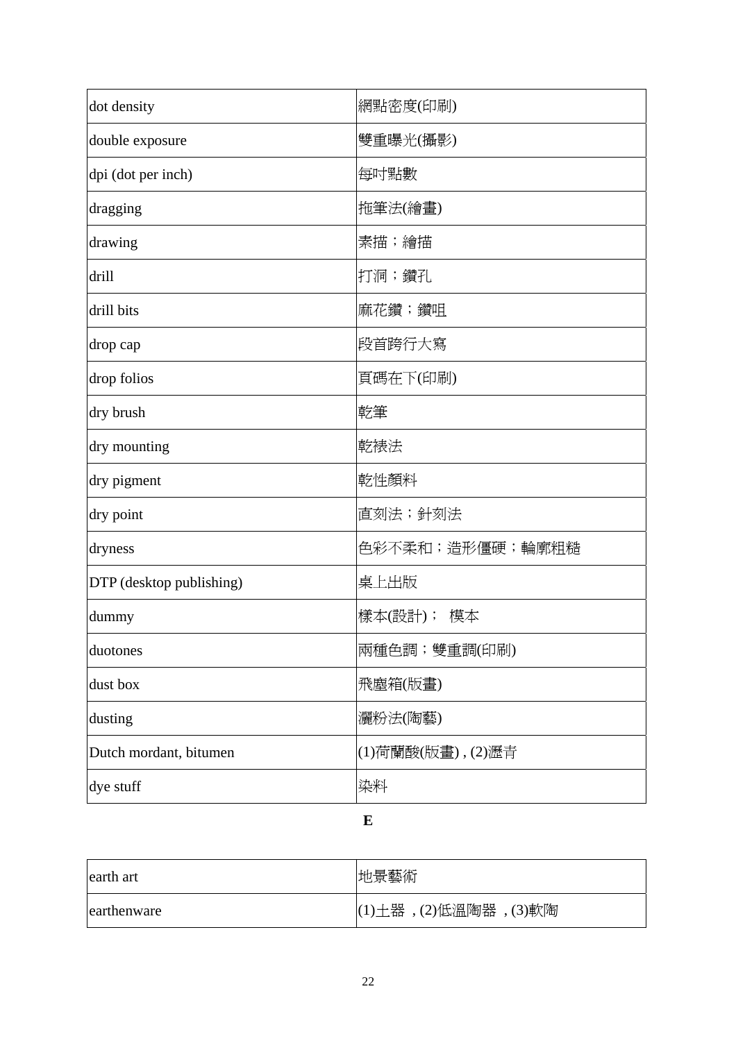| dot density | 網點密度(印刷) |
|---|---|
| double exposure | 雙重曝光(攝影) |
| dpi (dot per inch) | 每吋點數 |
| dragging | 拖筆法(繪畫) |
| drawing | 素描；繪描 |
| drill | 打洞；鑽孔 |
| drill bits | 麻花鑽；鑽咀 |
| drop cap | 段首跨行大寫 |
| drop folios | 頁碼在下(印刷) |
| dry brush | 乾筆 |
| dry mounting | 乾裱法 |
| dry pigment | 乾性顏料 |
| dry point | 直刻法；針刻法 |
| dryness | 色彩不柔和；造形僵硬；輪廓粗糙 |
| DTP (desktop publishing) | 桌上出版 |
| dummy | 樣本(設計)； 模本 |
| duotones | 兩種色調；雙重調(印刷) |
| dust box | 飛塵箱(版畫) |
| dusting | 灑粉法(陶藝) |
| Dutch mordant, bitumen | (1)荷蘭酸(版畫) , (2)瀝青 |
| dye stuff | 染料 |

**E**

| earth art | 地景藝術 |
|---|---|
| earthenware | (1)土器 , (2)低溫陶器 , (3)軟陶 |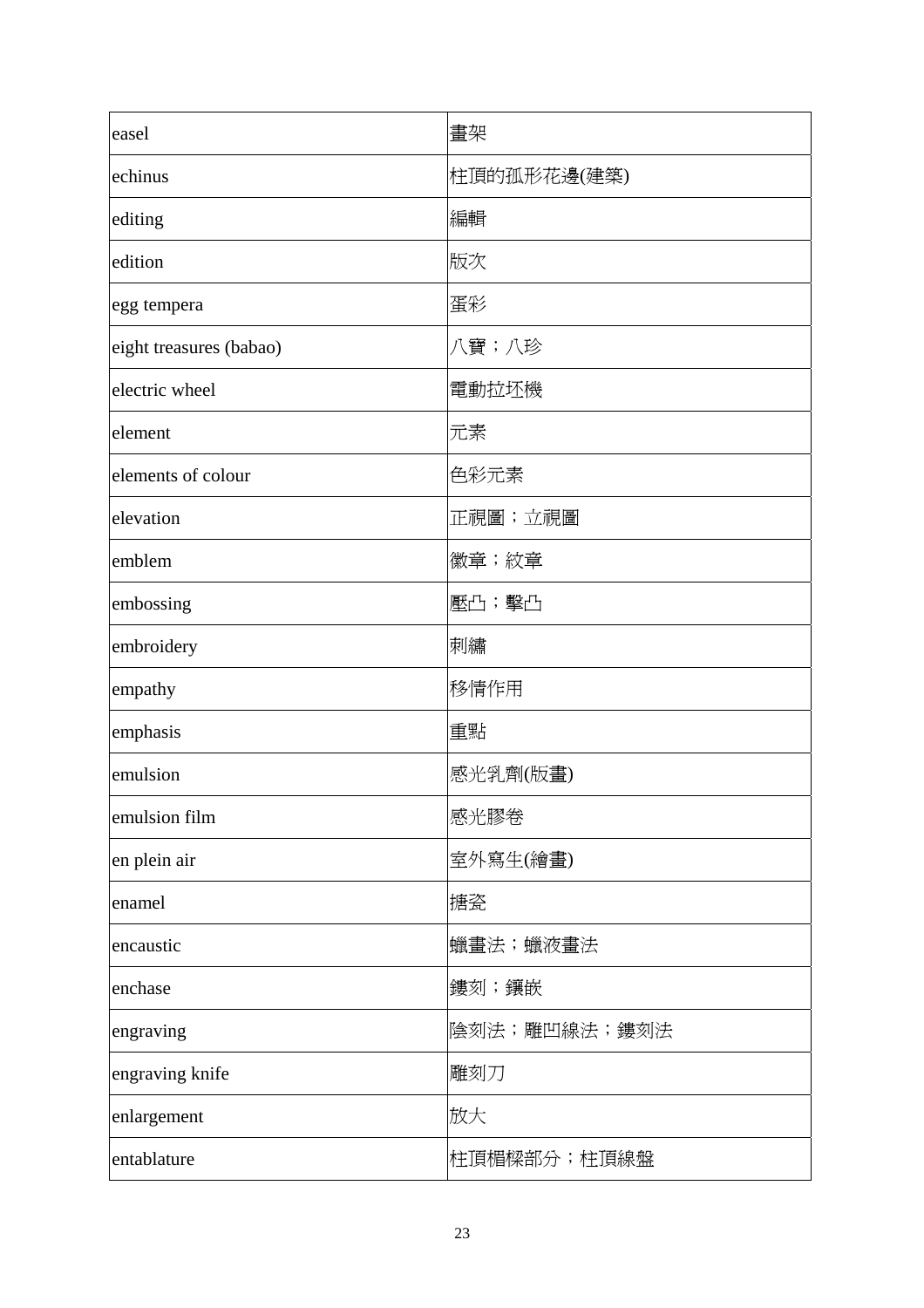| easel | 畫架 |
|---|---|
| echinus | 柱頂的孤形花邊(建築) |
| editing | 編輯 |
| edition | 版次 |
| egg tempera | 蛋彩 |
| eight treasures (babao) | 八寶；八珍 |
| electric wheel | 電動拉坯機 |
| element | 元素 |
| elements of colour | 色彩元素 |
| elevation | 正視圖；立視圖 |
| emblem | 徽章；紋章 |
| embossing | 壓凸；擊凸 |
| embroidery | 刺繡 |
| empathy | 移情作用 |
| emphasis | 重點 |
| emulsion | 感光乳劑(版畫) |
| emulsion film | 感光膠卷 |
| en plein air | 室外寫生(繪畫) |
| enamel | 搪瓷 |
| encaustic | 蠟畫法；蠟液畫法 |
| enchase | 鏤刻；鑲嵌 |
| engraving | 陰刻法；雕凹線法；鏤刻法 |
| engraving knife | 雕刻刀 |
| enlargement | 放大 |
| entablature | 柱頂楣樑部分；柱頂線盤 |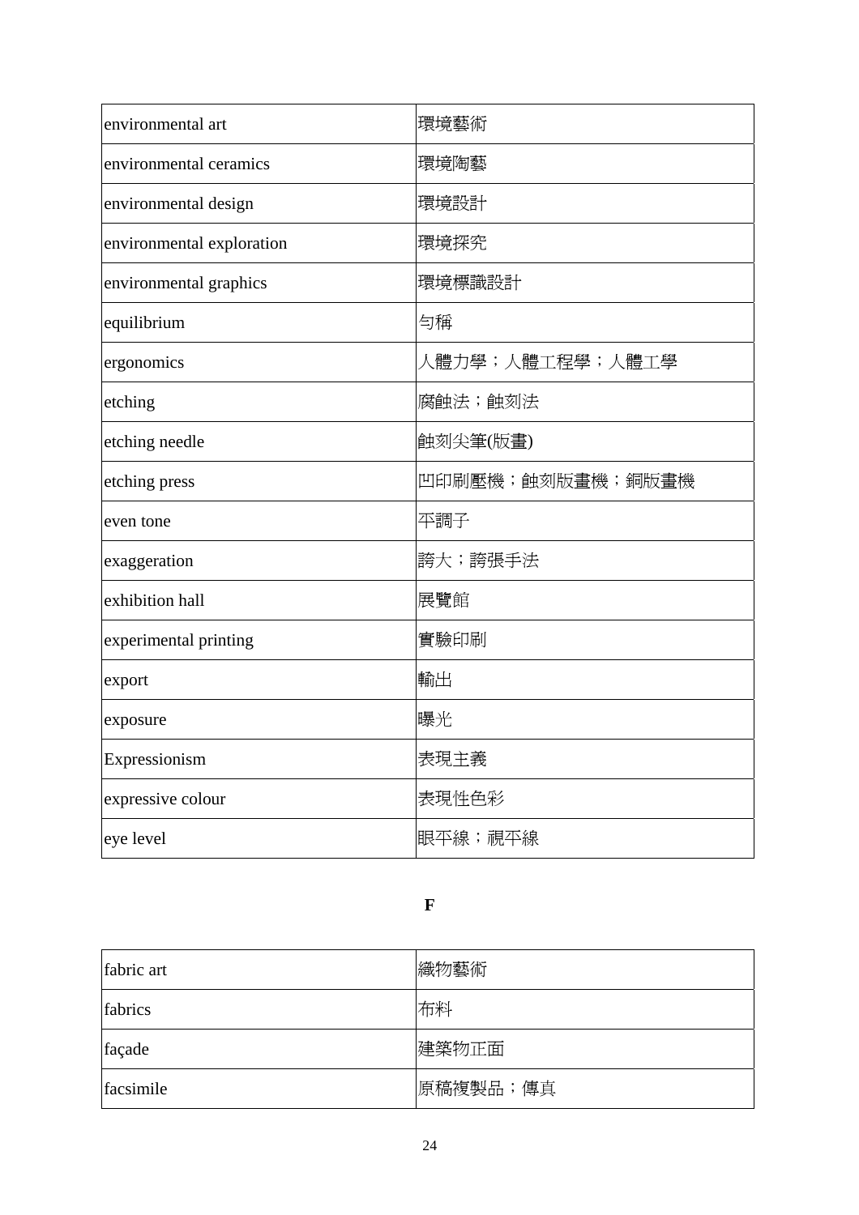| environmental art | 環境藝術 |
|---|---|
| environmental ceramics | 環境陶藝 |
| environmental design | 環境設計 |
| environmental exploration | 環境探究 |
| environmental graphics | 環境標識設計 |
| equilibrium | 勻稱 |
| ergonomics | 人體力學；人體工程學；人體工學 |
| etching | 腐蝕法；蝕刻法 |
| etching needle | 蝕刻尖筆(版畫) |
| etching press | 凹印刷壓機；蝕刻版畫機；銅版畫機 |
| even tone | 平調子 |
| exaggeration | 誇大；誇張手法 |
| exhibition hall | 展覽館 |
| experimental printing | 實驗印刷 |
| export | 輸出 |
| exposure | 曝光 |
| Expressionism | 表現主義 |
| expressive colour | 表現性色彩 |
| eye level | 眼平線；視平線 |

**F**

| fabric art | 織物藝術 |
|---|---|
| fabrics | 布料 |
| façade | 建築物正面 |
| facsimile | 原稿複製品；傳真 |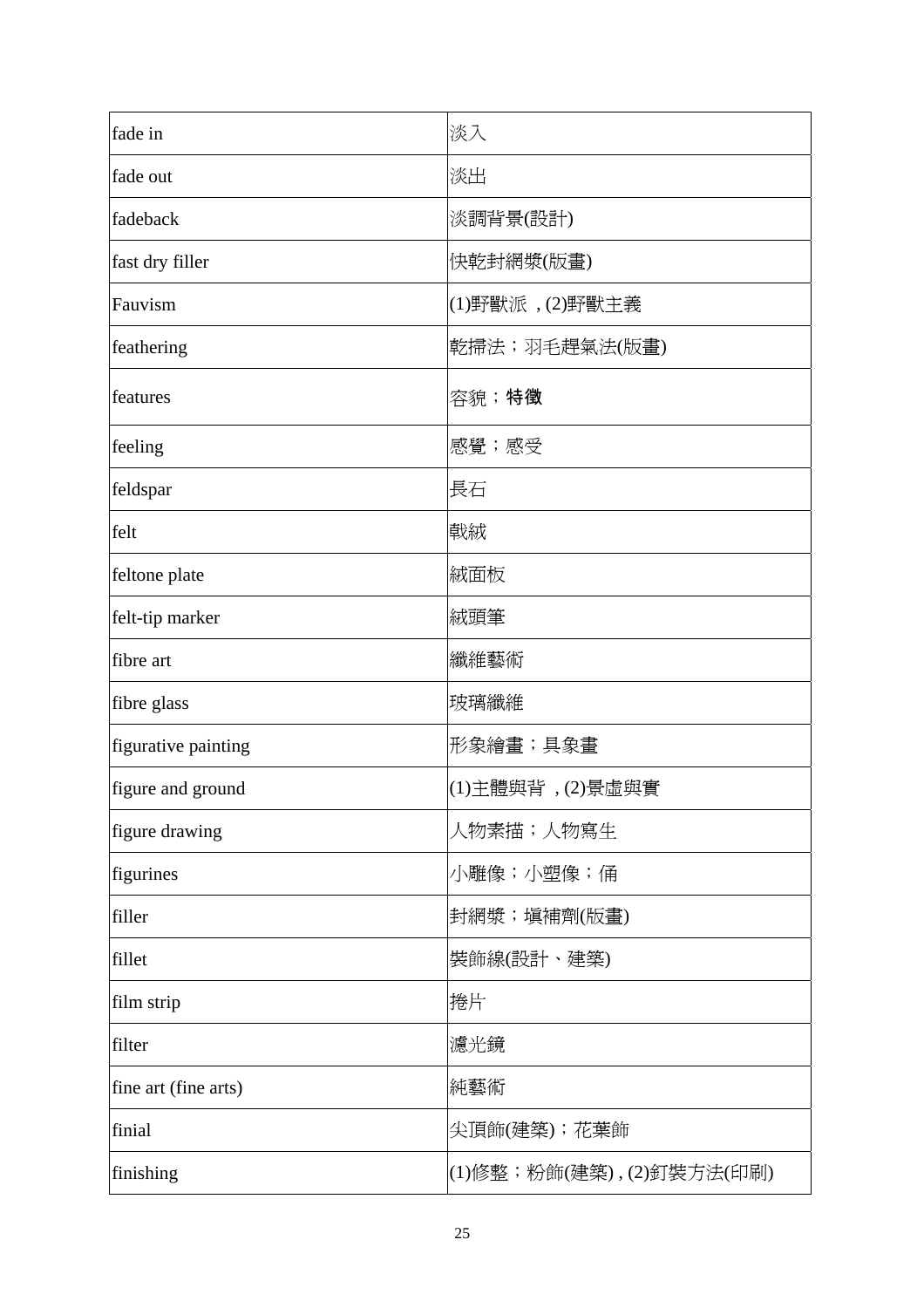| fade in | 淡入 |
|---|---|
| fade out | 淡出 |
| fadeback | 淡調背景(設計) |
| fast dry filler | 快乾封網漿(版畫) |
| Fauvism | (1)野獸派 , (2)野獸主義 |
| feathering | 乾掃法；羽毛趕氣法(版畫) |
| features | 容貌；**特徵** |
| feeling | 感覺；感受 |
| feldspar | 長石 |
| felt | 戟絨 |
| feltone plate | 絨面板 |
| felt-tip marker | 絨頭筆 |
| fibre art | 纖維藝術 |
| fibre glass | 玻璃纖維 |
| figurative painting | 形象繪畫；具象畫 |
| figure and ground | (1)主體與背 , (2)景虛與實 |
| figure drawing | 人物素描；人物寫生 |
| figurines | 小雕像；小塑像；俑 |
| filler | 封網漿；填補劑(版畫) |
| fillet | 裝飾線(設計、建築) |
| film strip | 捲片 |
| filter | 濾光鏡 |
| fine art (fine arts) | 純藝術 |
| finial | 尖頂飾(建築)；花葉飾 |
| finishing | (1)修整；粉飾(建築) , (2)釘裝方法(印刷) |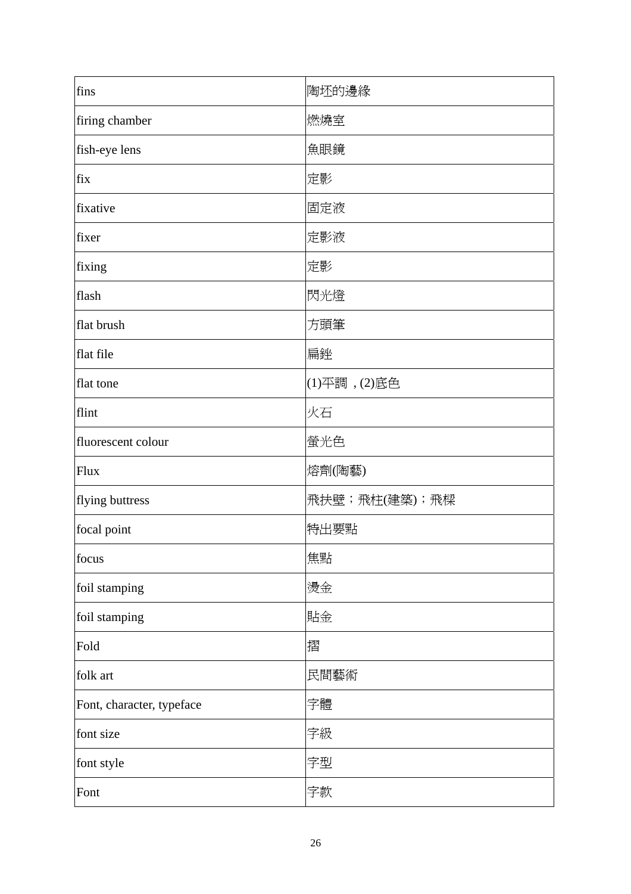| | |
|---|---|
| fins | 陶坯的邊緣 |
| firing chamber | 燃燒室 |
| fish-eye lens | 魚眼鏡 |
| fix | 定影 |
| fixative | 固定液 |
| fixer | 定影液 |
| fixing | 定影 |
| flash | 閃光燈 |
| flat brush | 方頭筆 |
| flat file | 扁銼 |
| flat tone | (1)平調，(2)底色 |
| flint | 火石 |
| fluorescent colour | 螢光色 |
| Flux | 熔劑(陶藝) |
| flying buttress | 飛扶壁；飛柱(建築)；飛樑 |
| focal point | 特出要點 |
| focus | 焦點 |
| foil stamping | 燙金 |
| foil stamping | 貼金 |
| Fold | 摺 |
| folk art | 民間藝術 |
| Font, character, typeface | 字體 |
| font size | 字級 |
| font style | 字型 |
| Font | 字款 |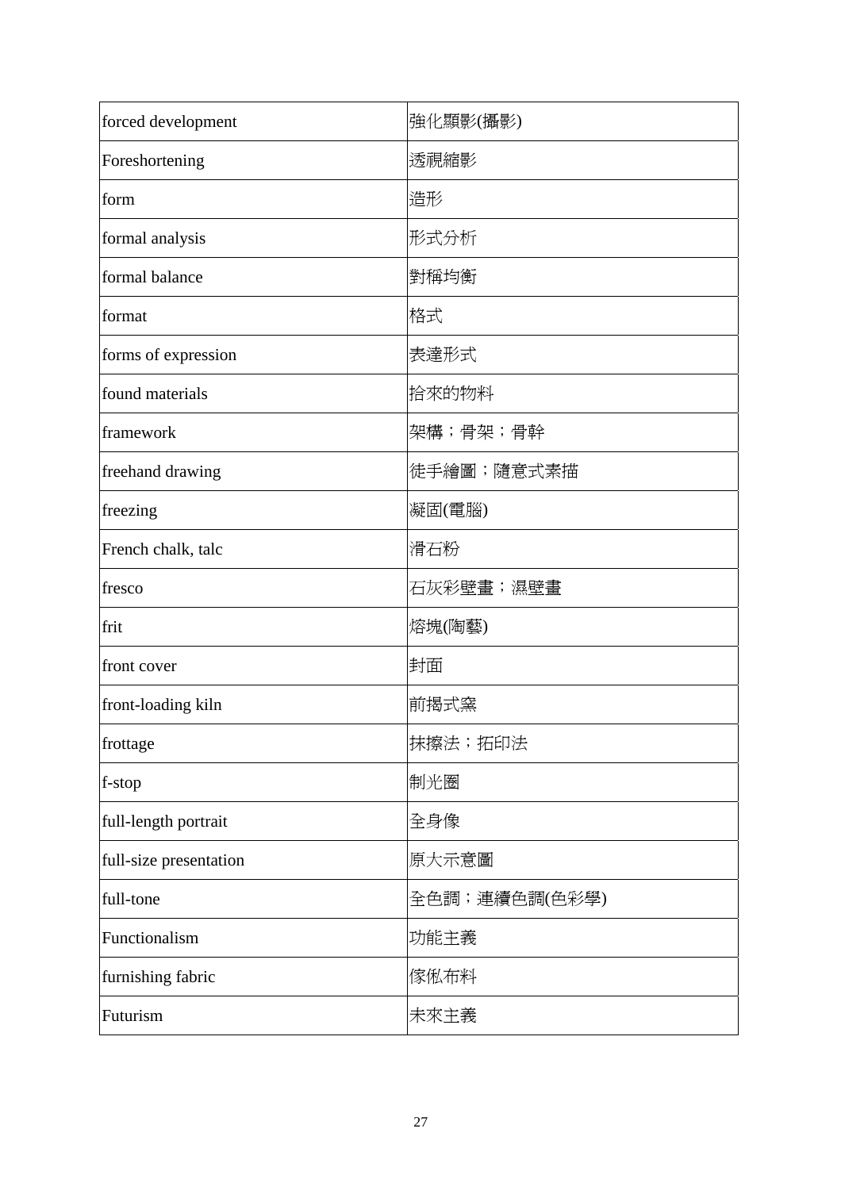| | |
|---|---|
| forced development | 強化顯影(攝影) |
| Foreshortening | 透視縮影 |
| form | 造形 |
| formal analysis | 形式分析 |
| formal balance | 對稱均衡 |
| format | 格式 |
| forms of expression | 表達形式 |
| found materials | 拾來的物料 |
| framework | 架構；骨架；骨幹 |
| freehand drawing | 徒手繪圖；隨意式素描 |
| freezing | 凝固(電腦) |
| French chalk, talc | 滑石粉 |
| fresco | 石灰彩壁畫；濕壁畫 |
| frit | 熔塊(陶藝) |
| front cover | 封面 |
| front-loading kiln | 前揭式窯 |
| frottage | 抹擦法；拓印法 |
| f-stop | 制光圈 |
| full-length portrait | 全身像 |
| full-size presentation | 原大示意圖 |
| full-tone | 全色調；連續色調(色彩學) |
| Functionalism | 功能主義 |
| furnishing fabric | 傢俬布料 |
| Futurism | 未來主義 |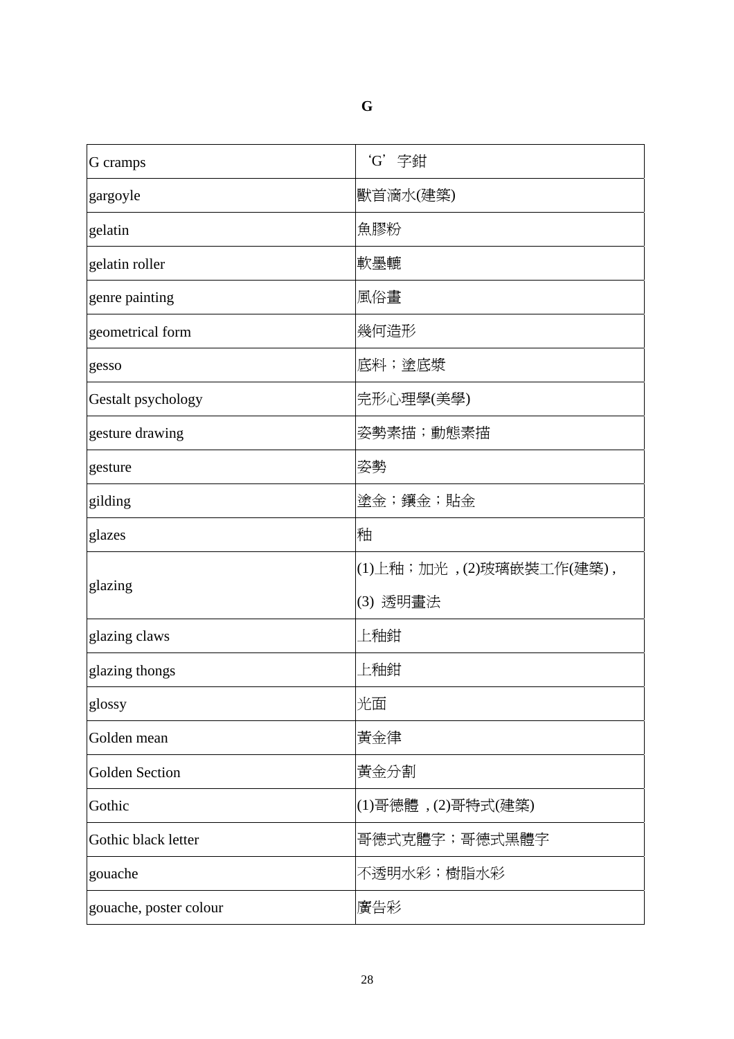# G

| G cramps | ‘G’ 字鉗 |
|---|---|
| gargoyle | 獸首滴水(建築) |
| gelatin | 魚膠粉 |
| gelatin roller | 軟墨轆 |
| genre painting | 風俗畫 |
| geometrical form | 幾何造形 |
| gesso | 底料；塗底漿 |
| Gestalt psychology | 完形心理學(美學) |
| gesture drawing | 姿勢素描；動態素描 |
| gesture | 姿勢 |
| gilding | 塗金；鑲金；貼金 |
| glazes | 釉 |
| glazing | (1)上釉；加光 , (2)玻璃嵌裝工作(建築) , (3) 透明畫法 |
| glazing claws | 上釉鉗 |
| glazing thongs | 上釉鉗 |
| glossy | 光面 |
| Golden mean | 黃金律 |
| Golden Section | 黃金分割 |
| Gothic | (1)哥德體 , (2)哥特式(建築) |
| Gothic black letter | 哥德式克體字；哥德式黑體字 |
| gouache | 不透明水彩；樹脂水彩 |
| gouache, poster colour | 廣告彩 |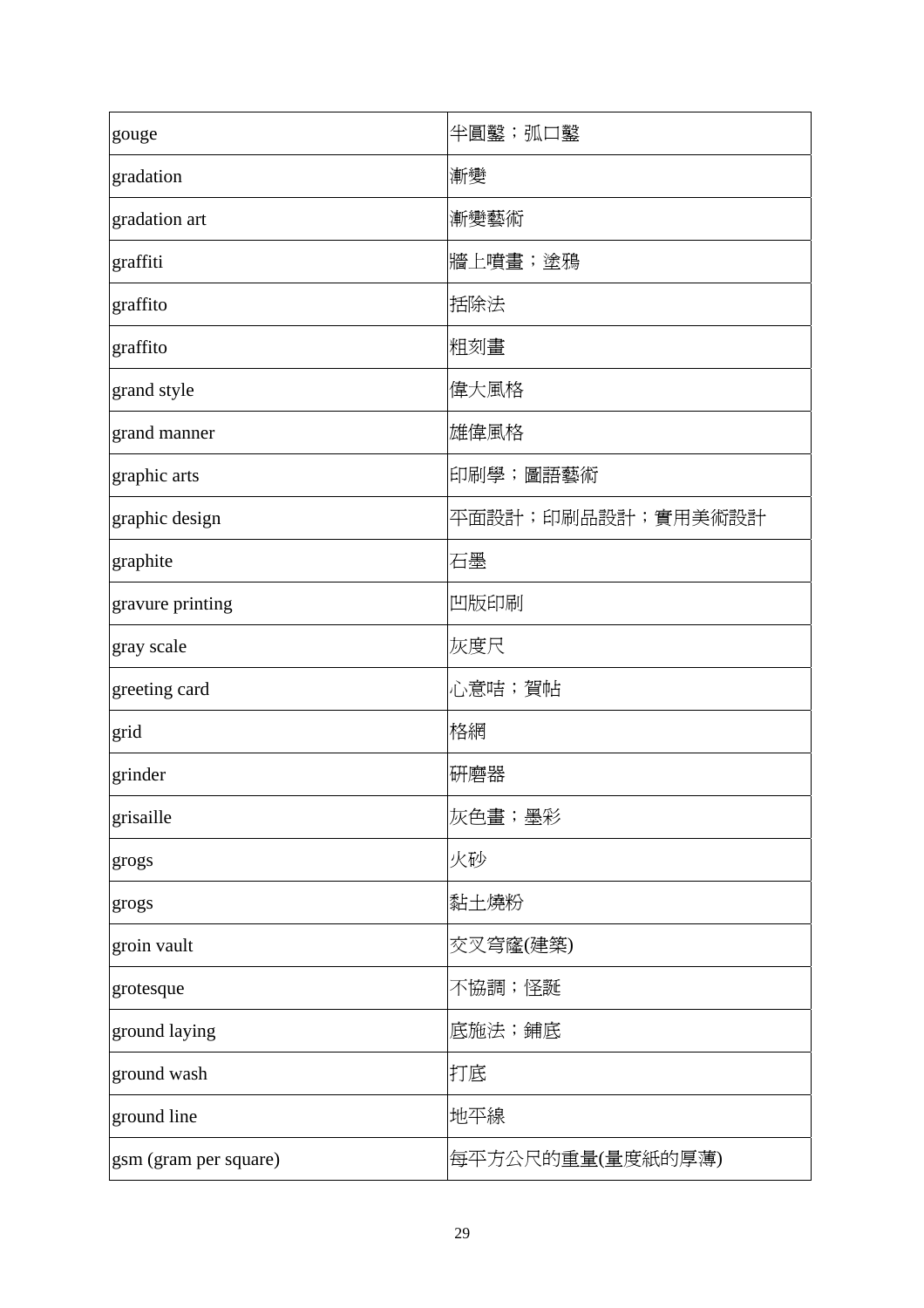| gouge | 半圓鑿；弧口鑿 |
|---|---|
| gradation | 漸變 |
| gradation art | 漸變藝術 |
| graffiti | 牆上噴畫；塗鴉 |
| graffito | 括除法 |
| graffito | 粗刻畫 |
| grand style | 偉大風格 |
| grand manner | 雄偉風格 |
| graphic arts | 印刷學；圖語藝術 |
| graphic design | 平面設計；印刷品設計；實用美術設計 |
| graphite | 石墨 |
| gravure printing | 凹版印刷 |
| gray scale | 灰度尺 |
| greeting card | 心意咭；賀帖 |
| grid | 格網 |
| grinder | 研磨器 |
| grisaille | 灰色畫；墨彩 |
| grogs | 火砂 |
| grogs | 黏土燒粉 |
| groin vault | 交叉穹窿(建築) |
| grotesque | 不協調；怪誕 |
| ground laying | 底施法；鋪底 |
| ground wash | 打底 |
| ground line | 地平線 |
| gsm (gram per square) | 每平方公尺的重量(量度紙的厚薄) |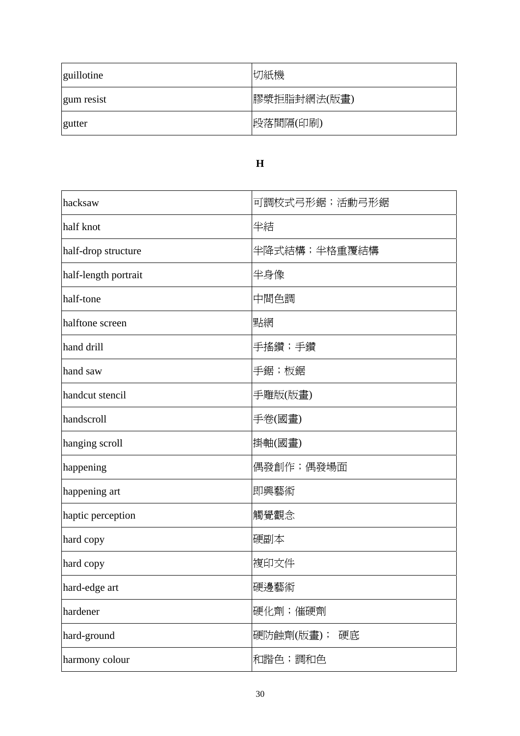| guillotine | 切紙機 |
|---|---|
| gum resist | 膠漿拒脂封網法(版畫) |
| gutter | 段落間隔(印刷) |

**H**

| hacksaw | 可調校式弓形鋸；活動弓形鋸 |
|---|---|
| half knot | 半結 |
| half-drop structure | 半降式結構；半格重覆結構 |
| half-length portrait | 半身像 |
| half-tone | 中間色調 |
| halftone screen | 點網 |
| hand drill | 手搖鑽；手鑽 |
| hand saw | 手鋸；板鋸 |
| handcut stencil | 手雕版(版畫) |
| handscroll | 手卷(國畫) |
| hanging scroll | 掛軸(國畫) |
| happening | 偶發創作；偶發場面 |
| happening art | 即興藝術 |
| haptic perception | 觸覺觀念 |
| hard copy | 硬副本 |
| hard copy | 複印文件 |
| hard-edge art | 硬邊藝術 |
| hardener | 硬化劑；催硬劑 |
| hard-ground | 硬防蝕劑(版畫)； 硬底 |
| harmony colour | 和諧色；調和色 |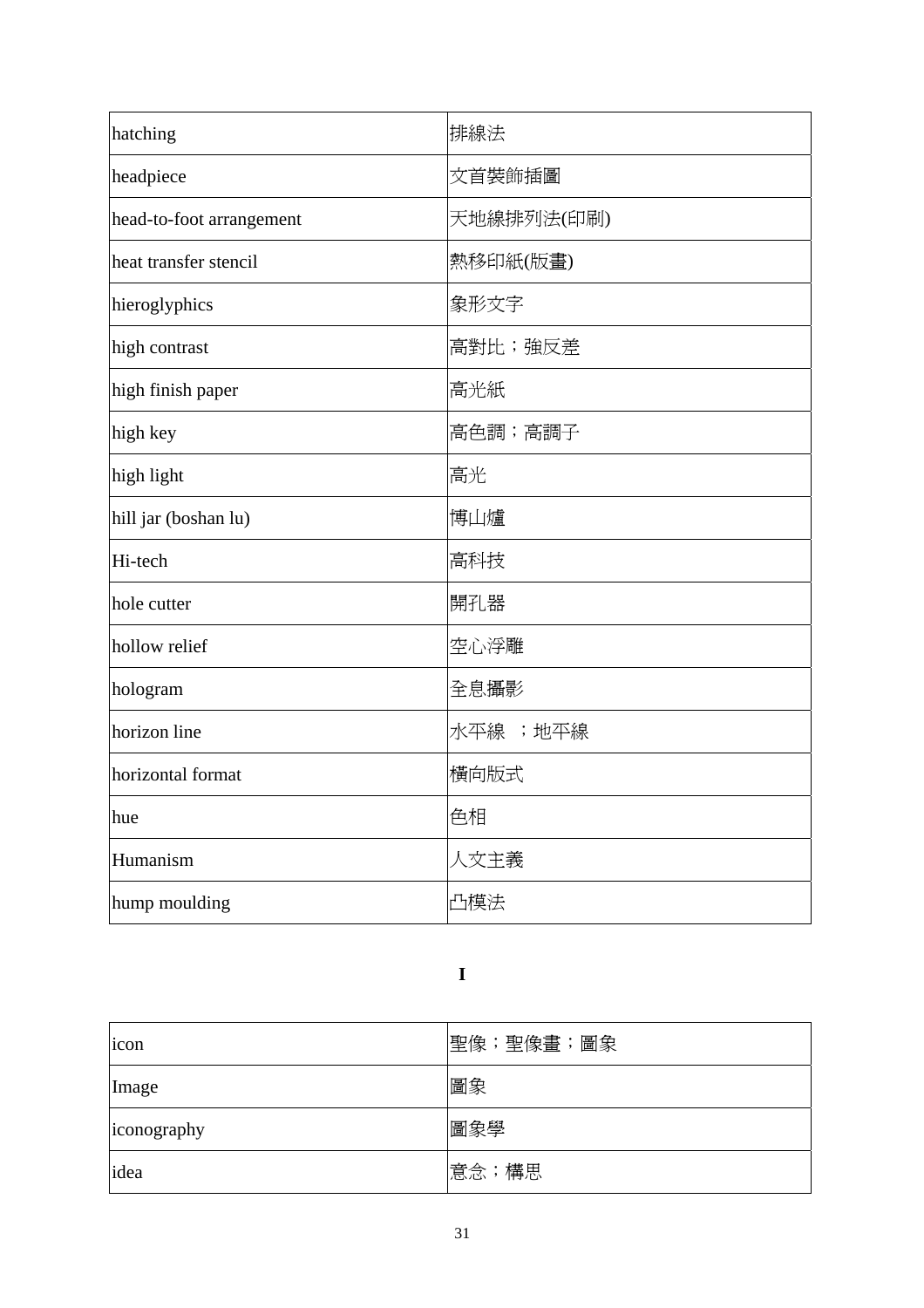| | |
|---|---|
| hatching | 排線法 |
| headpiece | 文首裝飾插圖 |
| head-to-foot arrangement | 天地線排列法(印刷) |
| heat transfer stencil | 熱移印紙(版畫) |
| hieroglyphics | 象形文字 |
| high contrast | 高對比；強反差 |
| high finish paper | 高光紙 |
| high key | 高色調；高調子 |
| high light | 高光 |
| hill jar (boshan lu) | 博山爐 |
| Hi-tech | 高科技 |
| hole cutter | 開孔器 |
| hollow relief | 空心浮雕 |
| hologram | 全息攝影 |
| horizon line | 水平線 ；地平線 |
| horizontal format | 橫向版式 |
| hue | 色相 |
| Humanism | 人文主義 |
| hump moulding | 凸模法 |

**I**

| | |
|---|---|
| icon | 聖像；聖像畫；圖象 |
| Image | 圖象 |
| iconography | 圖象學 |
| idea | 意念；構思 |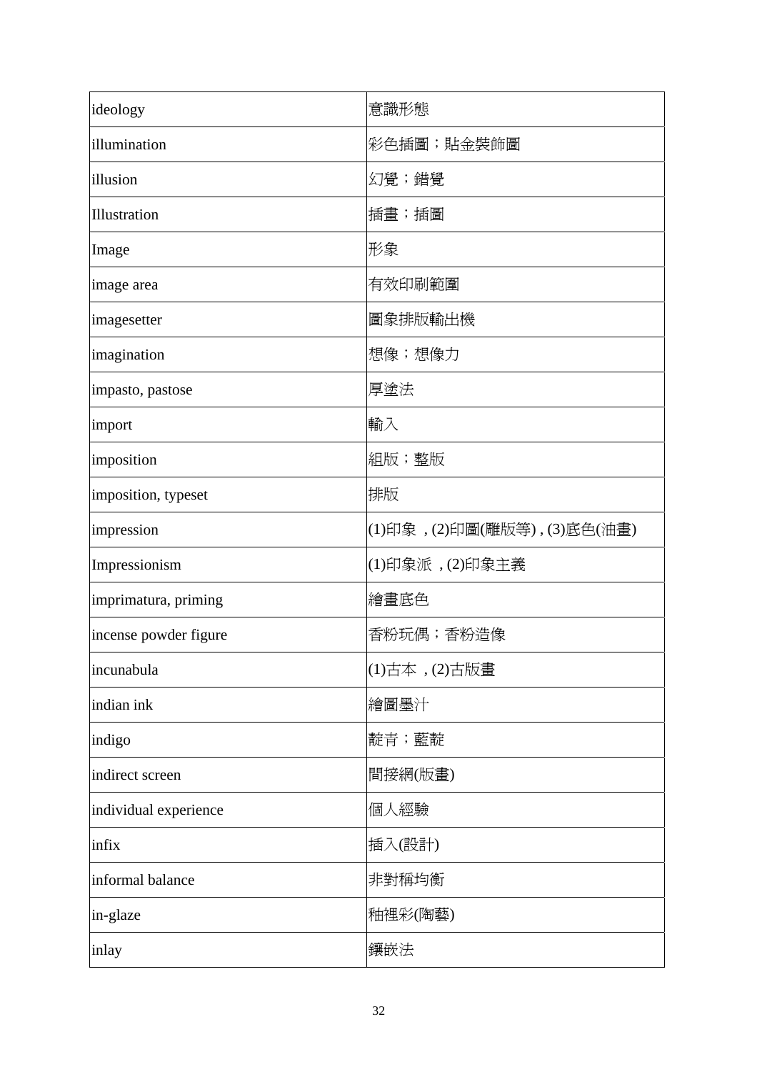| ideology | 意識形態 |
|---|---|
| illumination | 彩色插圖；貼金裝飾圖 |
| illusion | 幻覺；錯覺 |
| Illustration | 插畫；插圖 |
| Image | 形象 |
| image area | 有效印刷範圍 |
| imagesetter | 圖象排版輸出機 |
| imagination | 想像；想像力 |
| impasto, pastose | 厚塗法 |
| import | 輸入 |
| imposition | 組版；整版 |
| imposition, typeset | 排版 |
| impression | (1)印象 , (2)印圖(雕版等) , (3)底色(油畫) |
| Impressionism | (1)印象派 , (2)印象主義 |
| imprimatura, priming | 繪畫底色 |
| incense powder figure | 香粉玩偶；香粉造像 |
| incunabula | (1)古本 , (2)古版畫 |
| indian ink | 繪圖墨汁 |
| indigo | 靛青；藍靛 |
| indirect screen | 間接網(版畫) |
| individual experience | 個人經驗 |
| infix | 插入(設計) |
| informal balance | 非對稱均衡 |
| in-glaze | 釉裡彩(陶藝) |
| inlay | 鑲嵌法 |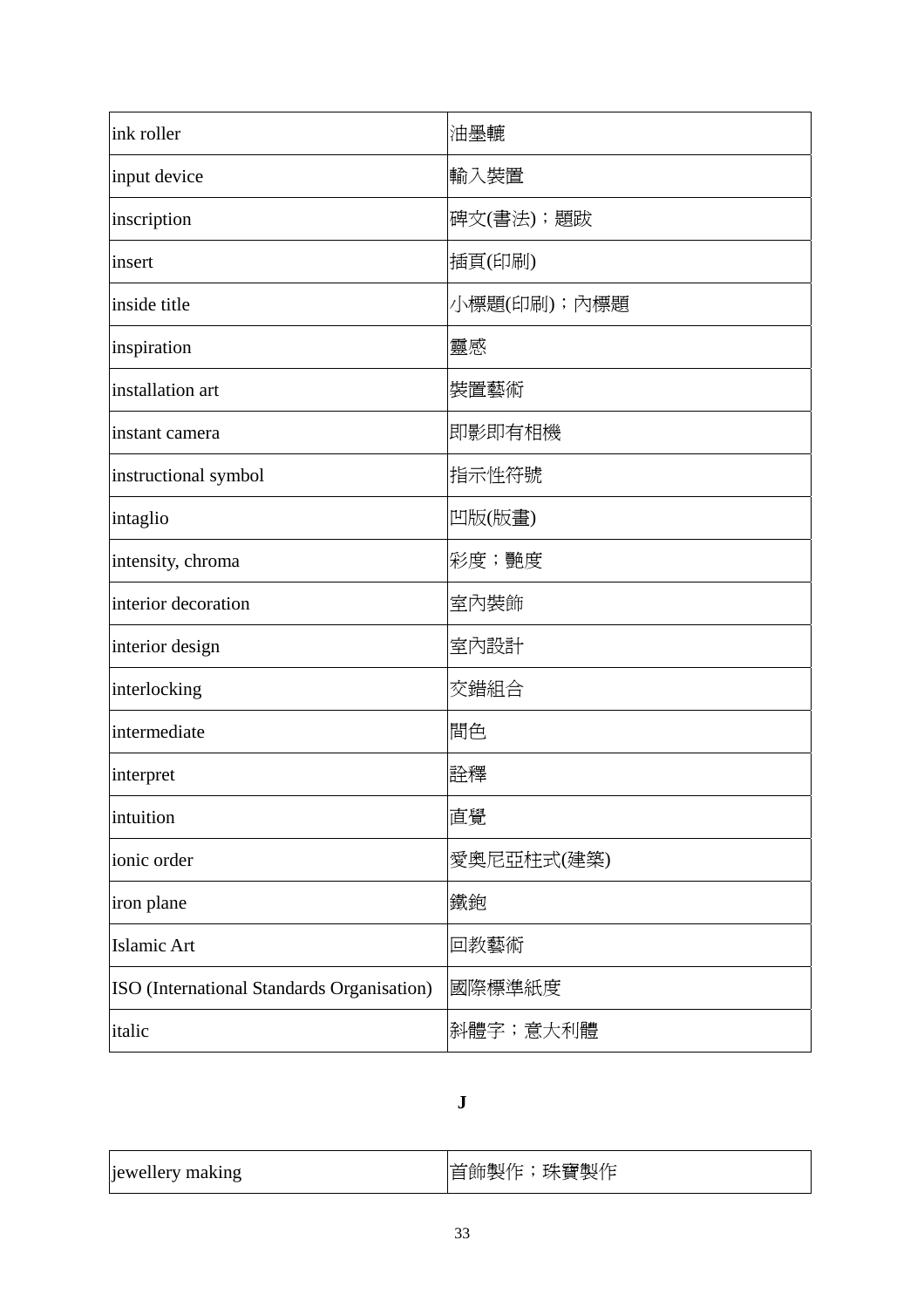| | |
|---|---|
| ink roller | 油墨轆 |
| input device | 輸入裝置 |
| inscription | 碑文(書法)；題跋 |
| insert | 插頁(印刷) |
| inside title | 小標題(印刷)；內標題 |
| inspiration | 靈感 |
| installation art | 裝置藝術 |
| instant camera | 即影即有相機 |
| instructional symbol | 指示性符號 |
| intaglio | 凹版(版畫) |
| intensity, chroma | 彩度；艷度 |
| interior decoration | 室內裝飾 |
| interior design | 室內設計 |
| interlocking | 交錯組合 |
| intermediate | 間色 |
| interpret | 詮釋 |
| intuition | 直覺 |
| ionic order | 愛奧尼亞柱式(建築) |
| iron plane | 鐵鉋 |
| Islamic Art | 回教藝術 |
| ISO (International Standards Organisation) | 國際標準紙度 |
| italic | 斜體字；意大利體 |

**J**

| | |
|---|---|
| jewellery making | 首飾製作；珠寶製作 |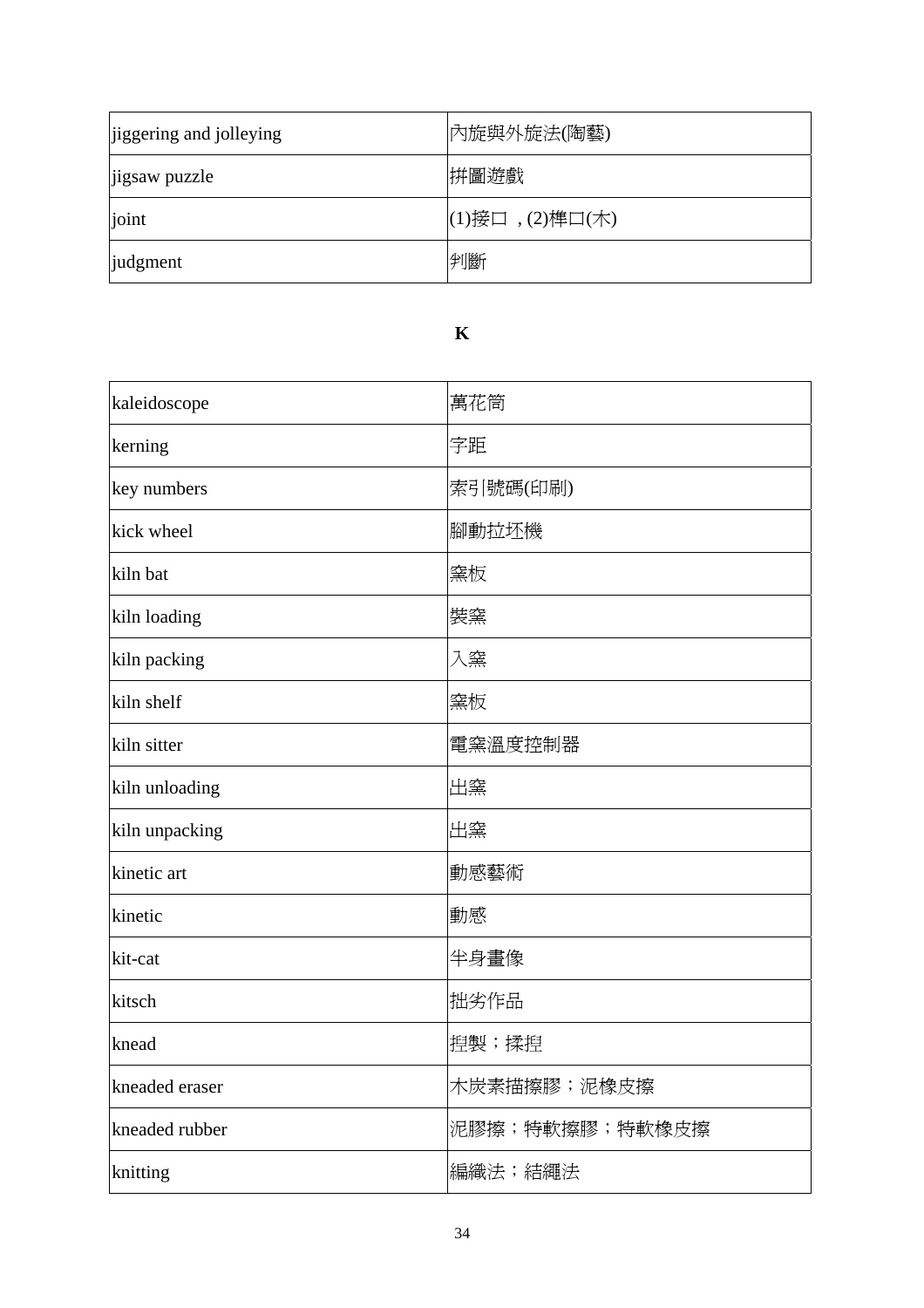| | |
|---|---|
| jiggering and jolleying | 內旋與外旋法(陶藝) |
| jigsaw puzzle | 拼圖遊戲 |
| joint | (1)接口 , (2)榫口(木) |
| judgment | 判斷 |

**K**

| | |
|---|---|
| kaleidoscope | 萬花筒 |
| kerning | 字距 |
| key numbers | 索引號碼(印刷) |
| kick wheel | 腳動拉坯機 |
| kiln bat | 窯板 |
| kiln loading | 裝窯 |
| kiln packing | 入窯 |
| kiln shelf | 窯板 |
| kiln sitter | 電窯溫度控制器 |
| kiln unloading | 出窯 |
| kiln unpacking | 出窯 |
| kinetic art | 動感藝術 |
| kinetic | 動感 |
| kit-cat | 半身畫像 |
| kitsch | 拙劣作品 |
| knead | 捏製；揉捏 |
| kneaded eraser | 木炭素描擦膠；泥橡皮擦 |
| kneaded rubber | 泥膠擦；特軟擦膠；特軟橡皮擦 |
| knitting | 編織法；結繩法 |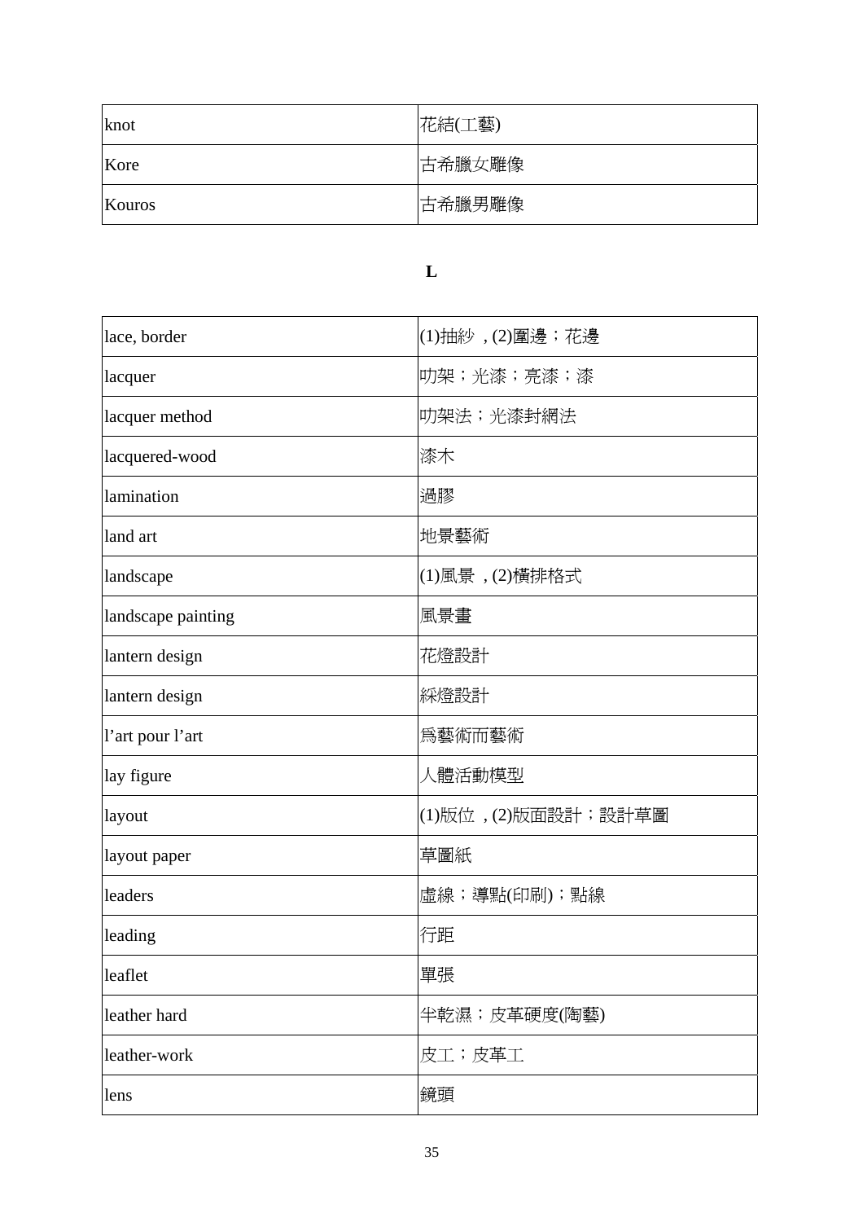| knot | 花結(工藝) |
|---|---|
| Kore | 古希臘女雕像 |
| Kouros | 古希臘男雕像 |

## L

| lace, border | (1)抽紗 , (2)圍邊；花邊 |
|---|---|
| lacquer | 叻架；光漆；亮漆；漆 |
| lacquer method | 叻架法；光漆封網法 |
| lacquered-wood | 漆木 |
| lamination | 過膠 |
| land art | 地景藝術 |
| landscape | (1)風景 , (2)橫排格式 |
| landscape painting | 風景畫 |
| lantern design | 花燈設計 |
| lantern design | 綵燈設計 |
| l’art pour l’art | 爲藝術而藝術 |
| lay figure | 人體活動模型 |
| layout | (1)版位 , (2)版面設計；設計草圖 |
| layout paper | 草圖紙 |
| leaders | 虛線；導點(印刷)；點線 |
| leading | 行距 |
| leaflet | 單張 |
| leather hard | 半乾濕；皮革硬度(陶藝) |
| leather-work | 皮工；皮革工 |
| lens | 鏡頭 |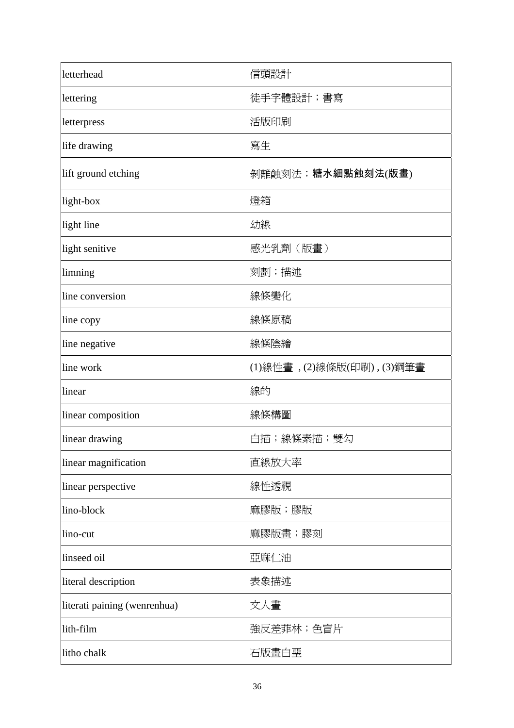| letterhead | 信頭設計 |
|---|---|
| lettering | 徒手字體設計；書寫 |
| letterpress | 活版印刷 |
| life drawing | 寫生 |
| lift ground etching | 剝離蝕刻法；**糖水細點蝕刻法(版畫**) |
| light-box | 燈箱 |
| light line | 幼線 |
| light senitive | 感光乳劑（版畫） |
| limning | 刻劃；描述 |
| line conversion | 線條變化 |
| line copy | 線條原稿 |
| line negative | 線條陰繪 |
| line work | (1)線性畫 , (2)線條版(印刷) , (3)鋼筆畫 |
| linear | 線的 |
| linear composition | 線條構圖 |
| linear drawing | 白描；線條素描；雙勾 |
| linear magnification | 直線放大率 |
| linear perspective | 線性透視 |
| lino-block | 麻膠版；膠版 |
| lino-cut | 麻膠版畫；膠刻 |
| linseed oil | 亞麻仁油 |
| literal description | 表象描述 |
| literati paining (wenrenhua) | 文人畫 |
| lith-film | 強反差菲林；色盲片 |
| litho chalk | 石版畫白堊 |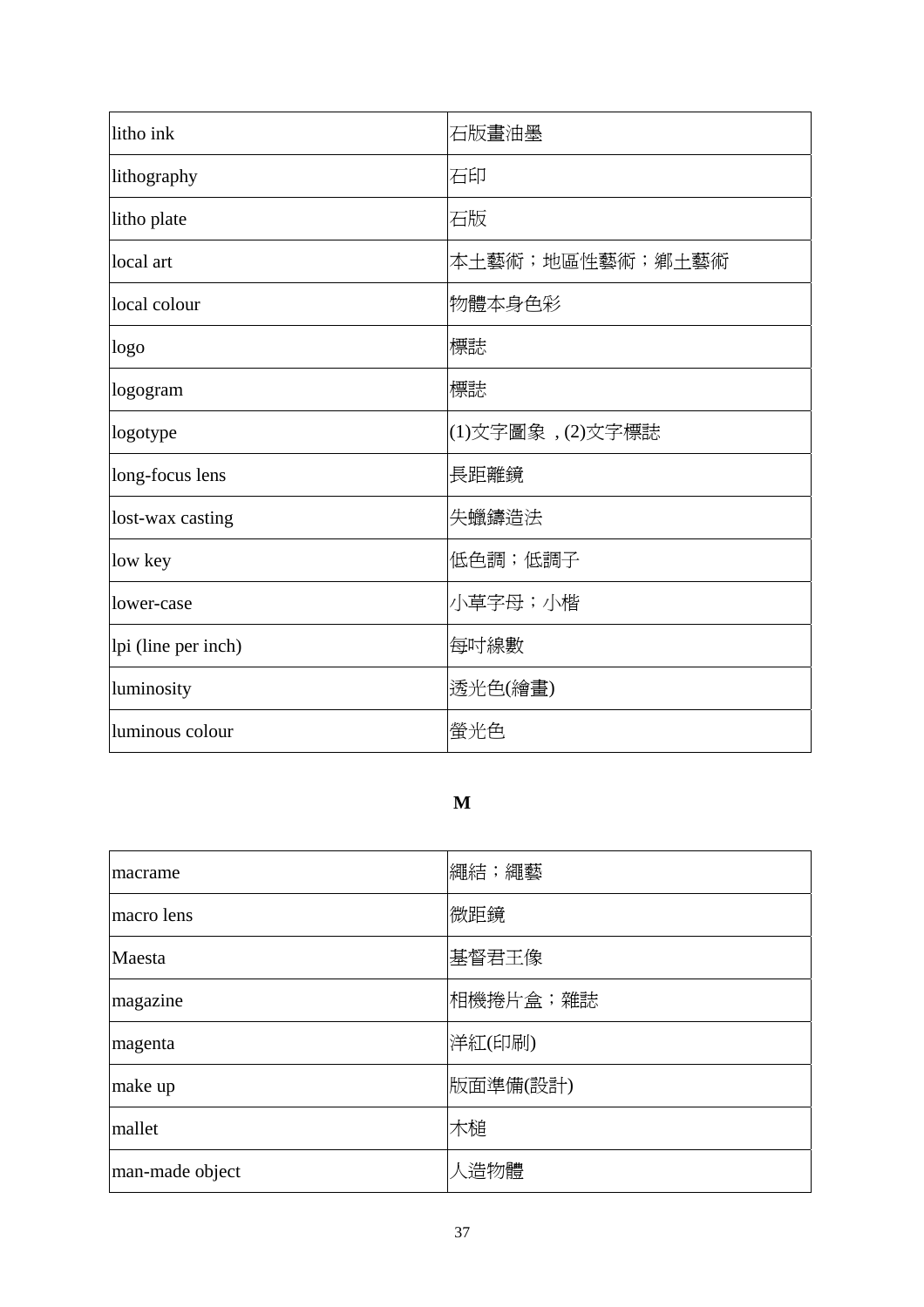| | |
|---|---|
| litho ink | 石版畫油墨 |
| lithography | 石印 |
| litho plate | 石版 |
| local art | 本土藝術；地區性藝術；鄉土藝術 |
| local colour | 物體本身色彩 |
| logo | 標誌 |
| logogram | 標誌 |
| logotype | (1)文字圖象 ,(2)文字標誌 |
| long-focus lens | 長距離鏡 |
| lost-wax casting | 失蠟鑄造法 |
| low key | 低色調；低調子 |
| lower-case | 小草字母；小楷 |
| lpi (line per inch) | 每吋線數 |
| luminosity | 透光色(繪畫) |
| luminous colour | 螢光色 |

## M

| | |
|---|---|
| macrame | 繩結；繩藝 |
| macro lens | 微距鏡 |
| Maesta | 基督君王像 |
| magazine | 相機捲片盒；雜誌 |
| magenta | 洋紅(印刷) |
| make up | 版面準備(設計) |
| mallet | 木槌 |
| man-made object | 人造物體 |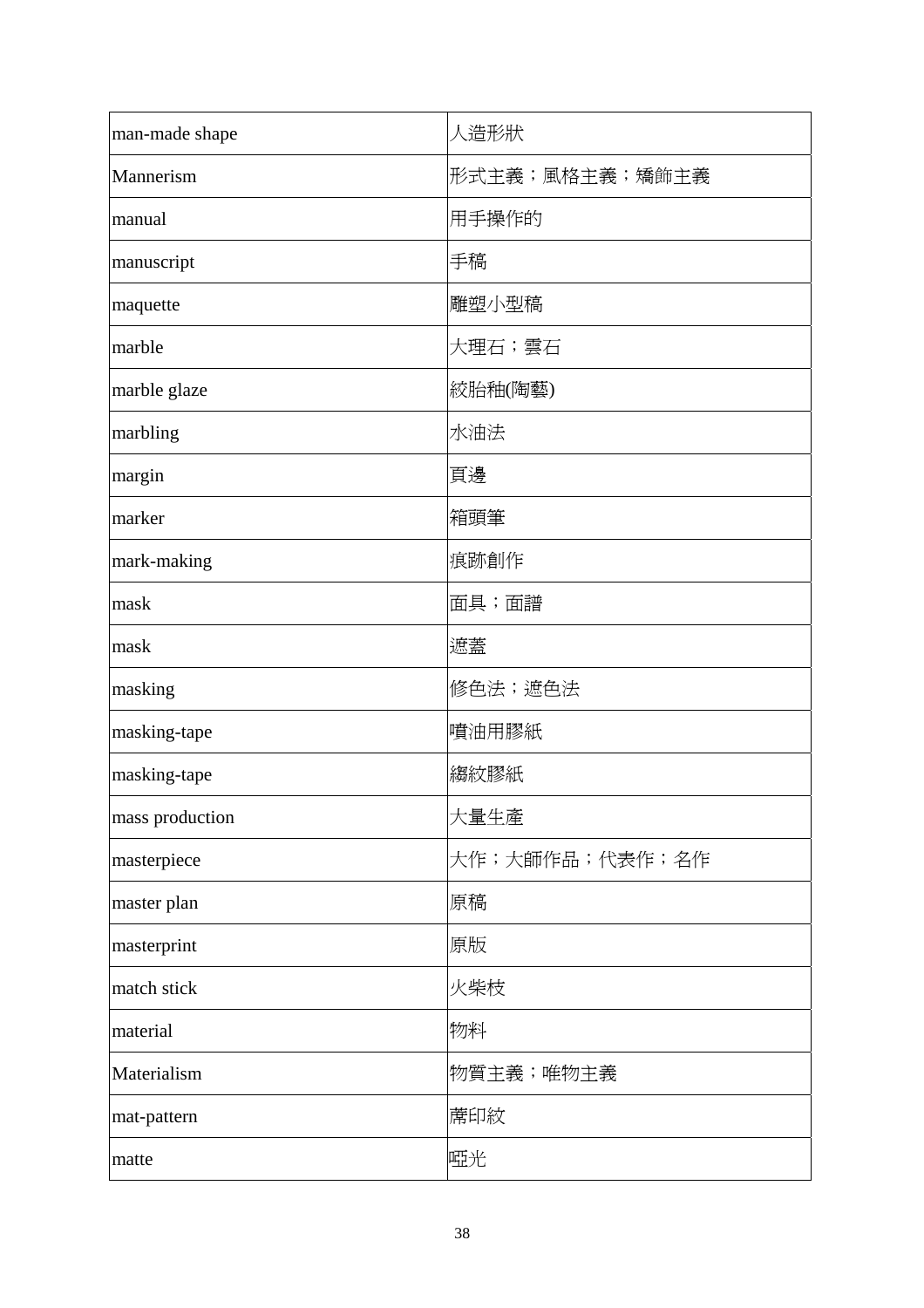| man-made shape | 人造形狀 |
| --- | --- |
| Mannerism | 形式主義；風格主義；矯飾主義 |
| manual | 用手操作的 |
| manuscript | 手稿 |
| maquette | 雕塑小型稿 |
| marble | 大理石；雲石 |
| marble glaze | 絞胎釉(陶藝) |
| marbling | 水油法 |
| margin | 頁邊 |
| marker | 箱頭筆 |
| mark-making | 痕跡創作 |
| mask | 面具；面譜 |
| mask | 遮蓋 |
| masking | 修色法；遮色法 |
| masking-tape | 噴油用膠紙 |
| masking-tape | 縐紋膠紙 |
| mass production | 大量生產 |
| masterpiece | 大作；大師作品；代表作；名作 |
| master plan | 原稿 |
| masterprint | 原版 |
| match stick | 火柴枝 |
| material | 物料 |
| Materialism | 物質主義；唯物主義 |
| mat-pattern | 蓆印紋 |
| matte | 啞光 |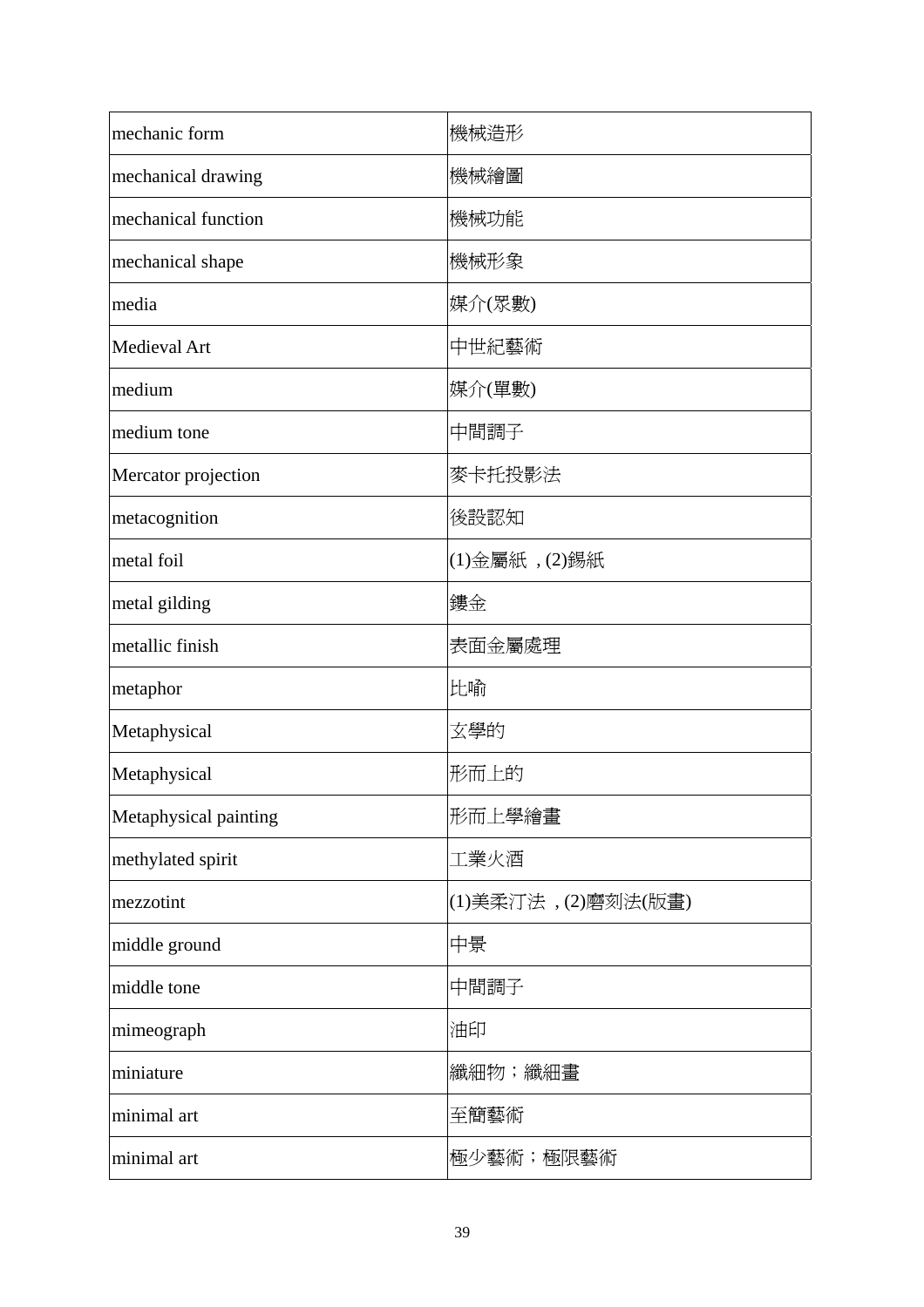| | |
|---|---|
| mechanic form | 機械造形 |
| mechanical drawing | 機械繪圖 |
| mechanical function | 機械功能 |
| mechanical shape | 機械形象 |
| media | 媒介(眾數) |
| Medieval Art | 中世紀藝術 |
| medium | 媒介(單數) |
| medium tone | 中間調子 |
| Mercator projection | 麥卡托投影法 |
| metacognition | 後設認知 |
| metal foil | (1)金屬紙 ,(2)錫紙 |
| metal gilding | 鍍金 |
| metallic finish | 表面金屬處理 |
| metaphor | 比喻 |
| Metaphysical | 玄學的 |
| Metaphysical | 形而上的 |
| Metaphysical painting | 形而上學繪畫 |
| methylated spirit | 工業火酒 |
| mezzotint | (1)美柔汀法 ,(2)磨刻法(版畫) |
| middle ground | 中景 |
| middle tone | 中間調子 |
| mimeograph | 油印 |
| miniature | 纖細物；纖細畫 |
| minimal art | 至簡藝術 |
| minimal art | 極少藝術；極限藝術 |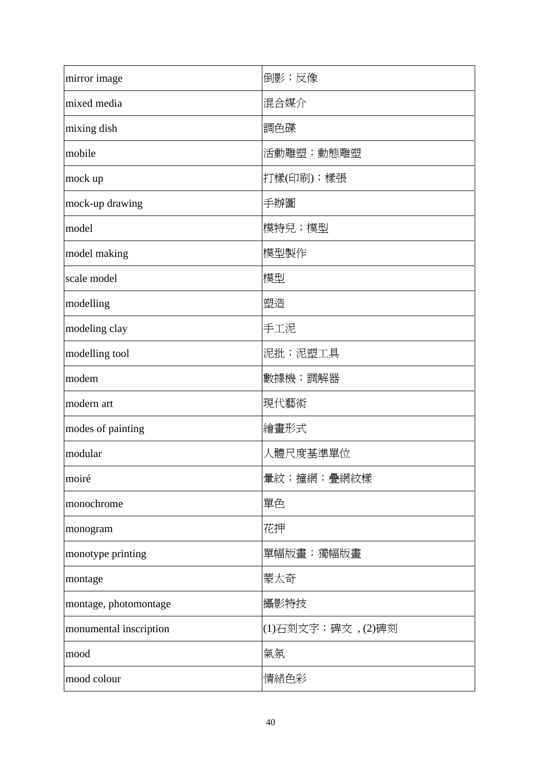| | |
|---|---|
| mirror image | 倒影；反像 |
| mixed media | 混合媒介 |
| mixing dish | 調色碟 |
| mobile | 活動雕塑；動態雕塑 |
| mock up | 打樣(印刷)；樣張 |
| mock-up drawing | 手辦圖 |
| model | 模特兒；模型 |
| model making | 模型製作 |
| scale model | 模型 |
| modelling | 塑造 |
| modeling clay | 手工泥 |
| modelling tool | 泥批；泥塑工具 |
| modem | 數據機；調解器 |
| modern art | 現代藝術 |
| modes of painting | 繪畫形式 |
| modular | 人體尺度基準單位 |
| moiré | 暈紋；撞網；疊網紋樣 |
| monochrome | 單色 |
| monogram | 花押 |
| monotype printing | 單幅版畫；獨幅版畫 |
| montage | 蒙太奇 |
| montage, photomontage | 攝影特技 |
| monumental inscription | (1)石刻文字；碑文 , (2)碑刻 |
| mood | 氣氛 |
| mood colour | 情緒色彩 |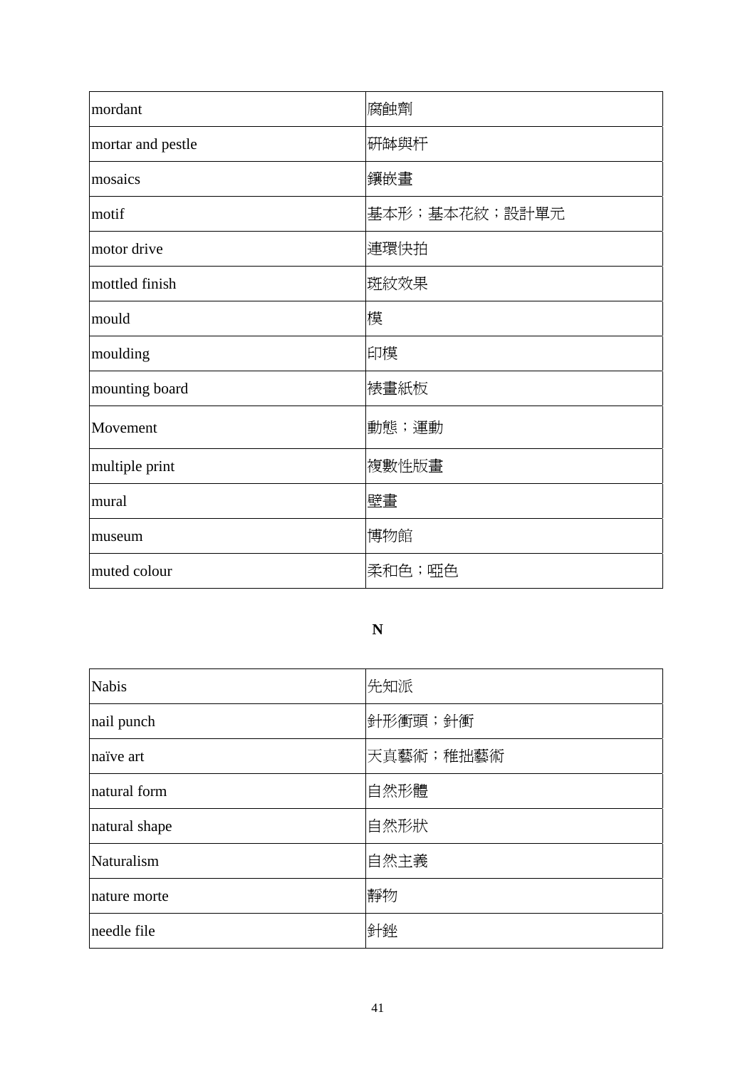| mordant | 腐蝕劑 |
|---|---|
| mortar and pestle | 研缽與杵 |
| mosaics | 鑲嵌畫 |
| motif | 基本形；基本花紋；設計單元 |
| motor drive | 連環快拍 |
| mottled finish | 斑紋效果 |
| mould | 模 |
| moulding | 印模 |
| mounting board | 裱畫紙板 |
| Movement | 動態；運動 |
| multiple print | 複數性版畫 |
| mural | 壁畫 |
| museum | 博物館 |
| muted colour | 柔和色；啞色 |

**N**

| Nabis | 先知派 |
|---|---|
| nail punch | 針形衝頭；針衝 |
| naïve art | 天真藝術；稚拙藝術 |
| natural form | 自然形體 |
| natural shape | 自然形狀 |
| Naturalism | 自然主義 |
| nature morte | 靜物 |
| needle file | 針銼 |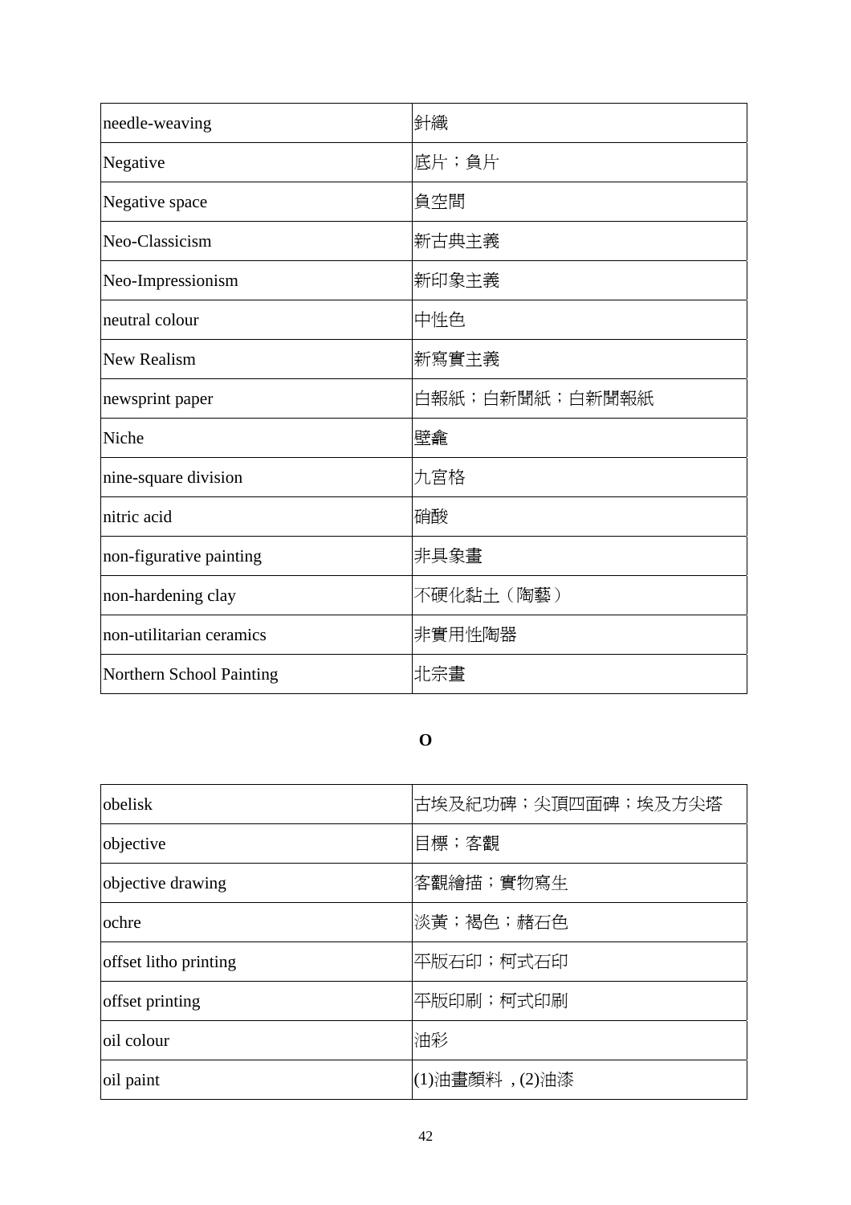| | |
|---|---|
| needle-weaving | 針織 |
| Negative | 底片；負片 |
| Negative space | 負空間 |
| Neo-Classicism | 新古典主義 |
| Neo-Impressionism | 新印象主義 |
| neutral colour | 中性色 |
| New Realism | 新寫實主義 |
| newsprint paper | 白報紙；白新聞紙；白新聞報紙 |
| Niche | 壁龕 |
| nine-square division | 九宮格 |
| nitric acid | 硝酸 |
| non-figurative painting | 非具象畫 |
| non-hardening clay | 不硬化黏土（陶藝） |
| non-utilitarian ceramics | 非實用性陶器 |
| Northern School Painting | 北宗畫 |

**O**

| | |
|---|---|
| obelisk | 古埃及紀功碑；尖頂四面碑；埃及方尖塔 |
| objective | 目標；客觀 |
| objective drawing | 客觀繪描；實物寫生 |
| ochre | 淡黃；褐色；赭石色 |
| offset litho printing | 平版石印；柯式石印 |
| offset printing | 平版印刷；柯式印刷 |
| oil colour | 油彩 |
| oil paint | (1)油畫顏料，(2)油漆 |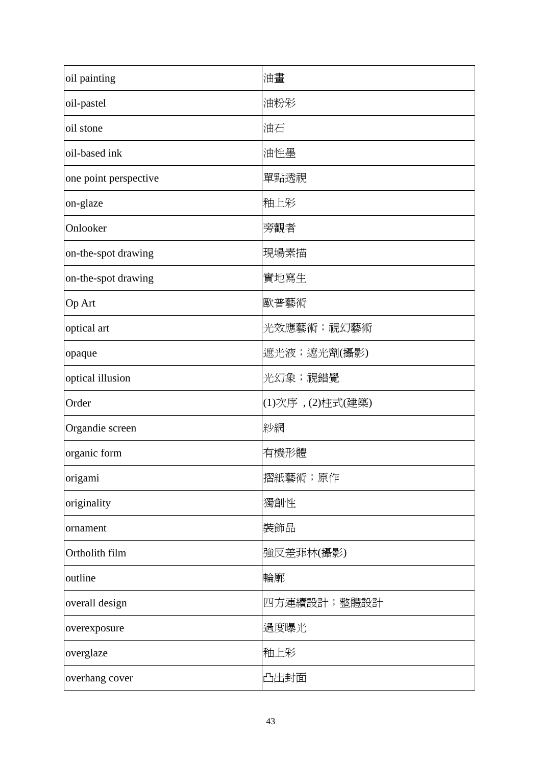| oil painting | 油畫 |
|---|---|
| oil-pastel | 油粉彩 |
| oil stone | 油石 |
| oil-based ink | 油性墨 |
| one point perspective | 單點透視 |
| on-glaze | 釉上彩 |
| Onlooker | 旁觀者 |
| on-the-spot drawing | 現場素描 |
| on-the-spot drawing | 實地寫生 |
| Op Art | 歐普藝術 |
| optical art | 光效應藝術；視幻藝術 |
| opaque | 遮光液；遮光劑(攝影) |
| optical illusion | 光幻象；視錯覺 |
| Order | (1)次序，(2)柱式(建築) |
| Organdie screen | 紗網 |
| organic form | 有機形體 |
| origami | 摺紙藝術；原作 |
| originality | 獨創性 |
| ornament | 裝飾品 |
| Ortholith film | 強反差菲林(攝影) |
| outline | 輪廓 |
| overall design | 四方連續設計；整體設計 |
| overexposure | 過度曝光 |
| overglaze | 釉上彩 |
| overhang cover | 凸出封面 |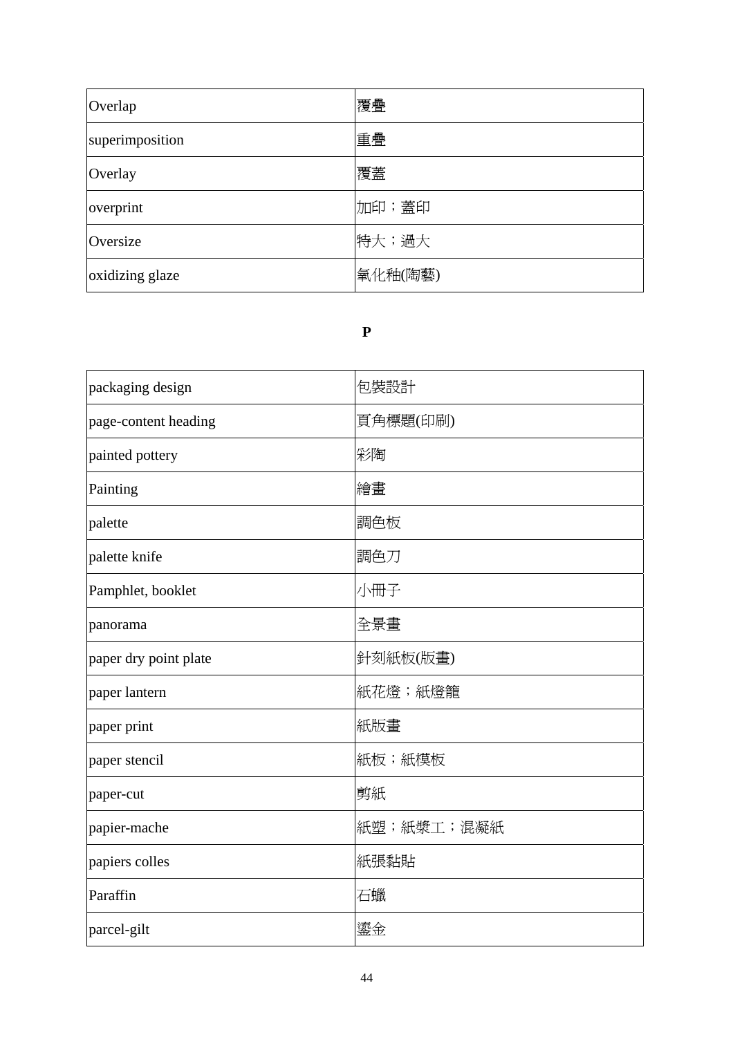| Overlap | 覆疊 |
|---|---|
| superimposition | 重疊 |
| Overlay | 覆蓋 |
| overprint | 加印；蓋印 |
| Oversize | 特大；過大 |
| oxidizing glaze | 氧化釉(陶藝) |

**P**

| packaging design | 包裝設計 |
|---|---|
| page-content heading | 頁角標題(印刷) |
| painted pottery | 彩陶 |
| Painting | 繪畫 |
| palette | 調色板 |
| palette knife | 調色刀 |
| Pamphlet, booklet | 小冊子 |
| panorama | 全景畫 |
| paper dry point plate | 針刻紙板(版畫) |
| paper lantern | 紙花燈；紙燈籠 |
| paper print | 紙版畫 |
| paper stencil | 紙板；紙模板 |
| paper-cut | 剪紙 |
| papier-mache | 紙塑；紙漿工；混凝紙 |
| papiers colles | 紙張黏貼 |
| Paraffin | 石蠟 |
| parcel-gilt | 鎏金 |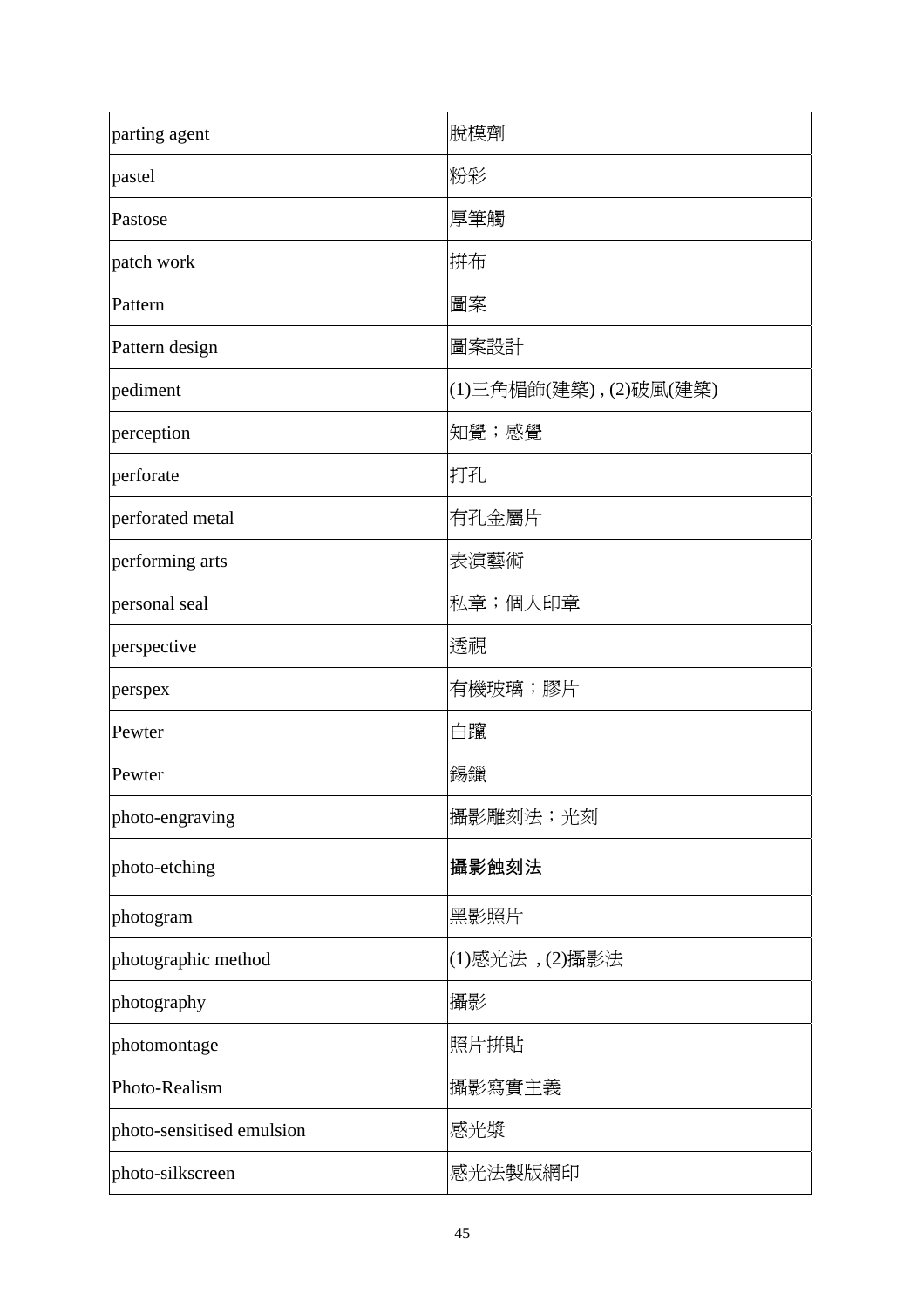| parting agent | 脫模劑 |
| --- | --- |
| pastel | 粉彩 |
| Pastose | 厚筆觸 |
| patch work | 拼布 |
| Pattern | 圖案 |
| Pattern design | 圖案設計 |
| pediment | (1)三角楣飾(建築) , (2)破風(建築) |
| perception | 知覺；感覺 |
| perforate | 打孔 |
| perforated metal | 有孔金屬片 |
| performing arts | 表演藝術 |
| personal seal | 私章；個人印章 |
| perspective | 透視 |
| perspex | 有機玻璃；膠片 |
| Pewter | 白鑞 |
| Pewter | 錫鑞 |
| photo-engraving | 攝影雕刻法；光刻 |
| photo-etching | **攝影蝕刻法** |
| photogram | 黑影照片 |
| photographic method | (1)感光法 , (2)攝影法 |
| photography | 攝影 |
| photomontage | 照片拼貼 |
| Photo-Realism | 攝影寫實主義 |
| photo-sensitised emulsion | 感光漿 |
| photo-silkscreen | 感光法製版網印 |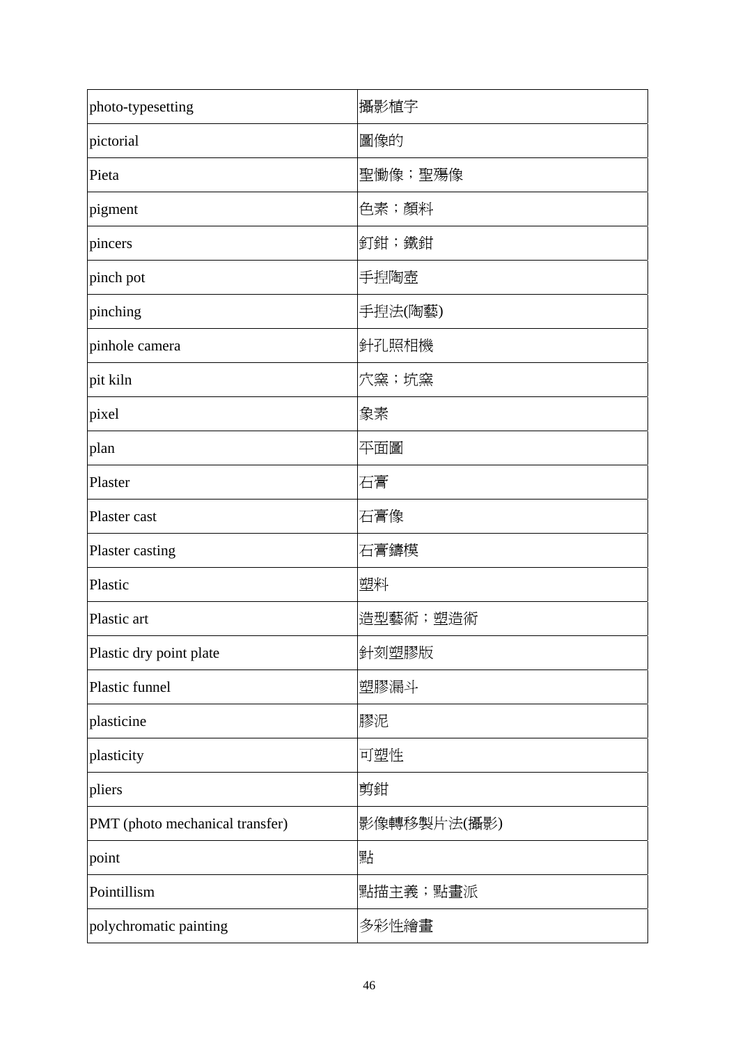| photo-typesetting | 攝影植字 |
|---|---|
| pictorial | 圖像的 |
| Pieta | 聖慟像；聖殤像 |
| pigment | 色素；顏料 |
| pincers | 釘鉗；鐵鉗 |
| pinch pot | 手捏陶壺 |
| pinching | 手捏法(陶藝) |
| pinhole camera | 針孔照相機 |
| pit kiln | 穴窯；坑窯 |
| pixel | 象素 |
| plan | 平面圖 |
| Plaster | 石膏 |
| Plaster cast | 石膏像 |
| Plaster casting | 石膏鑄模 |
| Plastic | 塑料 |
| Plastic art | 造型藝術；塑造術 |
| Plastic dry point plate | 針刻塑膠版 |
| Plastic funnel | 塑膠漏斗 |
| plasticine | 膠泥 |
| plasticity | 可塑性 |
| pliers | 剪鉗 |
| PMT (photo mechanical transfer) | 影像轉移製片法(攝影) |
| point | 點 |
| Pointillism | 點描主義；點畫派 |
| polychromatic painting | 多彩性繪畫 |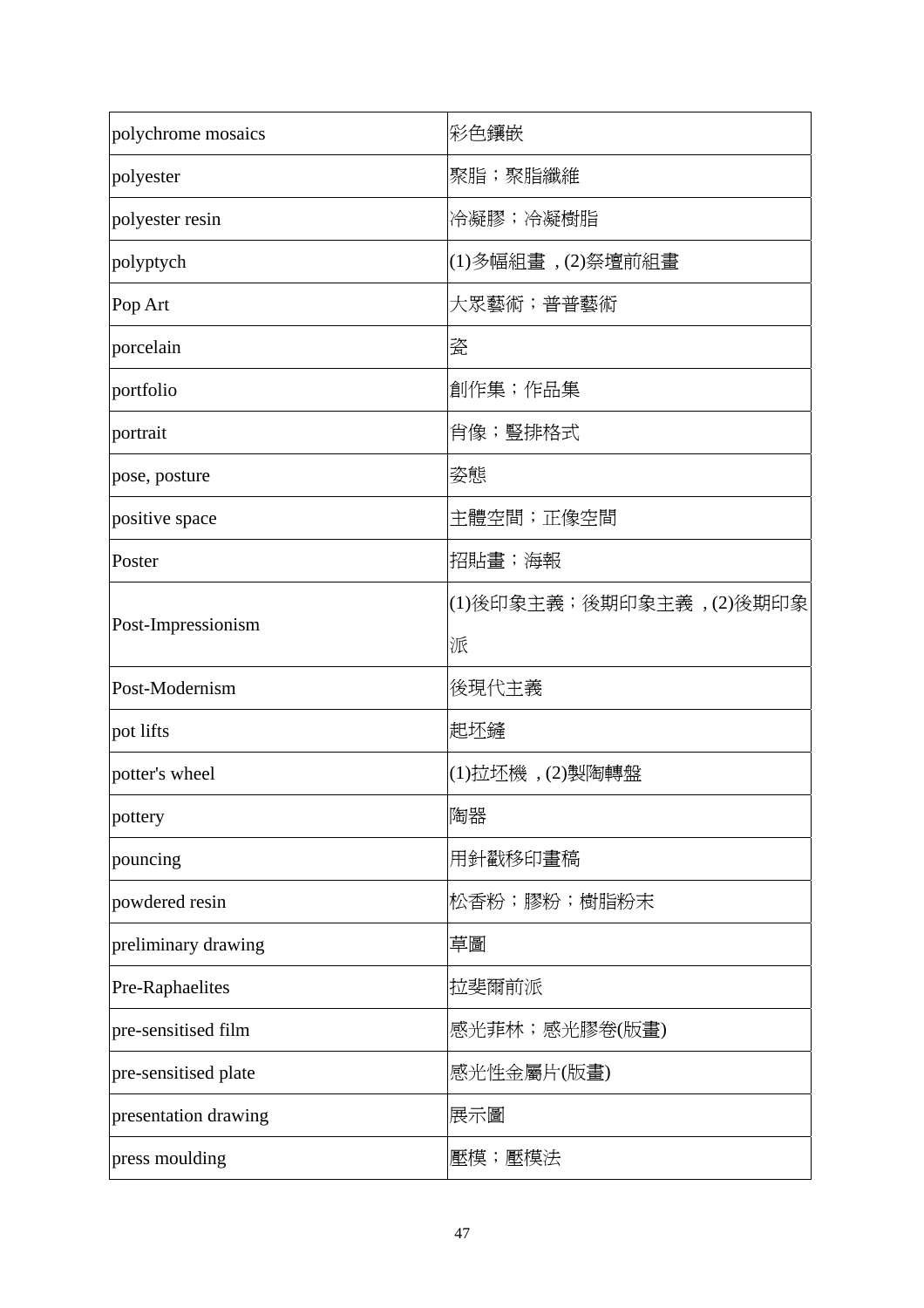| polychrome mosaics | 彩色鑲嵌 |
|---|---|
| polyester | 聚脂；聚脂纖維 |
| polyester resin | 冷凝膠；冷凝樹脂 |
| polyptych | (1)多幅組畫，(2)祭壇前組畫 |
| Pop Art | 大眾藝術；普普藝術 |
| porcelain | 瓷 |
| portfolio | 創作集；作品集 |
| portrait | 肖像；豎排格式 |
| pose, posture | 姿態 |
| positive space | 主體空間；正像空間 |
| Poster | 招貼畫；海報 |
| Post-Impressionism | (1)後印象主義；後期印象主義，(2)後期印象派 |
| Post-Modernism | 後現代主義 |
| pot lifts | 起坯鏟 |
| potter's wheel | (1)拉坯機，(2)製陶轉盤 |
| pottery | 陶器 |
| pouncing | 用針戳移印畫稿 |
| powdered resin | 松香粉；膠粉；樹脂粉末 |
| preliminary drawing | 草圖 |
| Pre-Raphaelites | 拉斐爾前派 |
| pre-sensitised film | 感光菲林；感光膠卷(版畫) |
| pre-sensitised plate | 感光性金屬片(版畫) |
| presentation drawing | 展示圖 |
| press moulding | 壓模；壓模法 |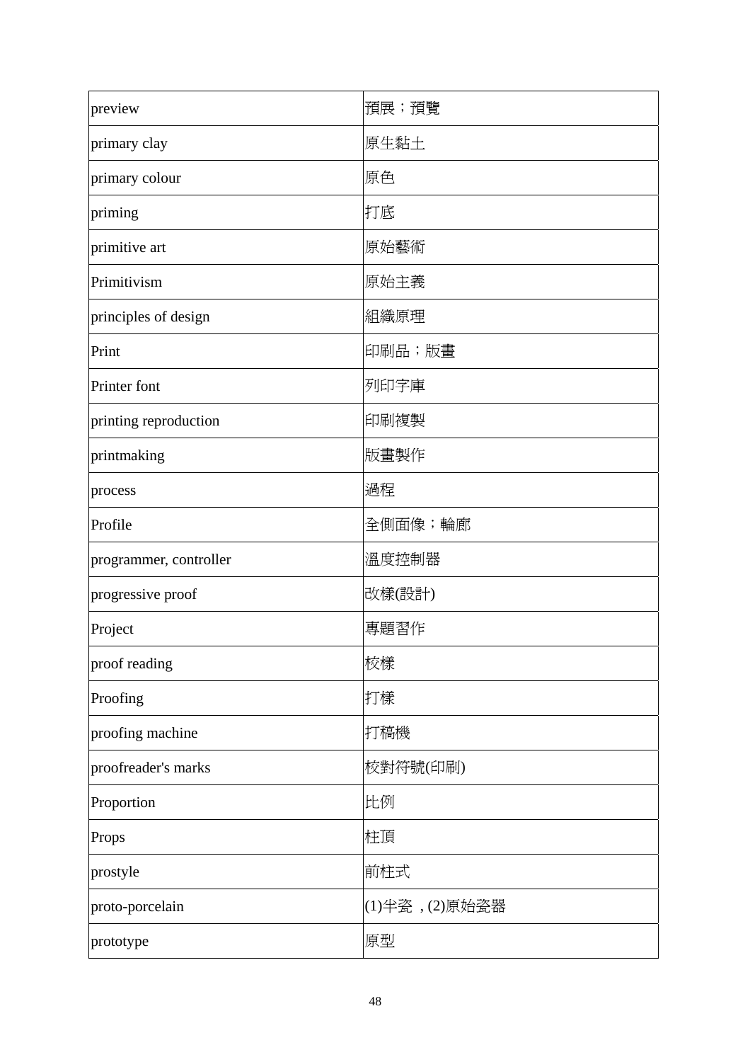| preview | 預展；預覽 |
|---|---|
| primary clay | 原生黏土 |
| primary colour | 原色 |
| priming | 打底 |
| primitive art | 原始藝術 |
| Primitivism | 原始主義 |
| principles of design | 組織原理 |
| Print | 印刷品；版畫 |
| Printer font | 列印字庫 |
| printing reproduction | 印刷複製 |
| printmaking | 版畫製作 |
| process | 過程 |
| Profile | 全側面像；輪廓 |
| programmer, controller | 溫度控制器 |
| progressive proof | 改樣(設計) |
| Project | 專題習作 |
| proof reading | 校樣 |
| Proofing | 打樣 |
| proofing machine | 打稿機 |
| proofreader's marks | 校對符號(印刷) |
| Proportion | 比例 |
| Props | 柱頂 |
| prostyle | 前柱式 |
| proto-porcelain | (1)半瓷 , (2)原始瓷器 |
| prototype | 原型 |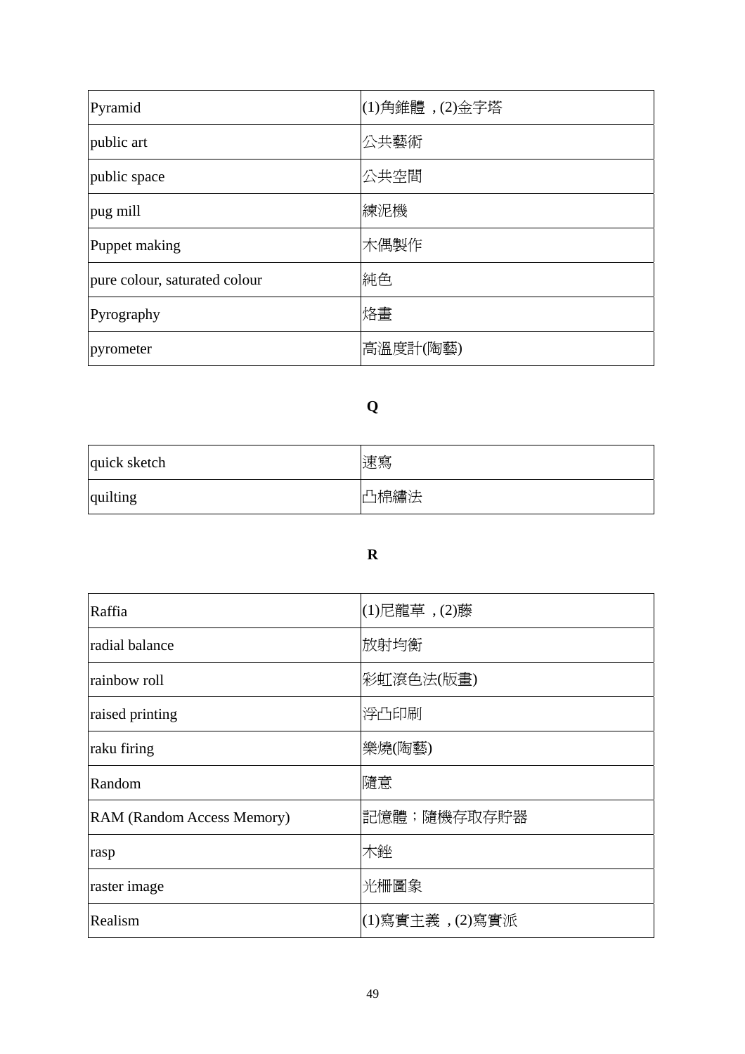| | |
|---|---|
| Pyramid | (1)角錐體 , (2)金字塔 |
| public art | 公共藝術 |
| public space | 公共空間 |
| pug mill | 練泥機 |
| Puppet making | 木偶製作 |
| pure colour, saturated colour | 純色 |
| Pyrography | 烙畫 |
| pyrometer | 高溫度計(陶藝) |

## Q

| | |
|---|---|
| quick sketch | 速寫 |
| quilting | 凸棉繡法 |

## R

| | |
|---|---|
| Raffia | (1)尼龍草 , (2)藤 |
| radial balance | 放射均衡 |
| rainbow roll | 彩虹滾色法(版畫) |
| raised printing | 浮凸印刷 |
| raku firing | 樂燒(陶藝) |
| Random | 隨意 |
| RAM (Random Access Memory) | 記憶體；隨機存取存貯器 |
| rasp | 木銼 |
| raster image | 光柵圖象 |
| Realism | (1)寫實主義 , (2)寫實派 |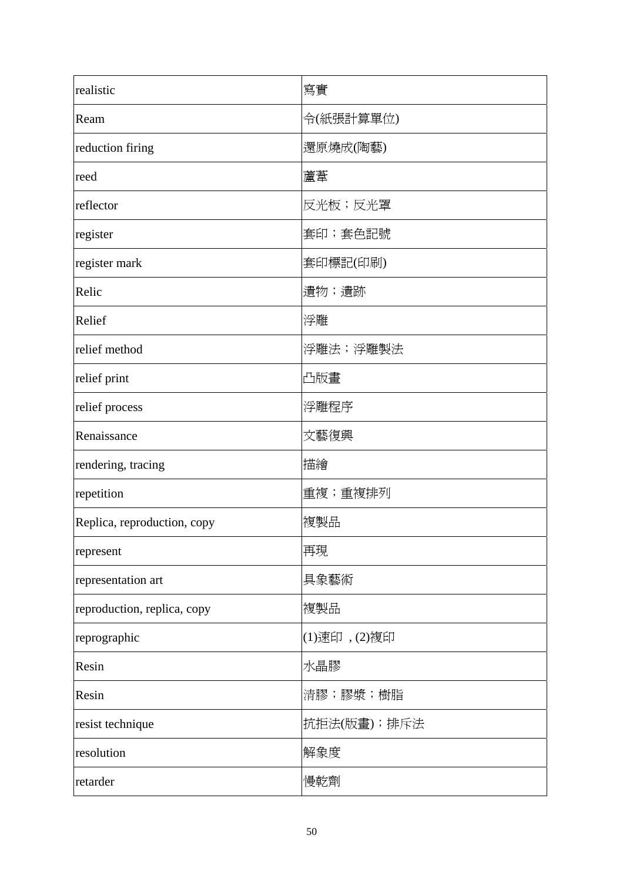| realistic | 寫實 |
|---|---|
| Ream | 令(紙張計算單位) |
| reduction firing | 還原燒成(陶藝) |
| reed | 蘆葦 |
| reflector | 反光板；反光罩 |
| register | 套印；套色記號 |
| register mark | 套印標記(印刷) |
| Relic | 遺物；遺跡 |
| Relief | 浮雕 |
| relief method | 浮雕法；浮雕製法 |
| relief print | 凸版畫 |
| relief process | 浮雕程序 |
| Renaissance | 文藝復興 |
| rendering, tracing | 描繪 |
| repetition | 重複；重複排列 |
| Replica, reproduction, copy | 複製品 |
| represent | 再現 |
| representation art | 具象藝術 |
| reproduction, replica, copy | 複製品 |
| reprographic | (1)速印 , (2)複印 |
| Resin | 水晶膠 |
| Resin | 清膠；膠漿；樹脂 |
| resist technique | 抗拒法(版畫)；排斥法 |
| resolution | 解象度 |
| retarder | 慢乾劑 |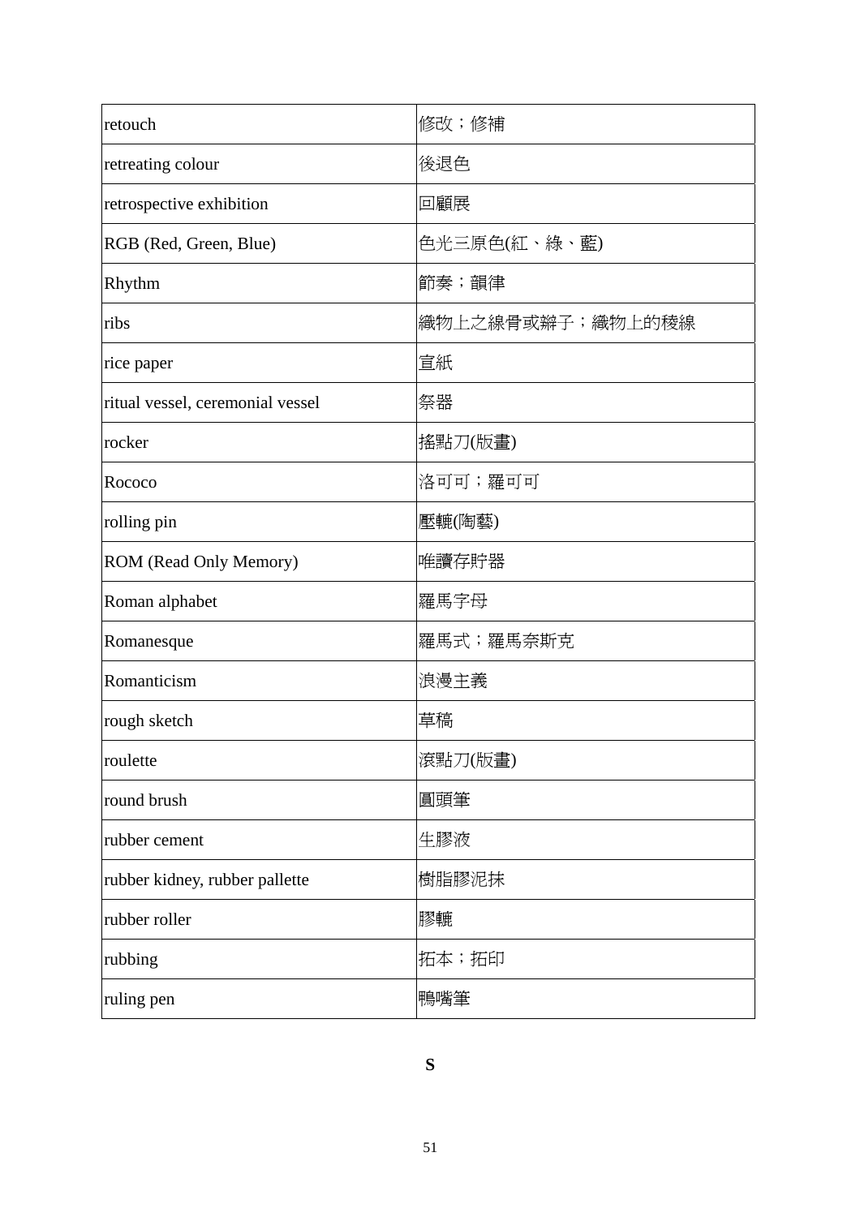| retouch | 修改；修補 |
|---|---|
| retreating colour | 後退色 |
| retrospective exhibition | 回顧展 |
| RGB (Red, Green, Blue) | 色光三原色(紅、綠、藍) |
| Rhythm | 節奏；韻律 |
| ribs | 織物上之線骨或辮子；織物上的稜線 |
| rice paper | 宣紙 |
| ritual vessel, ceremonial vessel | 祭器 |
| rocker | 搖點刀(版畫) |
| Rococo | 洛可可；羅可可 |
| rolling pin | 壓轆(陶藝) |
| ROM (Read Only Memory) | 唯讀存貯器 |
| Roman alphabet | 羅馬字母 |
| Romanesque | 羅馬式；羅馬奈斯克 |
| Romanticism | 浪漫主義 |
| rough sketch | 草稿 |
| roulette | 滾點刀(版畫) |
| round brush | 圓頭筆 |
| rubber cement | 生膠液 |
| rubber kidney, rubber pallette | 樹脂膠泥抹 |
| rubber roller | 膠轆 |
| rubbing | 拓本；拓印 |
| ruling pen | 鴨嘴筆 |

**S**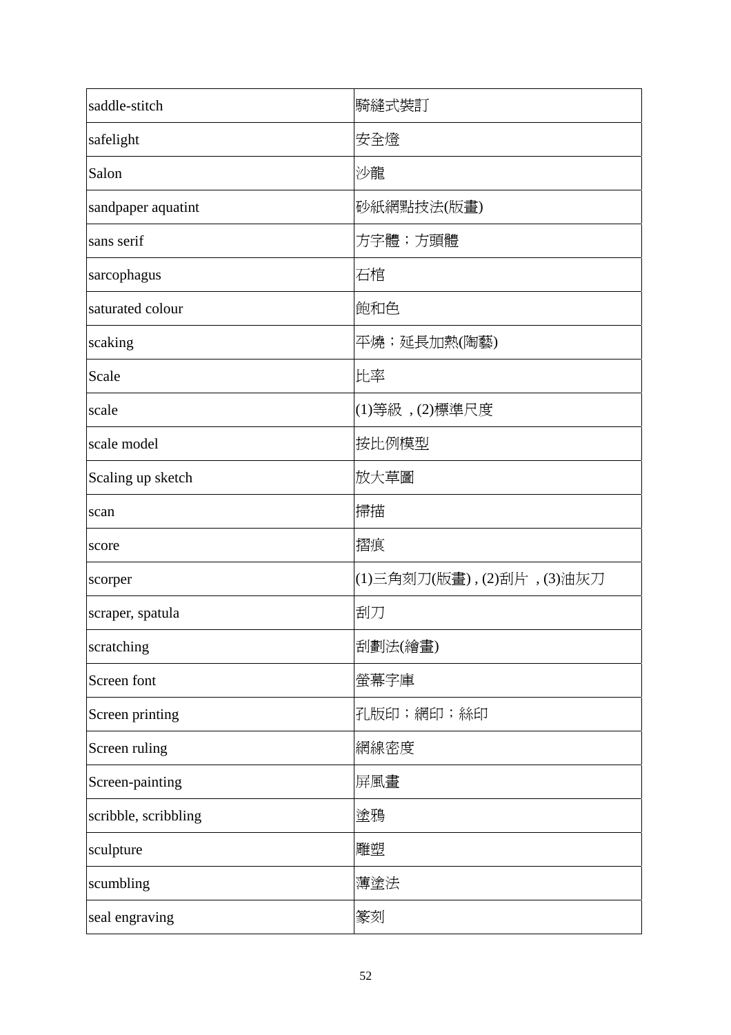| saddle-stitch | 騎縫式裝訂 |
|---|---|
| safelight | 安全燈 |
| Salon | 沙龍 |
| sandpaper aquatint | 砂紙網點技法(版畫) |
| sans serif | 方字體；方頭體 |
| sarcophagus | 石棺 |
| saturated colour | 飽和色 |
| scaking | 平燒；延長加熱(陶藝) |
| Scale | 比率 |
| scale | (1)等級 , (2)標準尺度 |
| scale model | 按比例模型 |
| Scaling up sketch | 放大草圖 |
| scan | 掃描 |
| score | 摺痕 |
| scorper | (1)三角刻刀(版畫) , (2)刮片 , (3)油灰刀 |
| scraper, spatula | 刮刀 |
| scratching | 刮劃法(繪畫) |
| Screen font | 螢幕字庫 |
| Screen printing | 孔版印；網印；絲印 |
| Screen ruling | 網線密度 |
| Screen-painting | 屏風畫 |
| scribble, scribbling | 塗鴉 |
| sculpture | 雕塑 |
| scumbling | 薄塗法 |
| seal engraving | 篆刻 |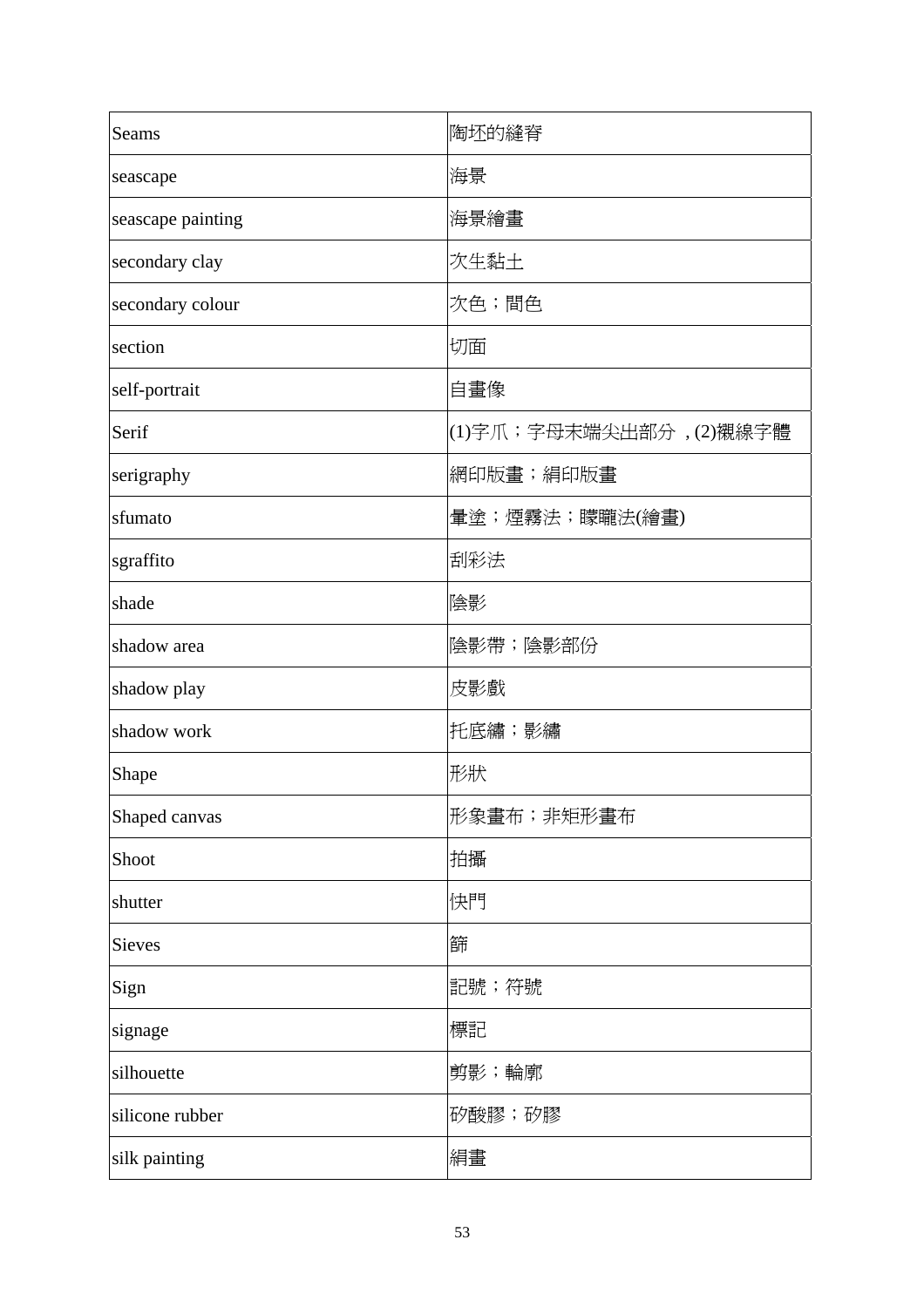| Seams | 陶坯的縫脊 |
|---|---|
| seascape | 海景 |
| seascape painting | 海景繪畫 |
| secondary clay | 次生黏土 |
| secondary colour | 次色；間色 |
| section | 切面 |
| self-portrait | 自畫像 |
| Serif | (1)字爪；字母末端尖出部分 , (2)襯線字體 |
| serigraphy | 網印版畫；絹印版畫 |
| sfumato | 暈塗；煙霧法；朦矓法(繪畫) |
| sgraffito | 刮彩法 |
| shade | 陰影 |
| shadow area | 陰影帶；陰影部份 |
| shadow play | 皮影戲 |
| shadow work | 托底繡；影繡 |
| Shape | 形狀 |
| Shaped canvas | 形象畫布；非矩形畫布 |
| Shoot | 拍攝 |
| shutter | 快門 |
| Sieves | 篩 |
| Sign | 記號；符號 |
| signage | 標記 |
| silhouette | 剪影；輪廓 |
| silicone rubber | 矽酸膠；矽膠 |
| silk painting | 絹畫 |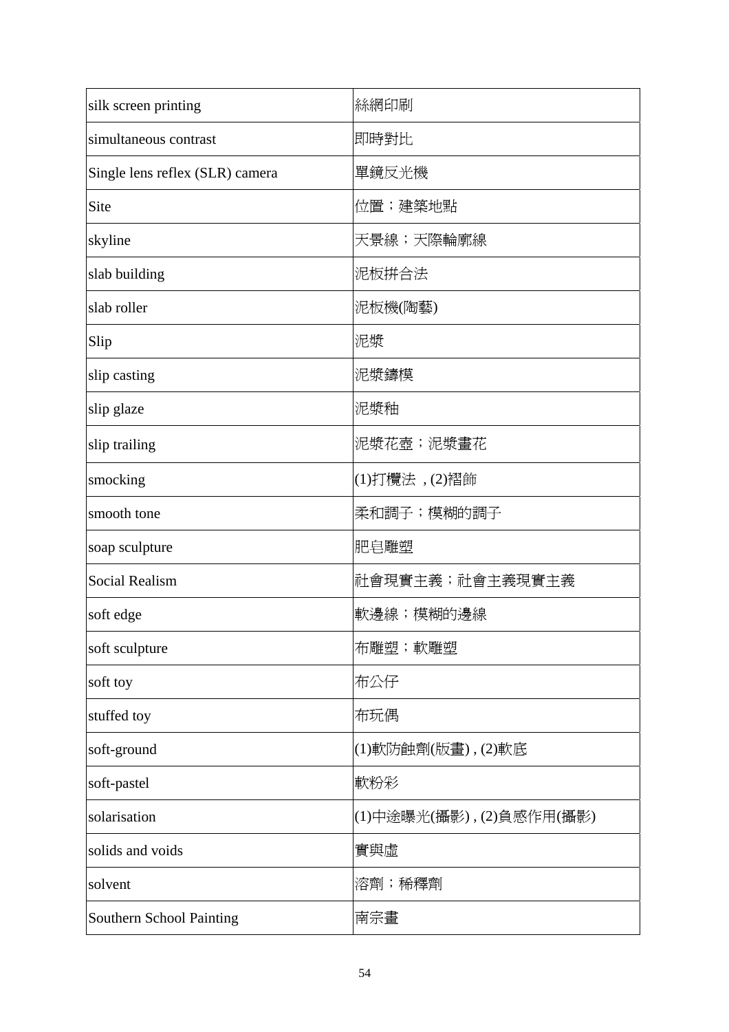| silk screen printing | 絲網印刷 |
|---|---|
| simultaneous contrast | 即時對比 |
| Single lens reflex (SLR) camera | 單鏡反光機 |
| Site | 位置；建築地點 |
| skyline | 天景線；天際輪廓線 |
| slab building | 泥板拼合法 |
| slab roller | 泥板機(陶藝) |
| Slip | 泥漿 |
| slip casting | 泥漿鑄模 |
| slip glaze | 泥漿釉 |
| slip trailing | 泥漿花壺；泥漿畫花 |
| smocking | (1)打欖法 , (2)褶飾 |
| smooth tone | 柔和調子；模糊的調子 |
| soap sculpture | 肥皂雕塑 |
| Social Realism | 社會現實主義；社會主義現實主義 |
| soft edge | 軟邊線；模糊的邊線 |
| soft sculpture | 布雕塑；軟雕塑 |
| soft toy | 布公仔 |
| stuffed toy | 布玩偶 |
| soft-ground | (1)軟防蝕劑(版畫) , (2)軟底 |
| soft-pastel | 軟粉彩 |
| solarisation | (1)中途曝光(攝影) , (2)負感作用(攝影) |
| solids and voids | 實與虛 |
| solvent | 溶劑；稀釋劑 |
| Southern School Painting | 南宗畫 |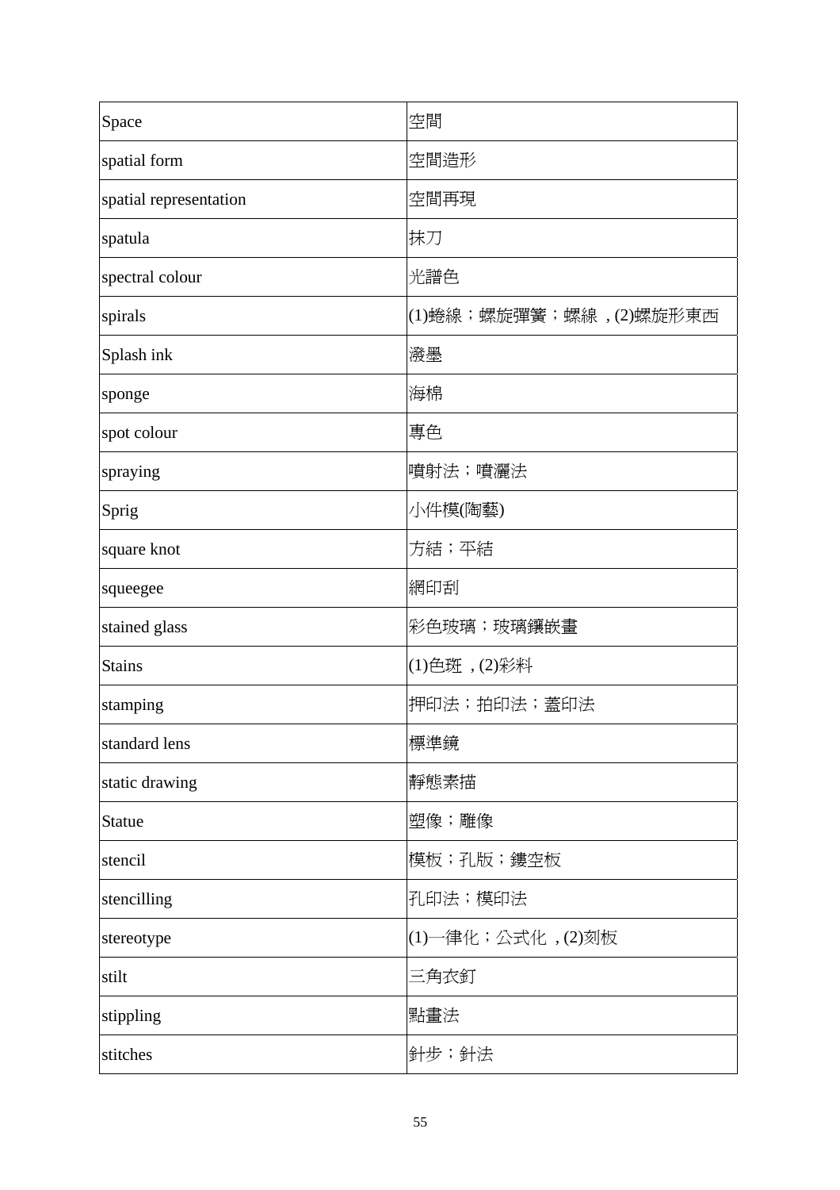| Space | 空間 |
|---|---|
| spatial form | 空間造形 |
| spatial representation | 空間再現 |
| spatula | 抹刀 |
| spectral colour | 光譜色 |
| spirals | (1)蜷線；螺旋彈簧；螺線 , (2)螺旋形東西 |
| Splash ink | 潑墨 |
| sponge | 海棉 |
| spot colour | 專色 |
| spraying | 噴射法；噴灑法 |
| Sprig | 小件模(陶藝) |
| square knot | 方結；平結 |
| squeegee | 網印刮 |
| stained glass | 彩色玻璃；玻璃鑲嵌畫 |
| Stains | (1)色斑 , (2)彩料 |
| stamping | 押印法；拍印法；蓋印法 |
| standard lens | 標準鏡 |
| static drawing | 靜態素描 |
| Statue | 塑像；雕像 |
| stencil | 模板；孔版；鏤空板 |
| stencilling | 孔印法；模印法 |
| stereotype | (1)一律化；公式化 , (2)刻板 |
| stilt | 三角衣釘 |
| stippling | 點畫法 |
| stitches | 針步；針法 |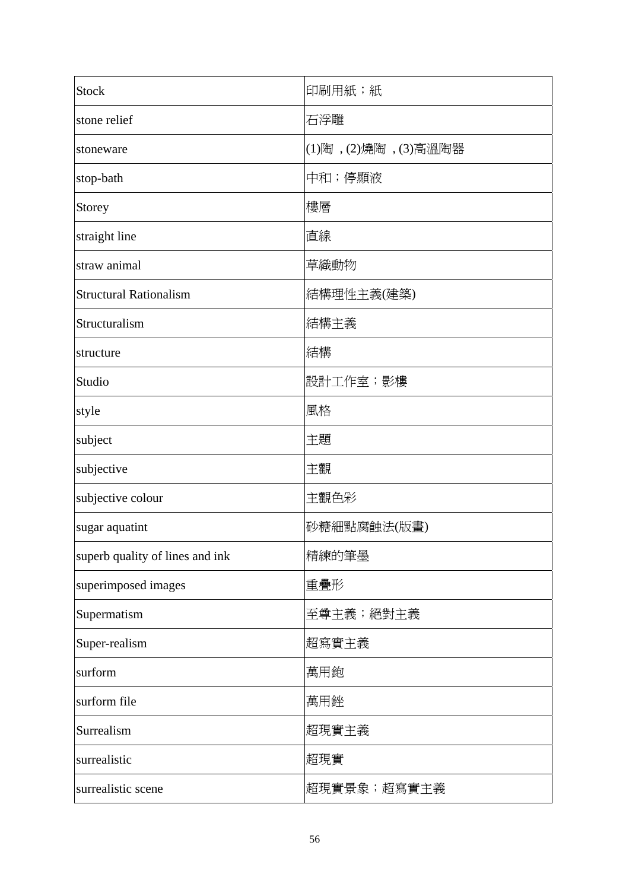| Stock | 印刷用紙；紙 |
|---|---|
| stone relief | 石浮雕 |
| stoneware | (1)陶 , (2)燒陶 , (3)高溫陶器 |
| stop-bath | 中和；停顯液 |
| Storey | 樓層 |
| straight line | 直線 |
| straw animal | 草織動物 |
| Structural Rationalism | 結構理性主義(建築) |
| Structuralism | 結構主義 |
| structure | 結構 |
| Studio | 設計工作室；影樓 |
| style | 風格 |
| subject | 主題 |
| subjective | 主觀 |
| subjective colour | 主觀色彩 |
| sugar aquatint | 砂糖細點腐蝕法(版畫) |
| superb quality of lines and ink | 精練的筆墨 |
| superimposed images | 重疊形 |
| Supermatism | 至尊主義；絕對主義 |
| Super-realism | 超寫實主義 |
| surform | 萬用鉋 |
| surform file | 萬用銼 |
| Surrealism | 超現實主義 |
| surrealistic | 超現實 |
| surrealistic scene | 超現實景象；超寫實主義 |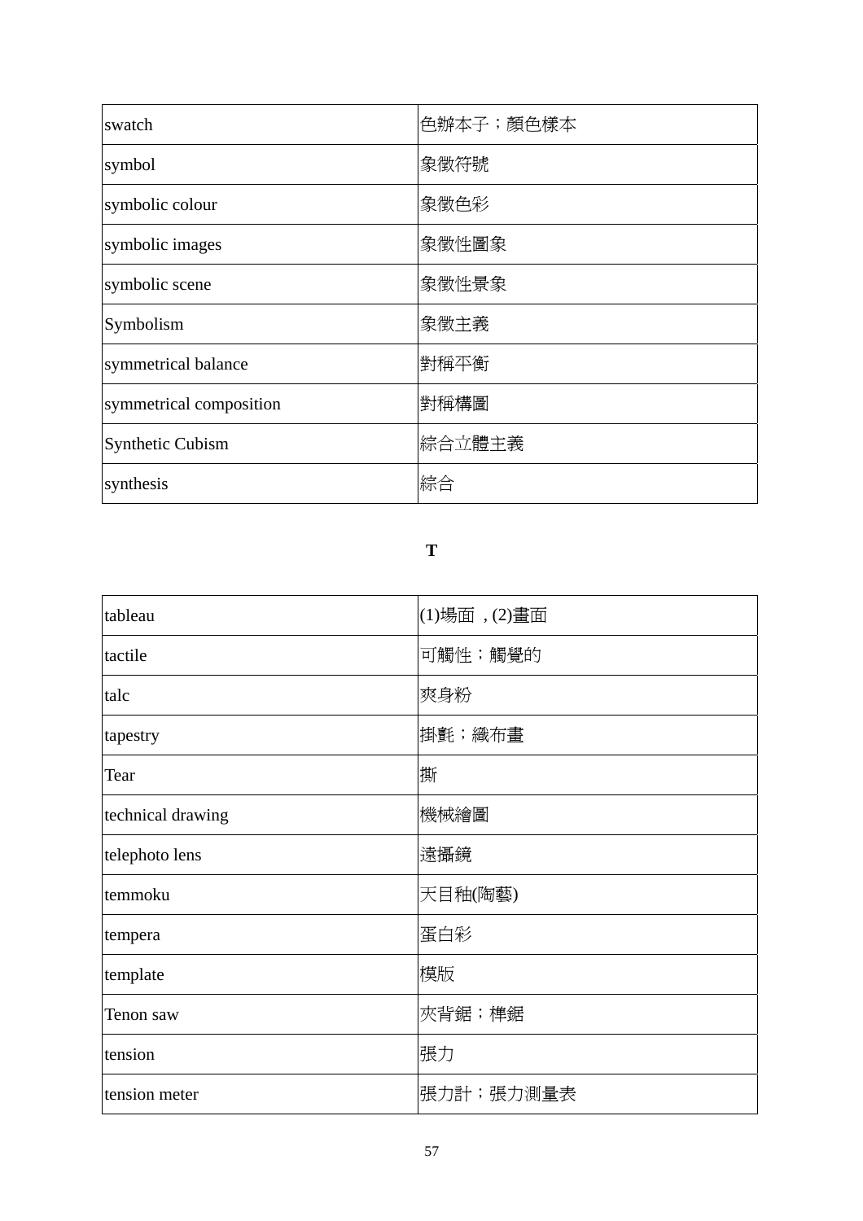| swatch | 色辨本子；顏色樣本 |
|---|---|
| symbol | 象徵符號 |
| symbolic colour | 象徵色彩 |
| symbolic images | 象徵性圖象 |
| symbolic scene | 象徵性景象 |
| Symbolism | 象徵主義 |
| symmetrical balance | 對稱平衡 |
| symmetrical composition | 對稱構圖 |
| Synthetic Cubism | 綜合立體主義 |
| synthesis | 綜合 |

**T**

| tableau | (1)場面 , (2)畫面 |
|---|---|
| tactile | 可觸性；觸覺的 |
| talc | 爽身粉 |
| tapestry | 掛氈；織布畫 |
| Tear | 撕 |
| technical drawing | 機械繪圖 |
| telephoto lens | 遠攝鏡 |
| temmoku | 天目釉(陶藝) |
| tempera | 蛋白彩 |
| template | 模版 |
| Tenon saw | 夾背鋸；榫鋸 |
| tension | 張力 |
| tension meter | 張力計；張力測量表 |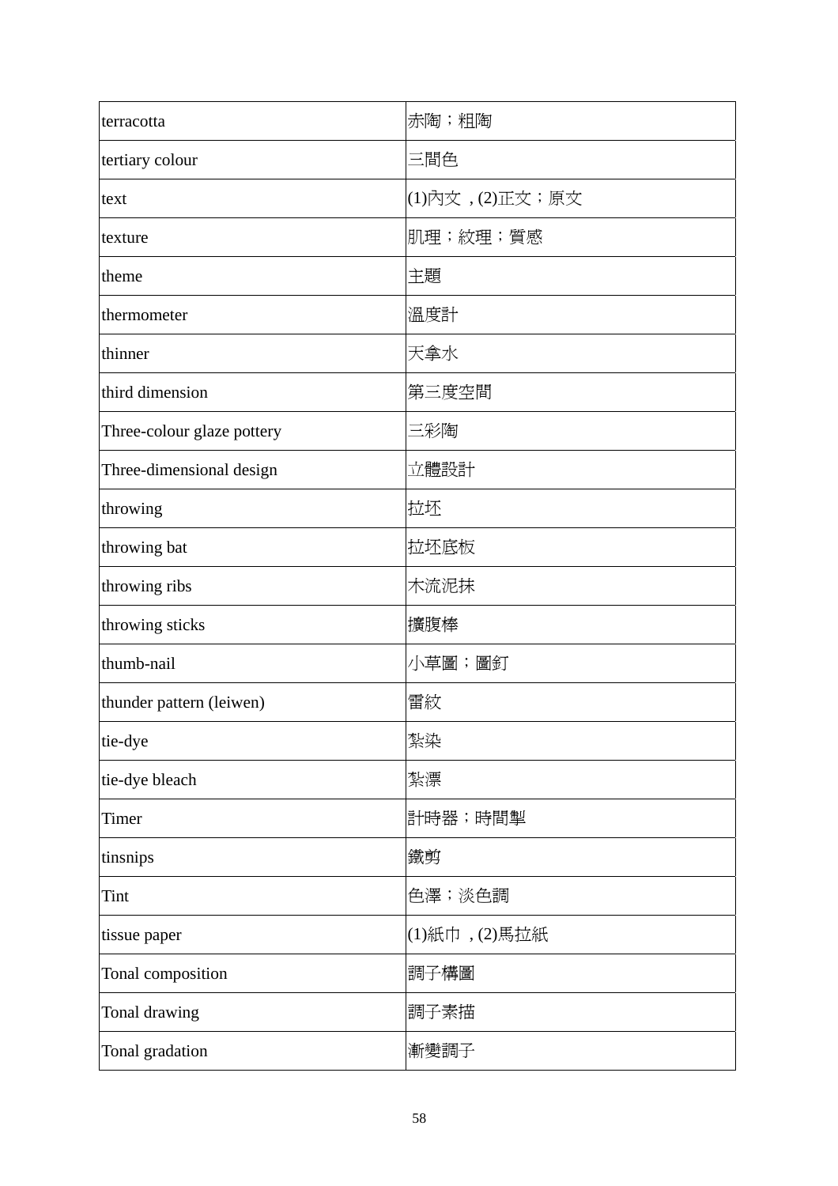| terracotta | 赤陶；粗陶 |
|---|---|
| tertiary colour | 三間色 |
| text | (1)內文 , (2)正文；原文 |
| texture | 肌理；紋理；質感 |
| theme | 主題 |
| thermometer | 溫度計 |
| thinner | 天拿水 |
| third dimension | 第三度空間 |
| Three-colour glaze pottery | 三彩陶 |
| Three-dimensional design | 立體設計 |
| throwing | 拉坯 |
| throwing bat | 拉坯底板 |
| throwing ribs | 木流泥抹 |
| throwing sticks | 擴腹棒 |
| thumb-nail | 小草圖；圖釘 |
| thunder pattern (leiwen) | 雷紋 |
| tie-dye | 紮染 |
| tie-dye bleach | 紮漂 |
| Timer | 計時器；時間掣 |
| tinsnips | 鐵剪 |
| Tint | 色澤；淡色調 |
| tissue paper | (1)紙巾 , (2)馬拉紙 |
| Tonal composition | 調子構圖 |
| Tonal drawing | 調子素描 |
| Tonal gradation | 漸變調子 |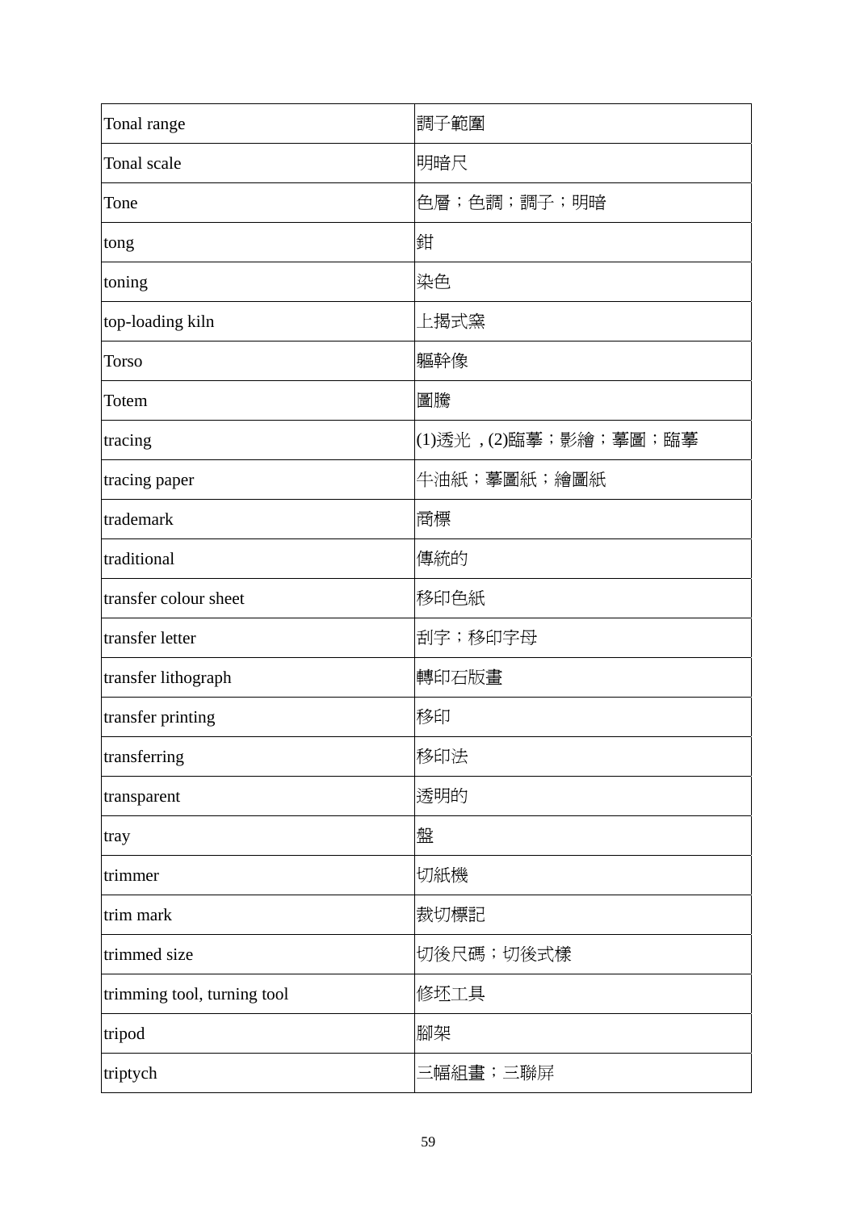| Tonal range | 調子範圍 |
|---|---|
| Tonal scale | 明暗尺 |
| Tone | 色層；色調；調子；明暗 |
| tong | 鉗 |
| toning | 染色 |
| top-loading kiln | 上揭式窯 |
| Torso | 軀幹像 |
| Totem | 圖騰 |
| tracing | (1)透光 , (2)臨摹；影繪；摹圖；臨摹 |
| tracing paper | 牛油紙；摹圖紙；繪圖紙 |
| trademark | 商標 |
| traditional | 傳統的 |
| transfer colour sheet | 移印色紙 |
| transfer letter | 刮字；移印字母 |
| transfer lithograph | 轉印石版畫 |
| transfer printing | 移印 |
| transferring | 移印法 |
| transparent | 透明的 |
| tray | 盤 |
| trimmer | 切紙機 |
| trim mark | 裁切標記 |
| trimmed size | 切後尺碼；切後式樣 |
| trimming tool, turning tool | 修坯工具 |
| tripod | 腳架 |
| triptych | 三幅組畫；三聯屏 |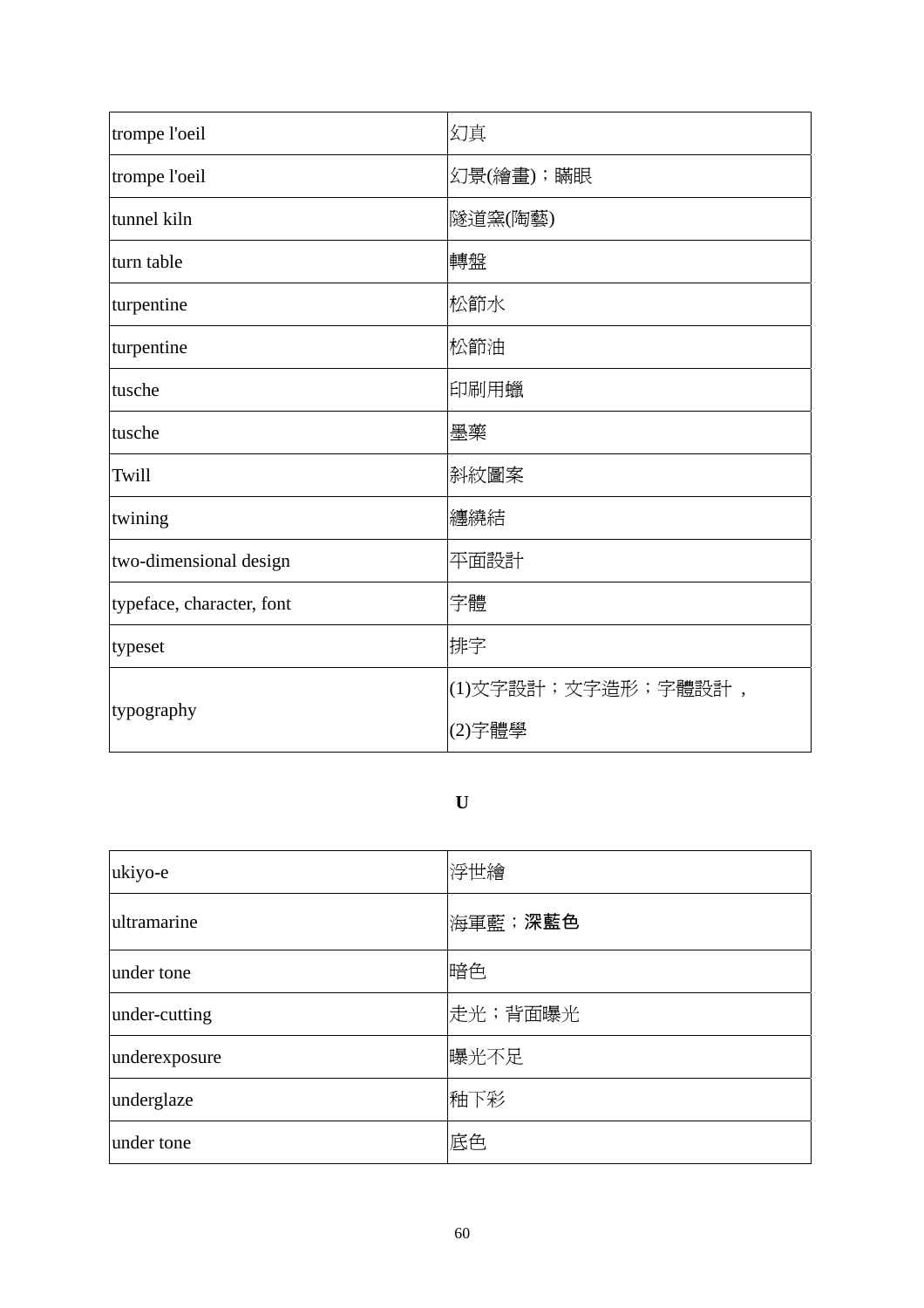| | |
|---|---|
| trompe l'oeil | 幻真 |
| trompe l'oeil | 幻景(繪畫)；瞞眼 |
| tunnel kiln | 隧道窯(陶藝) |
| turn table | 轉盤 |
| turpentine | 松節水 |
| turpentine | 松節油 |
| tusche | 印刷用蠟 |
| tusche | 墨藥 |
| Twill | 斜紋圖案 |
| twining | 纏繞結 |
| two-dimensional design | 平面設計 |
| typeface, character, font | 字體 |
| typeset | 排字 |
| typography | (1)文字設計；文字造形；字體設計，<br>(2)字體學 |

**U**

| | |
|---|---|
| ukiyo-e | 浮世繪 |
| ultramarine | 海軍藍；**深藍色** |
| under tone | 暗色 |
| under-cutting | 走光；背面曝光 |
| underexposure | 曝光不足 |
| underglaze | 釉下彩 |
| under tone | 底色 |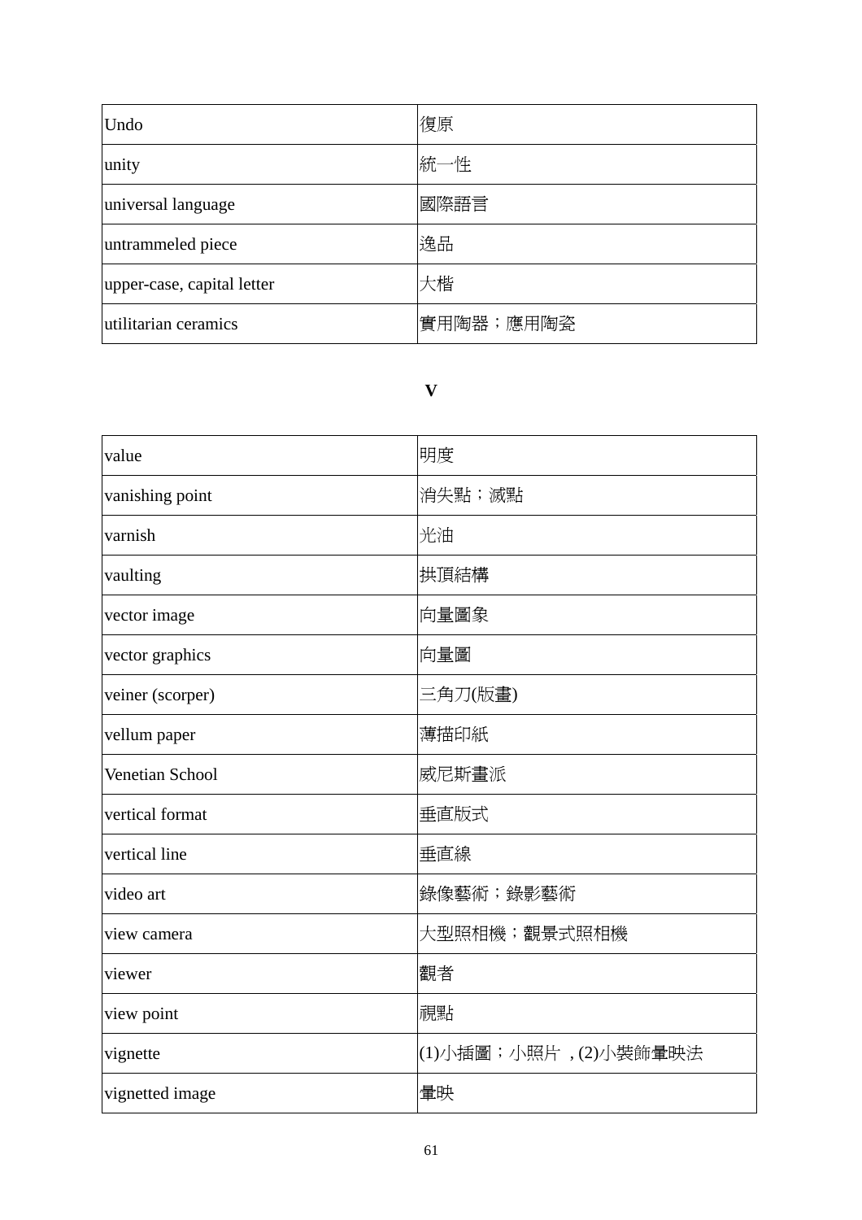| | |
|---|---|
| Undo | 復原 |
| unity | 統一性 |
| universal language | 國際語言 |
| untrammeled piece | 逸品 |
| upper-case, capital letter | 大楷 |
| utilitarian ceramics | 實用陶器；應用陶瓷 |

**V**

| | |
|---|---|
| value | 明度 |
| vanishing point | 消失點；滅點 |
| varnish | 光油 |
| vaulting | 拱頂結構 |
| vector image | 向量圖象 |
| vector graphics | 向量圖 |
| veiner (scorper) | 三角刀(版畫) |
| vellum paper | 薄描印紙 |
| Venetian School | 威尼斯畫派 |
| vertical format | 垂直版式 |
| vertical line | 垂直線 |
| video art | 錄像藝術；錄影藝術 |
| view camera | 大型照相機；觀景式照相機 |
| viewer | 觀者 |
| view point | 視點 |
| vignette | (1)小插圖；小照片 , (2)小裝飾暈映法 |
| vignetted image | 暈映 |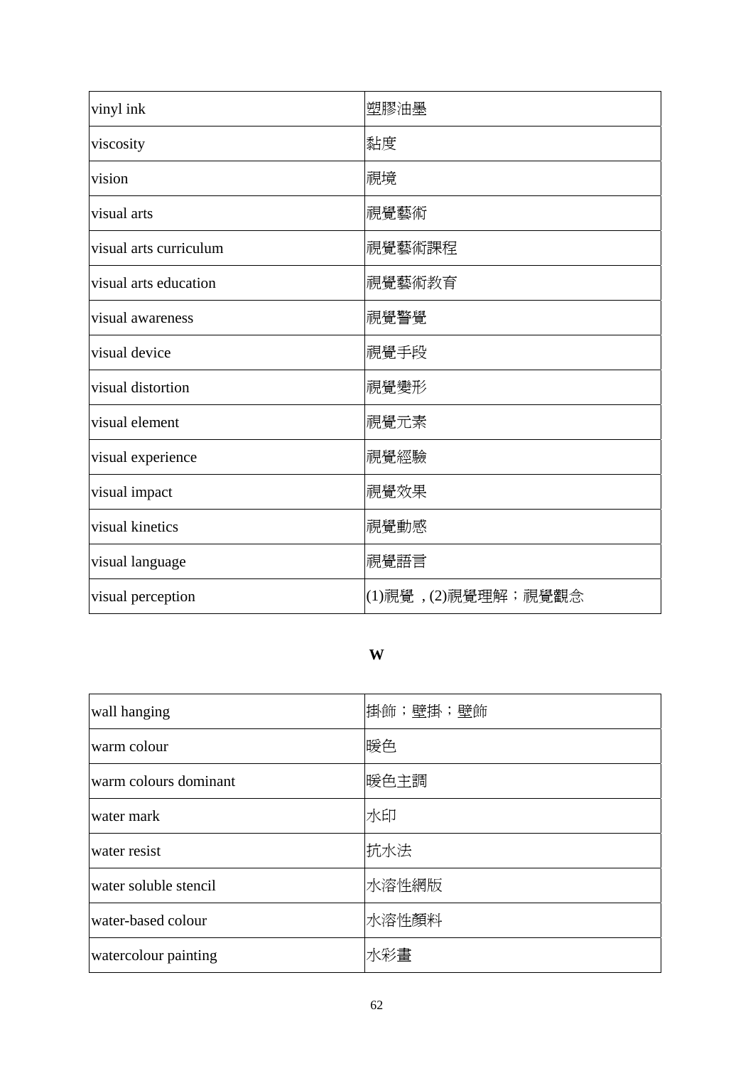| vinyl ink | 塑膠油墨 |
|---|---|
| viscosity | 黏度 |
| vision | 視境 |
| visual arts | 視覺藝術 |
| visual arts curriculum | 視覺藝術課程 |
| visual arts education | 視覺藝術教育 |
| visual awareness | 視覺警覺 |
| visual device | 視覺手段 |
| visual distortion | 視覺變形 |
| visual element | 視覺元素 |
| visual experience | 視覺經驗 |
| visual impact | 視覺效果 |
| visual kinetics | 視覺動感 |
| visual language | 視覺語言 |
| visual perception | (1)視覺，(2)視覺理解；視覺觀念 |

**W**

| wall hanging | 掛飾；壁掛；壁飾 |
|---|---|
| warm colour | 暖色 |
| warm colours dominant | 暖色主調 |
| water mark | 水印 |
| water resist | 抗水法 |
| water soluble stencil | 水溶性網版 |
| water-based colour | 水溶性顏料 |
| watercolour painting | 水彩畫 |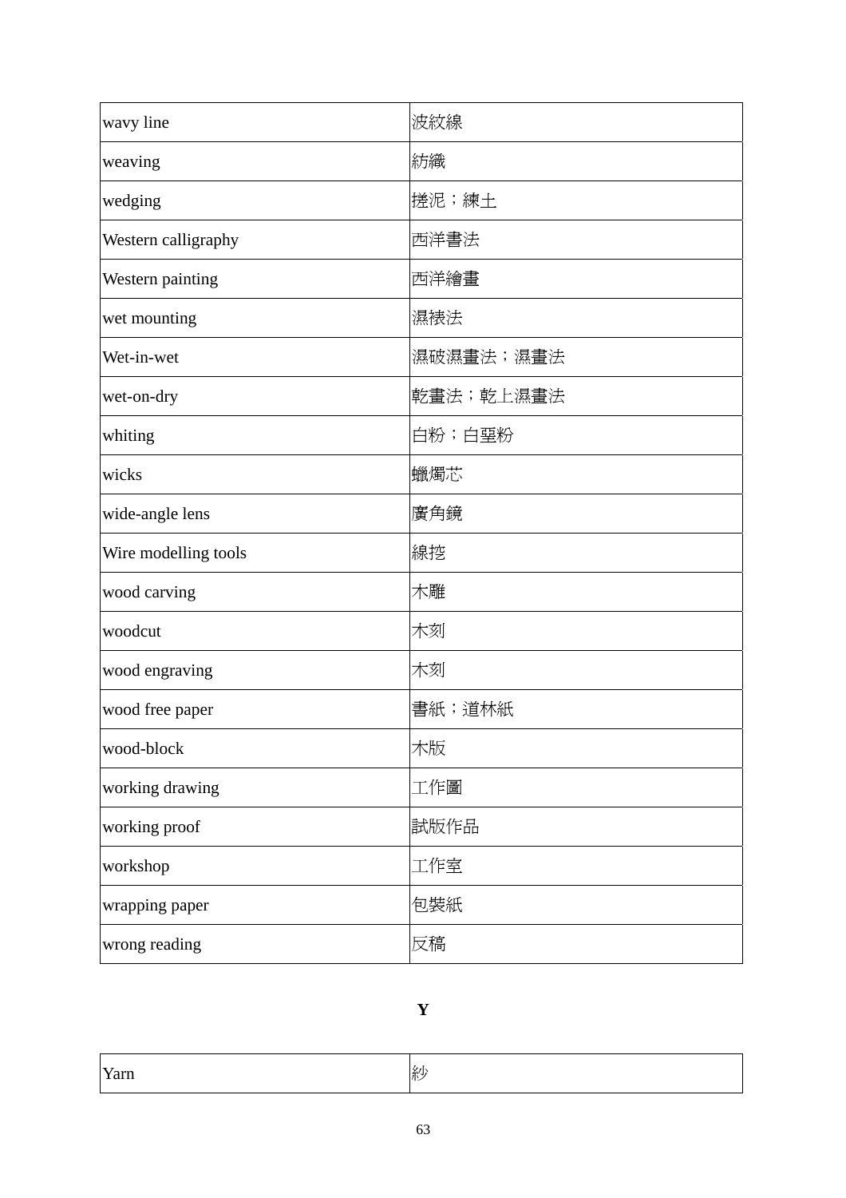| wavy line | 波紋線 |
|---|---|
| weaving | 紡織 |
| wedging | 搓泥；練土 |
| Western calligraphy | 西洋書法 |
| Western painting | 西洋繪畫 |
| wet mounting | 濕裱法 |
| Wet-in-wet | 濕破濕畫法；濕畫法 |
| wet-on-dry | 乾畫法；乾上濕畫法 |
| whiting | 白粉；白堊粉 |
| wicks | 蠟燭芯 |
| wide-angle lens | 廣角鏡 |
| Wire modelling tools | 線挖 |
| wood carving | 木雕 |
| woodcut | 木刻 |
| wood engraving | 木刻 |
| wood free paper | 書紙；道林紙 |
| wood-block | 木版 |
| working drawing | 工作圖 |
| working proof | 試版作品 |
| workshop | 工作室 |
| wrapping paper | 包裝紙 |
| wrong reading | 反稿 |

**Y**

| Yarn | 紗 |
|---|---|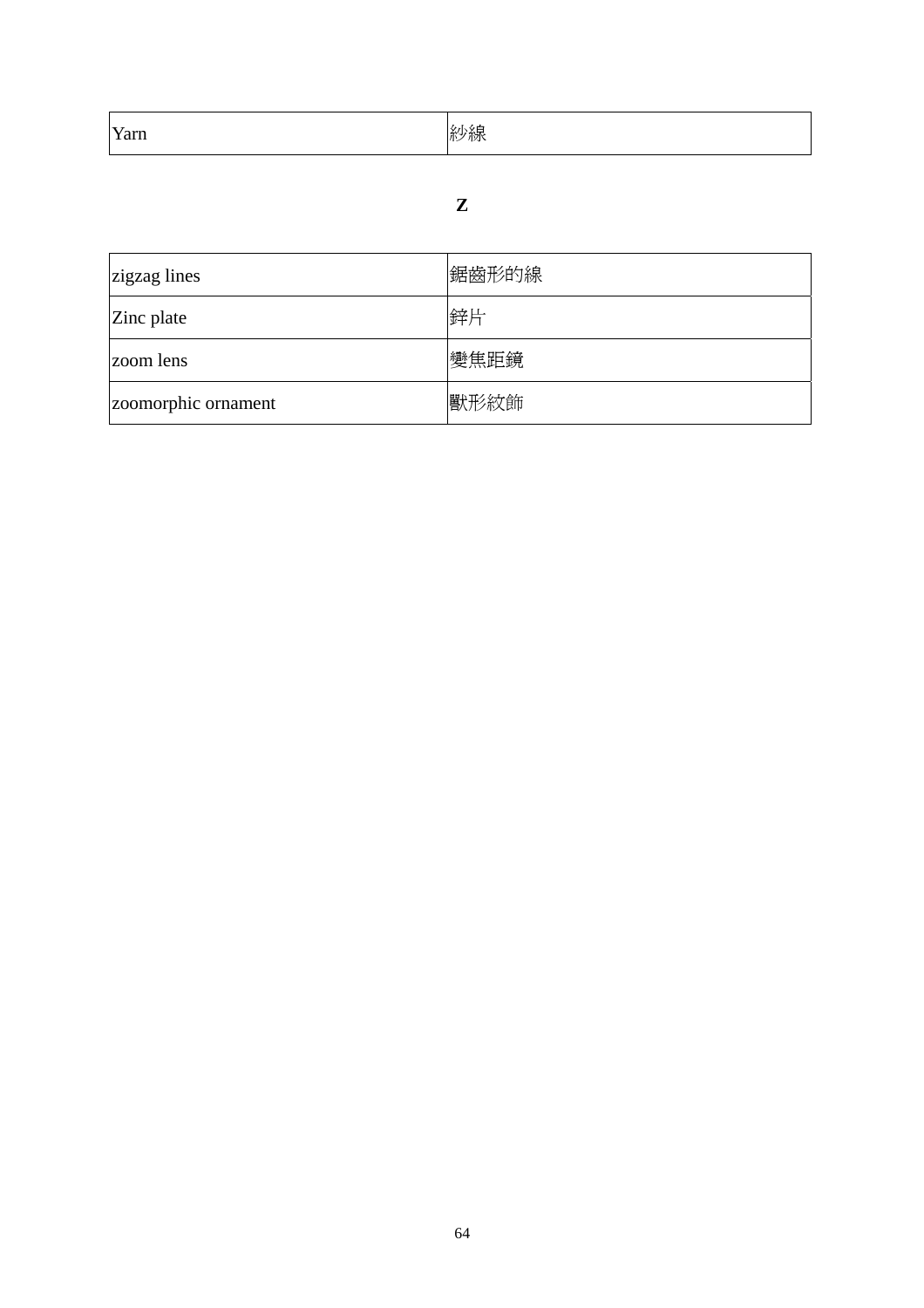| | |
|---|---|
| Yarn | 紗線 |

## Z

| | |
|---|---|
| zigzag lines | 鋸齒形的線 |
| Zinc plate | 鋅片 |
| zoom lens | 變焦距鏡 |
| zoomorphic ornament | 獸形紋飾 |